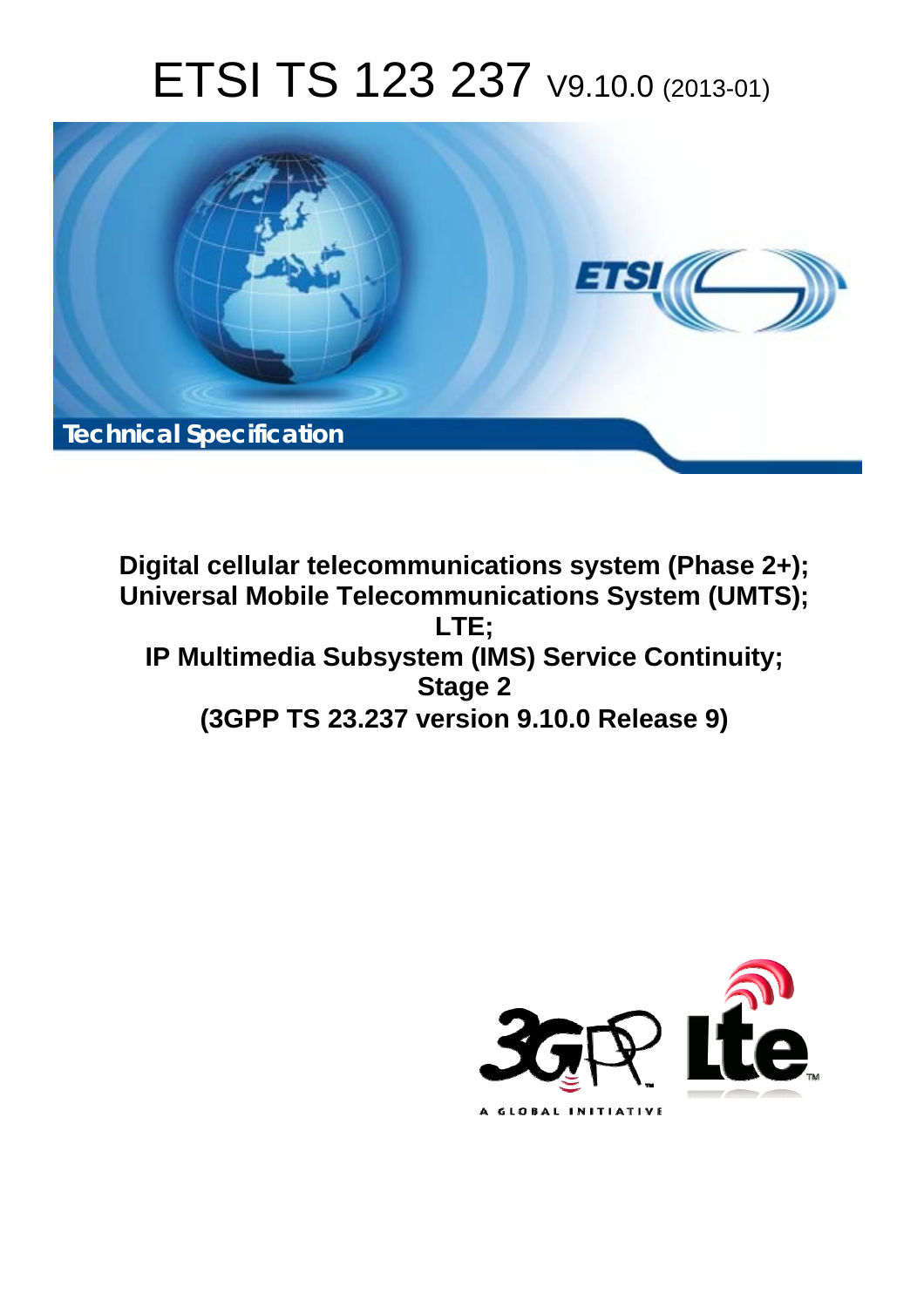# ETSI TS 123 237 V9.10.0 (2013-01)

Technical Specification

**Digital cellular telecommunications system (Phase 2+); Universal Mobile Telecommunications System (UMTS); LTE; IP Multimedia Subsystem (IMS) Service Continuity; Stage 2 (3GPP TS 23.237 version 9.10.0 Release 9)**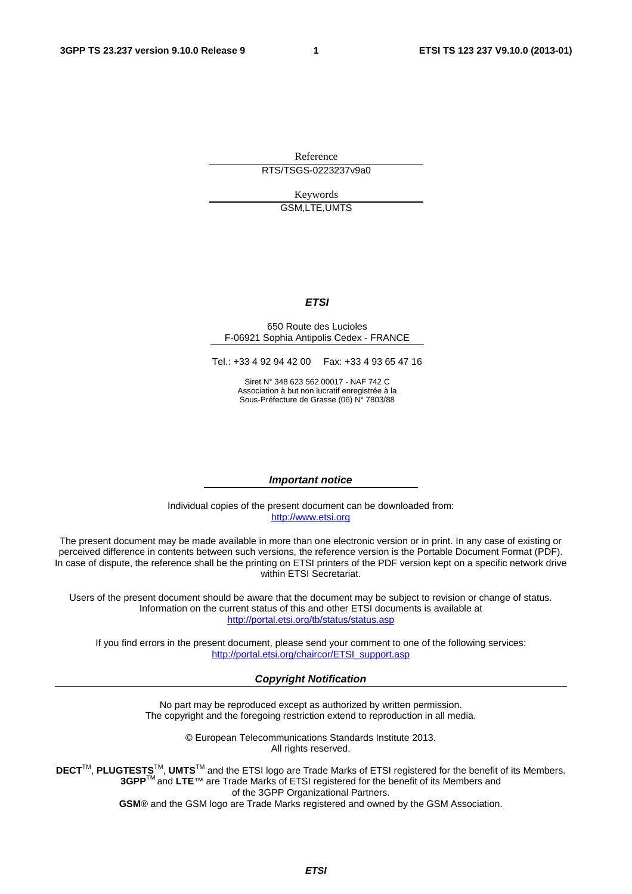Reference

RTS/TSGS-0223237v9a0

Keywords

GSM,LTE,UMTS

***ETSI***

650 Route des Lucioles
F-06921 Sophia Antipolis Cedex - FRANCE

Tel.: +33 4 92 94 42 00 Fax: +33 4 93 65 47 16

Siret N° 348 623 562 00017 - NAF 742 C
Association à but non lucratif enregistrée à la
Sous-Préfecture de Grasse (06) N° 7803/88

***Important notice***

Individual copies of the present document can be downloaded from:
http://www.etsi.org

The present document may be made available in more than one electronic version or in print. In any case of existing or perceived difference in contents between such versions, the reference version is the Portable Document Format (PDF). In case of dispute, the reference shall be the printing on ETSI printers of the PDF version kept on a specific network drive within ETSI Secretariat.

Users of the present document should be aware that the document may be subject to revision or change of status. Information on the current status of this and other ETSI documents is available at
http://portal.etsi.org/tb/status/status.asp

If you find errors in the present document, please send your comment to one of the following services:
http://portal.etsi.org/chaircor/ETSI_support.asp

***Copyright Notification***

No part may be reproduced except as authorized by written permission.
The copyright and the foregoing restriction extend to reproduction in all media.

© European Telecommunications Standards Institute 2013.
All rights reserved.

**DECT**™, **PLUGTESTS**™, **UMTS**™ and the ETSI logo are Trade Marks of ETSI registered for the benefit of its Members.
**3GPP**™ and **LTE**™ are Trade Marks of ETSI registered for the benefit of its Members and of the 3GPP Organizational Partners.
**GSM**® and the GSM logo are Trade Marks registered and owned by the GSM Association.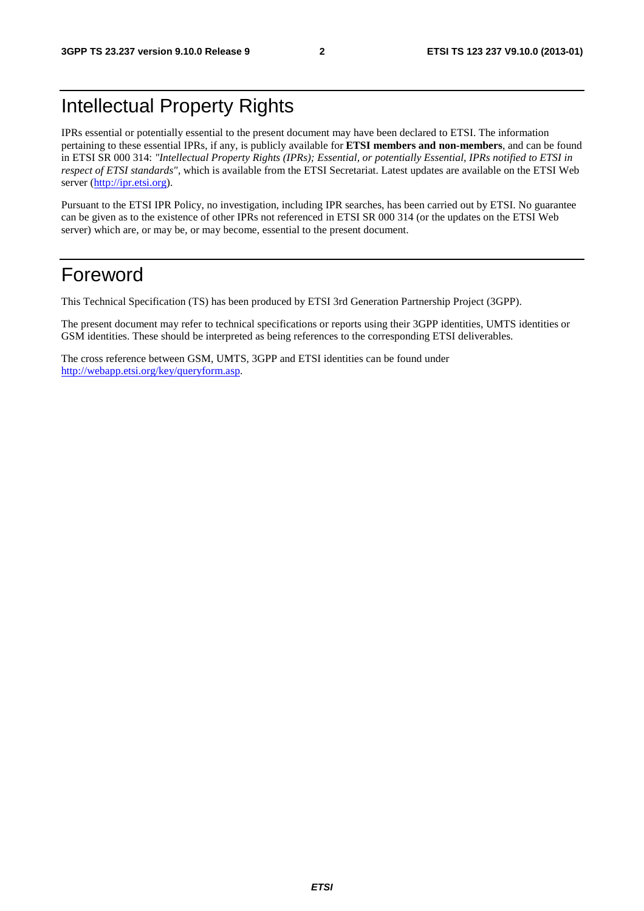# Intellectual Property Rights

IPRs essential or potentially essential to the present document may have been declared to ETSI. The information pertaining to these essential IPRs, if any, is publicly available for **ETSI members and non-members**, and can be found in ETSI SR 000 314: *"Intellectual Property Rights (IPRs); Essential, or potentially Essential, IPRs notified to ETSI in respect of ETSI standards"*, which is available from the ETSI Secretariat. Latest updates are available on the ETSI Web server (http://ipr.etsi.org).

Pursuant to the ETSI IPR Policy, no investigation, including IPR searches, has been carried out by ETSI. No guarantee can be given as to the existence of other IPRs not referenced in ETSI SR 000 314 (or the updates on the ETSI Web server) which are, or may be, or may become, essential to the present document.

# Foreword

This Technical Specification (TS) has been produced by ETSI 3rd Generation Partnership Project (3GPP).

The present document may refer to technical specifications or reports using their 3GPP identities, UMTS identities or GSM identities. These should be interpreted as being references to the corresponding ETSI deliverables.

The cross reference between GSM, UMTS, 3GPP and ETSI identities can be found under http://webapp.etsi.org/key/queryform.asp.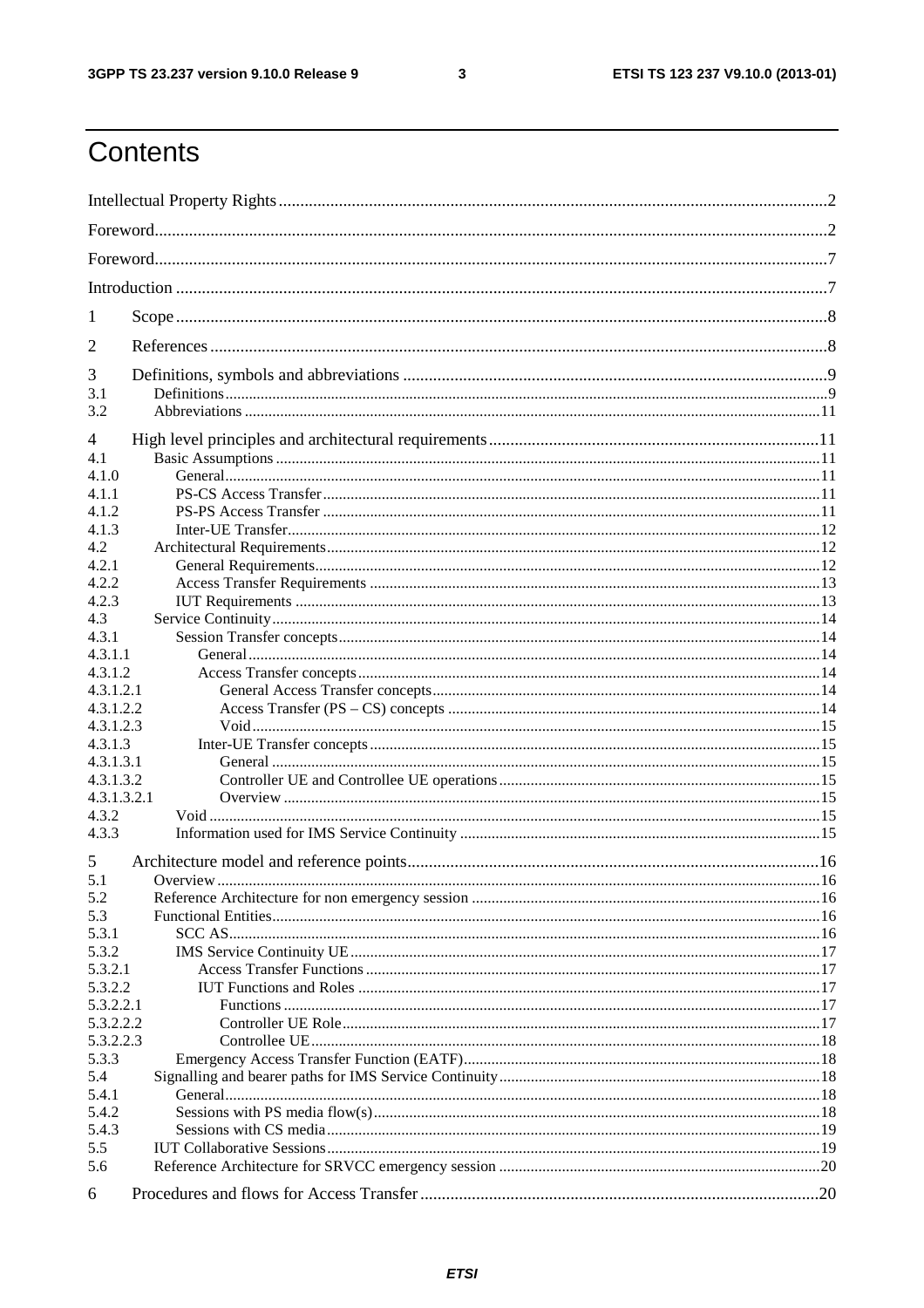# Contents

Intellectual Property Rights ..... 2
Foreword ..... 2
Foreword ..... 7
Introduction ..... 7
1 Scope ..... 8
2 References ..... 8
3 Definitions, symbols and abbreviations ..... 9
3.1 Definitions ..... 9
3.2 Abbreviations ..... 11
4 High level principles and architectural requirements ..... 11
4.1 Basic Assumptions ..... 11
4.1.0 General ..... 11
4.1.1 PS-CS Access Transfer ..... 11
4.1.2 PS-PS Access Transfer ..... 11
4.1.3 Inter-UE Transfer ..... 12
4.2 Architectural Requirements ..... 12
4.2.1 General Requirements ..... 12
4.2.2 Access Transfer Requirements ..... 13
4.2.3 IUT Requirements ..... 13
4.3 Service Continuity ..... 14
4.3.1 Session Transfer concepts ..... 14
4.3.1.1 General ..... 14
4.3.1.2 Access Transfer concepts ..... 14
4.3.1.2.1 General Access Transfer concepts ..... 14
4.3.1.2.2 Access Transfer (PS – CS) concepts ..... 14
4.3.1.2.3 Void ..... 15
4.3.1.3 Inter-UE Transfer concepts ..... 15
4.3.1.3.1 General ..... 15
4.3.1.3.2 Controller UE and Controllee UE operations ..... 15
4.3.1.3.2.1 Overview ..... 15
4.3.2 Void ..... 15
4.3.3 Information used for IMS Service Continuity ..... 15
5 Architecture model and reference points ..... 16
5.1 Overview ..... 16
5.2 Reference Architecture for non emergency session ..... 16
5.3 Functional Entities ..... 16
5.3.1 SCC AS ..... 16
5.3.2 IMS Service Continuity UE ..... 17
5.3.2.1 Access Transfer Functions ..... 17
5.3.2.2 IUT Functions and Roles ..... 17
5.3.2.2.1 Functions ..... 17
5.3.2.2.2 Controller UE Role ..... 17
5.3.2.2.3 Controllee UE ..... 18
5.3.3 Emergency Access Transfer Function (EATF) ..... 18
5.4 Signalling and bearer paths for IMS Service Continuity ..... 18
5.4.1 General ..... 18
5.4.2 Sessions with PS media flow(s) ..... 18
5.4.3 Sessions with CS media ..... 19
5.5 IUT Collaborative Sessions ..... 19
5.6 Reference Architecture for SRVCC emergency session ..... 20
6 Procedures and flows for Access Transfer ..... 20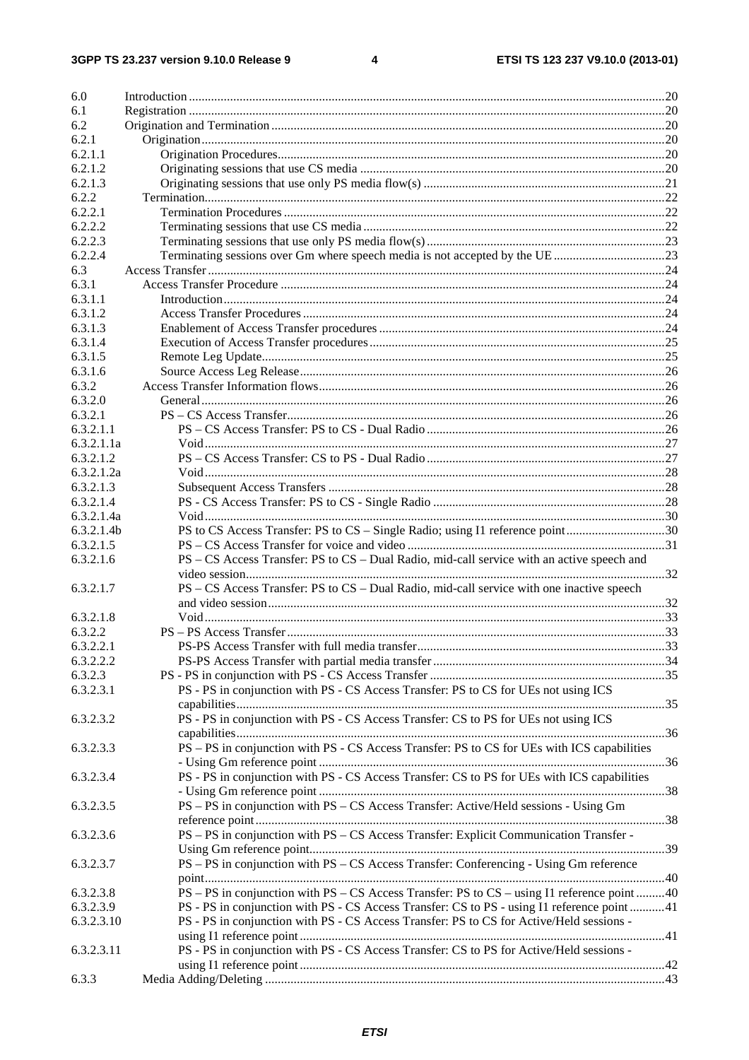6.0 Introduction .....20
6.1 Registration .....20
6.2 Origination and Termination .....20
6.2.1 Origination .....20
6.2.1.1 Origination Procedures .....20
6.2.1.2 Originating sessions that use CS media .....20
6.2.1.3 Originating sessions that use only PS media flow(s) .....21
6.2.2 Termination .....22
6.2.2.1 Termination Procedures .....22
6.2.2.2 Terminating sessions that use CS media .....22
6.2.2.3 Terminating sessions that use only PS media flow(s) .....23
6.2.2.4 Terminating sessions over Gm where speech media is not accepted by the UE .....23
6.3 Access Transfer .....24
6.3.1 Access Transfer Procedure .....24
6.3.1.1 Introduction .....24
6.3.1.2 Access Transfer Procedures .....24
6.3.1.3 Enablement of Access Transfer procedures .....24
6.3.1.4 Execution of Access Transfer procedures .....25
6.3.1.5 Remote Leg Update .....25
6.3.1.6 Source Access Leg Release .....26
6.3.2 Access Transfer Information flows .....26
6.3.2.0 General .....26
6.3.2.1 PS – CS Access Transfer .....26
6.3.2.1.1 PS – CS Access Transfer: PS to CS - Dual Radio .....26
6.3.2.1.1a Void .....27
6.3.2.1.2 PS – CS Access Transfer: CS to PS - Dual Radio .....27
6.3.2.1.2a Void .....28
6.3.2.1.3 Subsequent Access Transfers .....28
6.3.2.1.4 PS - CS Access Transfer: PS to CS - Single Radio .....28
6.3.2.1.4a Void .....30
6.3.2.1.4b PS to CS Access Transfer: PS to CS – Single Radio; using I1 reference point .....30
6.3.2.1.5 PS – CS Access Transfer for voice and video .....31
6.3.2.1.6 PS – CS Access Transfer: PS to CS – Dual Radio, mid-call service with an active speech and video session .....32
6.3.2.1.7 PS – CS Access Transfer: PS to CS – Dual Radio, mid-call service with one inactive speech and video session .....32
6.3.2.1.8 Void .....33
6.3.2.2 PS – PS Access Transfer .....33
6.3.2.2.1 PS-PS Access Transfer with full media transfer .....33
6.3.2.2.2 PS-PS Access Transfer with partial media transfer .....34
6.3.2.3 PS - PS in conjunction with PS - CS Access Transfer .....35
6.3.2.3.1 PS - PS in conjunction with PS - CS Access Transfer: PS to CS for UEs not using ICS capabilities .....35
6.3.2.3.2 PS - PS in conjunction with PS - CS Access Transfer: CS to PS for UEs not using ICS capabilities .....36
6.3.2.3.3 PS – PS in conjunction with PS - CS Access Transfer: PS to CS for UEs with ICS capabilities - Using Gm reference point .....36
6.3.2.3.4 PS - PS in conjunction with PS - CS Access Transfer: CS to PS for UEs with ICS capabilities - Using Gm reference point .....38
6.3.2.3.5 PS – PS in conjunction with PS – CS Access Transfer: Active/Held sessions - Using Gm reference point .....38
6.3.2.3.6 PS – PS in conjunction with PS – CS Access Transfer: Explicit Communication Transfer - Using Gm reference point .....39
6.3.2.3.7 PS – PS in conjunction with PS – CS Access Transfer: Conferencing - Using Gm reference point .....40
6.3.2.3.8 PS – PS in conjunction with PS – CS Access Transfer: PS to CS – using I1 reference point .....40
6.3.2.3.9 PS - PS in conjunction with PS - CS Access Transfer: CS to PS - using I1 reference point .....41
6.3.2.3.10 PS - PS in conjunction with PS - CS Access Transfer: PS to CS for Active/Held sessions - using I1 reference point .....41
6.3.2.3.11 PS - PS in conjunction with PS - CS Access Transfer: CS to PS for Active/Held sessions - using I1 reference point .....42
6.3.3 Media Adding/Deleting .....43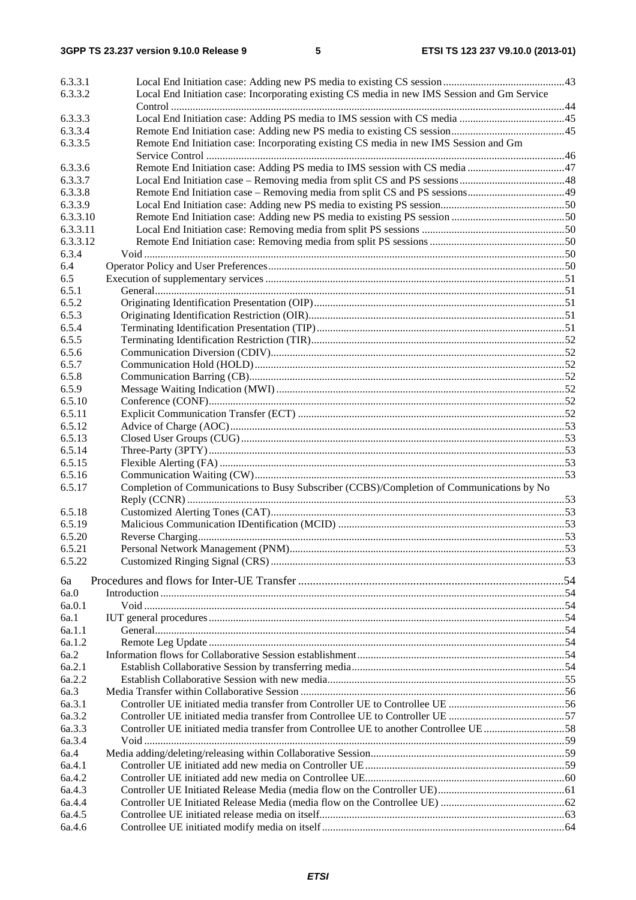6.3.3.1 Local End Initiation case: Adding new PS media to existing CS session ............................................ 43
6.3.3.2 Local End Initiation case: Incorporating existing CS media in new IMS Session and Gm Service Control ................................................................................................................................. 44
6.3.3.3 Local End Initiation case: Adding PS media to IMS session with CS media ....................................... 45
6.3.3.4 Remote End Initiation case: Adding new PS media to existing CS session .......................................... 45
6.3.3.5 Remote End Initiation case: Incorporating existing CS media in new IMS Session and Gm Service Control ................................................................................................................................. 46
6.3.3.6 Remote End Initiation case: Adding PS media to IMS session with CS media .................................... 47
6.3.3.7 Local End Initiation case – Removing media from split CS and PS sessions ....................................... 48
6.3.3.8 Remote End Initiation case – Removing media from split CS and PS sessions .................................... 49
6.3.3.9 Local End Initiation case: Adding new PS media to existing PS session.............................................. 50
6.3.3.10 Remote End Initiation case: Adding new PS media to existing PS session .......................................... 50
6.3.3.11 Local End Initiation case: Removing media from split PS sessions ..................................................... 50
6.3.3.12 Remote End Initiation case: Removing media from split PS sessions ................................................. 50
6.3.4 Void ........................................................................................................................................................ 50
6.4 Operator Policy and User Preferences ............................................................................................................ 50
6.5 Execution of supplementary services ............................................................................................................. 51
6.5.1 General..................................................................................................................................................... 51
6.5.2 Originating Identification Presentation (OIP) ........................................................................................... 51
6.5.3 Originating Identification Restriction (OIR) ............................................................................................. 51
6.5.4 Terminating Identification Presentation (TIP) .......................................................................................... 51
6.5.5 Terminating Identification Restriction (TIR) ............................................................................................ 52
6.5.6 Communication Diversion (CDIV) ........................................................................................................... 52
6.5.7 Communication Hold (HOLD) ................................................................................................................. 52
6.5.8 Communication Barring (CB) ................................................................................................................... 52
6.5.9 Message Waiting Indication (MWI) .......................................................................................................... 52
6.5.10 Conference (CONF) .................................................................................................................................. 52
6.5.11 Explicit Communication Transfer (ECT) .................................................................................................. 52
6.5.12 Advice of Charge (AOC) ........................................................................................................................... 53
6.5.13 Closed User Groups (CUG) ...................................................................................................................... 53
6.5.14 Three-Party (3PTY) .................................................................................................................................. 53
6.5.15 Flexible Alerting (FA) .............................................................................................................................. 53
6.5.16 Communication Waiting (CW) .................................................................................................................. 53
6.5.17 Completion of Communications to Busy Subscriber (CCBS)/Completion of Communications by No Reply (CCNR) ........................................................................................................................................... 53
6.5.18 Customized Alerting Tones (CAT) ............................................................................................................ 53
6.5.19 Malicious Communication IDentification (MCID) ................................................................................... 53
6.5.20 Reverse Charging ....................................................................................................................................... 53
6.5.21 Personal Network Management (PNM) ..................................................................................................... 53
6.5.22 Customized Ringing Signal (CRS) ............................................................................................................ 53

6a Procedures and flows for Inter-UE Transfer ......................................................................................... 54
6a.0 Introduction .................................................................................................................................................... 54
6a.0.1 Void .......................................................................................................................................................... 54
6a.1 IUT general procedures .................................................................................................................................. 54
6a.1.1 General ...................................................................................................................................................... 54
6a.1.2 Remote Leg Update ................................................................................................................................... 54
6a.2 Information flows for Collaborative Session establishment ............................................................................ 54
6a.2.1 Establish Collaborative Session by transferring media .............................................................................. 54
6a.2.2 Establish Collaborative Session with new media ....................................................................................... 55
6a.3 Media Transfer within Collaborative Session ................................................................................................. 56
6a.3.1 Controller UE initiated media transfer from Controller UE to Controllee UE .......................................... 56
6a.3.2 Controller UE initiated media transfer from Controllee UE to Controller UE .......................................... 57
6a.3.3 Controller UE initiated media transfer from Controllee UE to another Controllee UE .............................. 58
6a.3.4 Void .......................................................................................................................................................... 59
6a.4 Media adding/deleting/releasing within Collaborative Session ....................................................................... 59
6a.4.1 Controller UE initiated add new media on Controller UE .......................................................................... 59
6a.4.2 Controller UE initiated add new media on Controllee UE .......................................................................... 60
6a.4.3 Controller UE Initiated Release Media (media flow on the Controller UE) .............................................. 61
6a.4.4 Controller UE Initiated Release Media (media flow on the Controllee UE) ............................................. 62
6a.4.5 Controllee UE initiated release media on itself ......................................................................................... 63
6a.4.6 Controllee UE initiated modify media on itself ......................................................................................... 64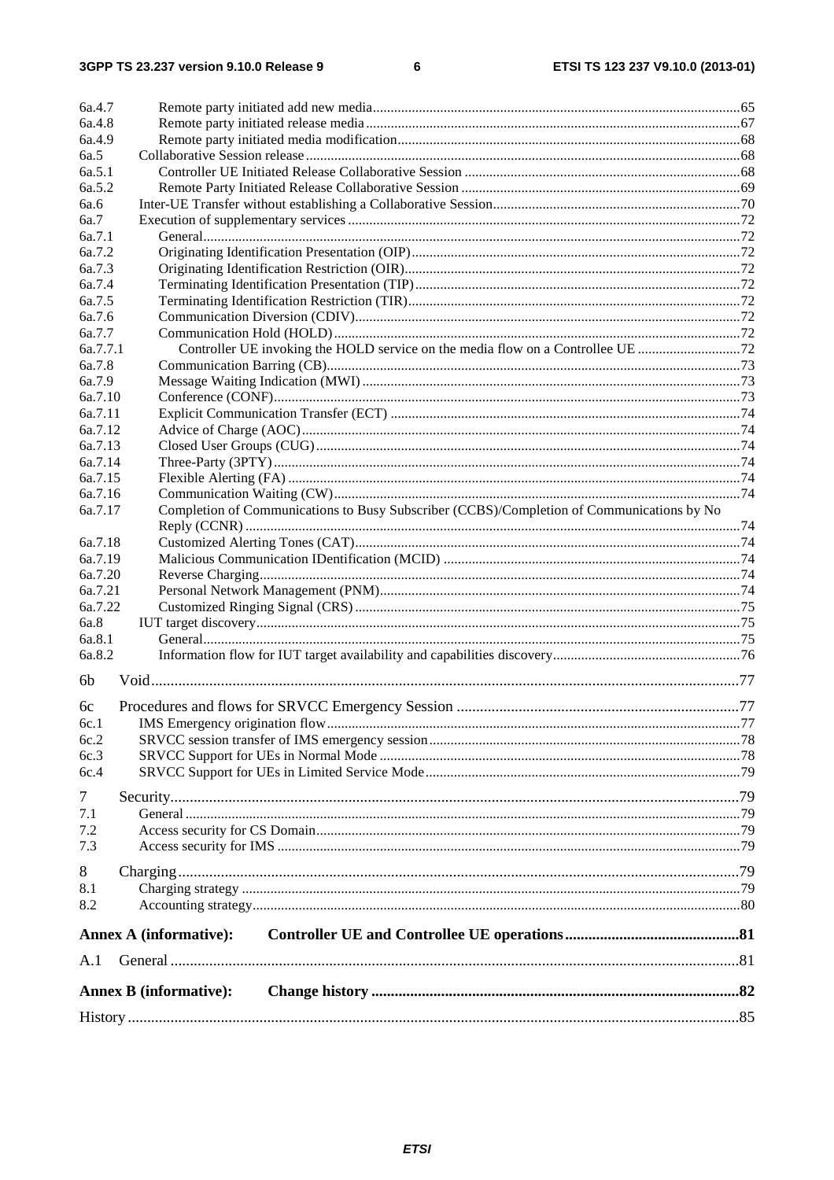6a.4.7 Remote party initiated add new media ....................................................................................................... 65
6a.4.8 Remote party initiated release media ......................................................................................................... 67
6a.4.9 Remote party initiated media modification ................................................................................................ 68
6a.5 Collaborative Session release ........................................................................................................................... 68
6a.5.1 Controller UE Initiated Release Collaborative Session .............................................................................. 68
6a.5.2 Remote Party Initiated Release Collaborative Session ............................................................................... 69
6a.6 Inter-UE Transfer without establishing a Collaborative Session ...................................................................... 70
6a.7 Execution of supplementary services ............................................................................................................... 72
6a.7.1 General ........................................................................................................................................................ 72
6a.7.2 Originating Identification Presentation (OIP) ............................................................................................ 72
6a.7.3 Originating Identification Restriction (OIR) .............................................................................................. 72
6a.7.4 Terminating Identification Presentation (TIP) ........................................................................................... 72
6a.7.5 Terminating Identification Restriction (TIR) ............................................................................................. 72
6a.7.6 Communication Diversion (CDIV) ............................................................................................................ 72
6a.7.7 Communication Hold (HOLD) ................................................................................................................... 72
6a.7.7.1 Controller UE invoking the HOLD service on the media flow on a Controllee UE ............................. 72
6a.7.8 Communication Barring (CB) ..................................................................................................................... 73
6a.7.9 Message Waiting Indication (MWI) ........................................................................................................... 73
6a.7.10 Conference (CONF) .................................................................................................................................... 73
6a.7.11 Explicit Communication Transfer (ECT) ................................................................................................... 74
6a.7.12 Advice of Charge (AOC) ............................................................................................................................ 74
6a.7.13 Closed User Groups (CUG) ........................................................................................................................ 74
6a.7.14 Three-Party (3PTY) .................................................................................................................................... 74
6a.7.15 Flexible Alerting (FA) ................................................................................................................................ 74
6a.7.16 Communication Waiting (CW) ................................................................................................................... 74
6a.7.17 Completion of Communications to Busy Subscriber (CCBS)/Completion of Communications by No Reply (CCNR) ............................................................................................................................................ 74
6a.7.18 Customized Alerting Tones (CAT) ............................................................................................................. 74
6a.7.19 Malicious Communication IDentification (MCID) .................................................................................... 74
6a.7.20 Reverse Charging ........................................................................................................................................ 74
6a.7.21 Personal Network Management (PNM) ...................................................................................................... 74
6a.7.22 Customized Ringing Signal (CRS) ............................................................................................................. 75
6a.8 IUT target discovery ......................................................................................................................................... 75
6a.8.1 General ........................................................................................................................................................ 75
6a.8.2 Information flow for IUT target availability and capabilities discovery ..................................................... 76

6b Void ....................................................................................................................................................... 77

6c Procedures and flows for SRVCC Emergency Session ......................................................................... 77
6c.1 IMS Emergency origination flow ..................................................................................................................... 77
6c.2 SRVCC session transfer of IMS emergency session ........................................................................................ 78
6c.3 SRVCC Support for UEs in Normal Mode ...................................................................................................... 78
6c.4 SRVCC Support for UEs in Limited Service Mode ......................................................................................... 79

7 Security ................................................................................................................................................... 79
7.1 General ............................................................................................................................................................. 79
7.2 Access security for CS Domain ........................................................................................................................ 79
7.3 Access security for IMS ................................................................................................................................... 79

8 Charging ................................................................................................................................................. 79
8.1 Charging strategy ............................................................................................................................................. 79
8.2 Accounting strategy .......................................................................................................................................... 80

**Annex A (informative): Controller UE and Controllee UE operations ............................................ 81**

A.1 General ................................................................................................................................................... 81

**Annex B (informative): Change history ............................................................................................. 82**

History .............................................................................................................................................................. 85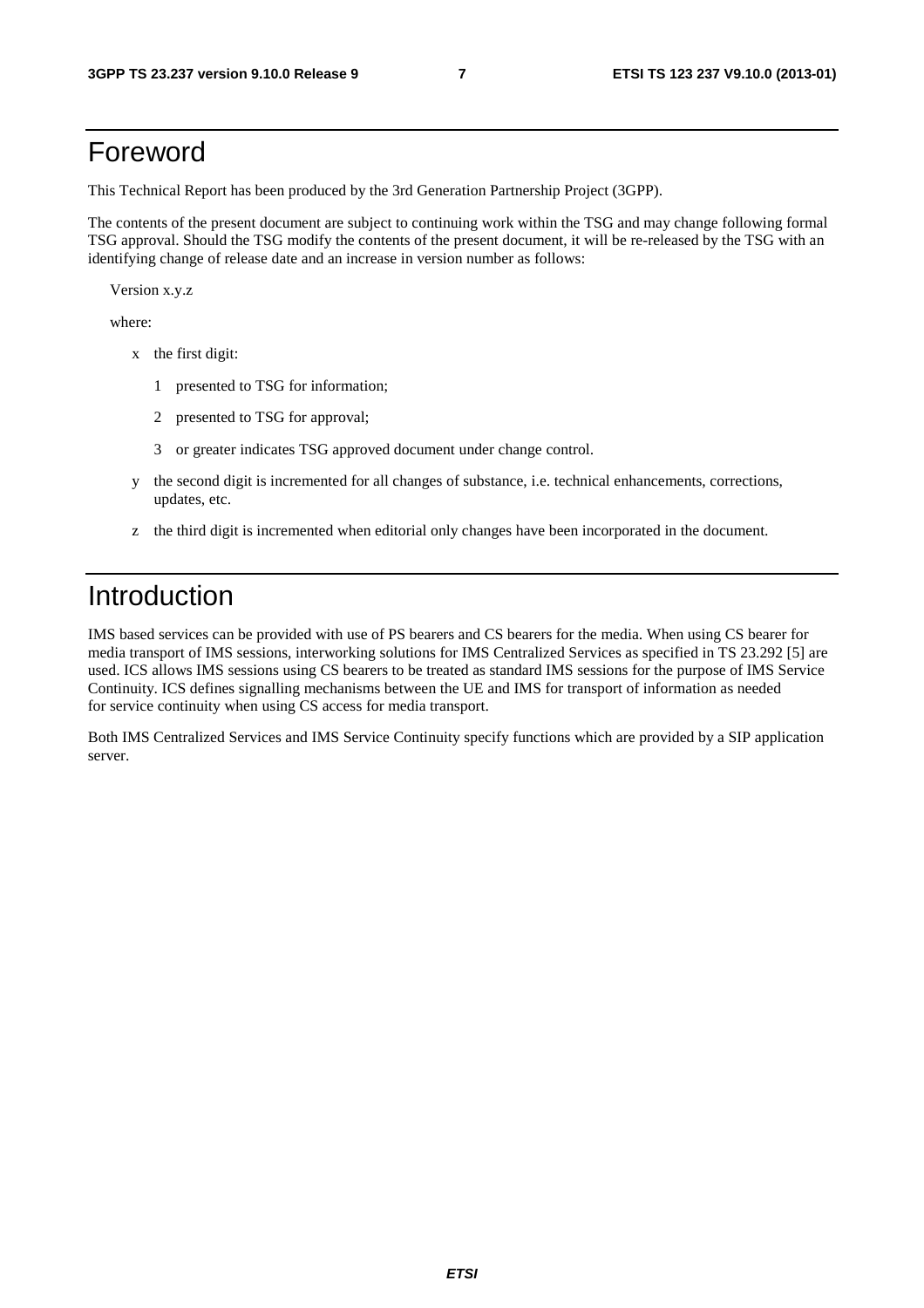# Foreword

This Technical Report has been produced by the 3rd Generation Partnership Project (3GPP).

The contents of the present document are subject to continuing work within the TSG and may change following formal TSG approval. Should the TSG modify the contents of the present document, it will be re-released by the TSG with an identifying change of release date and an increase in version number as follows:

Version x.y.z

where:

- x the first digit:
  - 1 presented to TSG for information;
  - 2 presented to TSG for approval;
  - 3 or greater indicates TSG approved document under change control.
- y the second digit is incremented for all changes of substance, i.e. technical enhancements, corrections, updates, etc.
- z the third digit is incremented when editorial only changes have been incorporated in the document.

# Introduction

IMS based services can be provided with use of PS bearers and CS bearers for the media. When using CS bearer for media transport of IMS sessions, interworking solutions for IMS Centralized Services as specified in TS 23.292 [5] are used. ICS allows IMS sessions using CS bearers to be treated as standard IMS sessions for the purpose of IMS Service Continuity. ICS defines signalling mechanisms between the UE and IMS for transport of information as needed for service continuity when using CS access for media transport.

Both IMS Centralized Services and IMS Service Continuity specify functions which are provided by a SIP application server.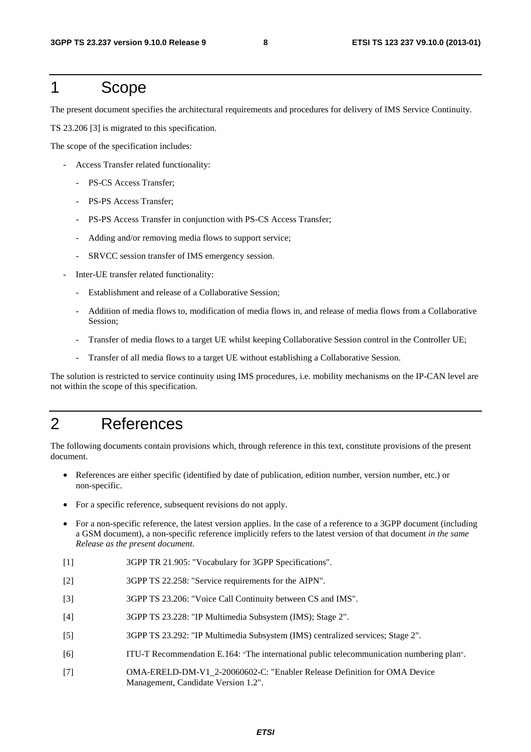# 1 Scope

The present document specifies the architectural requirements and procedures for delivery of IMS Service Continuity.

TS 23.206 [3] is migrated to this specification.

The scope of the specification includes:

- Access Transfer related functionality:
  - PS-CS Access Transfer;
  - PS-PS Access Transfer;
  - PS-PS Access Transfer in conjunction with PS-CS Access Transfer;
  - Adding and/or removing media flows to support service;
  - SRVCC session transfer of IMS emergency session.
- Inter-UE transfer related functionality:
  - Establishment and release of a Collaborative Session;
  - Addition of media flows to, modification of media flows in, and release of media flows from a Collaborative Session;
  - Transfer of media flows to a target UE whilst keeping Collaborative Session control in the Controller UE;
  - Transfer of all media flows to a target UE without establishing a Collaborative Session.

The solution is restricted to service continuity using IMS procedures, i.e. mobility mechanisms on the IP-CAN level are not within the scope of this specification.

# 2 References

The following documents contain provisions which, through reference in this text, constitute provisions of the present document.

- References are either specific (identified by date of publication, edition number, version number, etc.) or non-specific.
- For a specific reference, subsequent revisions do not apply.
- For a non-specific reference, the latest version applies. In the case of a reference to a 3GPP document (including a GSM document), a non-specific reference implicitly refers to the latest version of that document *in the same Release as the present document*.

[1] 3GPP TR 21.905: "Vocabulary for 3GPP Specifications".

[2] 3GPP TS 22.258: "Service requirements for the AIPN".

[3] 3GPP TS 23.206: "Voice Call Continuity between CS and IMS".

[4] 3GPP TS 23.228: "IP Multimedia Subsystem (IMS); Stage 2".

[5] 3GPP TS 23.292: "IP Multimedia Subsystem (IMS) centralized services; Stage 2".

[6] ITU-T Recommendation E.164: "The international public telecommunication numbering plan".

[7] OMA-ERELD-DM-V1_2-20060602-C: "Enabler Release Definition for OMA Device Management, Candidate Version 1.2".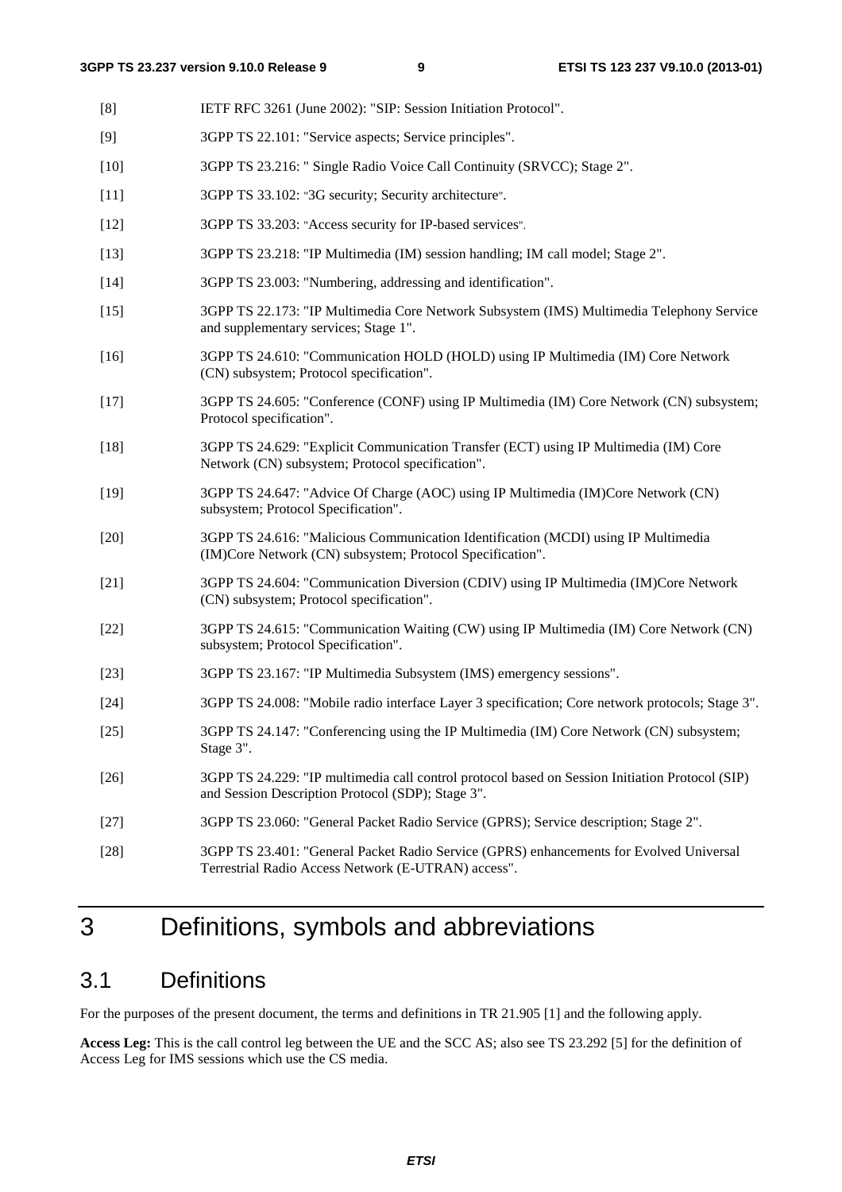[8] IETF RFC 3261 (June 2002): "SIP: Session Initiation Protocol".

[9] 3GPP TS 22.101: "Service aspects; Service principles".

[10] 3GPP TS 23.216: " Single Radio Voice Call Continuity (SRVCC); Stage 2".

[11] 3GPP TS 33.102: "3G security; Security architecture".

[12] 3GPP TS 33.203: "Access security for IP-based services".

[13] 3GPP TS 23.218: "IP Multimedia (IM) session handling; IM call model; Stage 2".

[14] 3GPP TS 23.003: "Numbering, addressing and identification".

[15] 3GPP TS 22.173: "IP Multimedia Core Network Subsystem (IMS) Multimedia Telephony Service and supplementary services; Stage 1".

[16] 3GPP TS 24.610: "Communication HOLD (HOLD) using IP Multimedia (IM) Core Network (CN) subsystem; Protocol specification".

[17] 3GPP TS 24.605: "Conference (CONF) using IP Multimedia (IM) Core Network (CN) subsystem; Protocol specification".

[18] 3GPP TS 24.629: "Explicit Communication Transfer (ECT) using IP Multimedia (IM) Core Network (CN) subsystem; Protocol specification".

[19] 3GPP TS 24.647: "Advice Of Charge (AOC) using IP Multimedia (IM)Core Network (CN) subsystem; Protocol Specification".

[20] 3GPP TS 24.616: "Malicious Communication Identification (MCDI) using IP Multimedia (IM)Core Network (CN) subsystem; Protocol Specification".

[21] 3GPP TS 24.604: "Communication Diversion (CDIV) using IP Multimedia (IM)Core Network (CN) subsystem; Protocol specification".

[22] 3GPP TS 24.615: "Communication Waiting (CW) using IP Multimedia (IM) Core Network (CN) subsystem; Protocol Specification".

[23] 3GPP TS 23.167: "IP Multimedia Subsystem (IMS) emergency sessions".

[24] 3GPP TS 24.008: "Mobile radio interface Layer 3 specification; Core network protocols; Stage 3".

[25] 3GPP TS 24.147: "Conferencing using the IP Multimedia (IM) Core Network (CN) subsystem; Stage 3".

[26] 3GPP TS 24.229: "IP multimedia call control protocol based on Session Initiation Protocol (SIP) and Session Description Protocol (SDP); Stage 3".

[27] 3GPP TS 23.060: "General Packet Radio Service (GPRS); Service description; Stage 2".

[28] 3GPP TS 23.401: "General Packet Radio Service (GPRS) enhancements for Evolved Universal Terrestrial Radio Access Network (E-UTRAN) access".

# 3 Definitions, symbols and abbreviations

## 3.1 Definitions

For the purposes of the present document, the terms and definitions in TR 21.905 [1] and the following apply.

**Access Leg:** This is the call control leg between the UE and the SCC AS; also see TS 23.292 [5] for the definition of Access Leg for IMS sessions which use the CS media.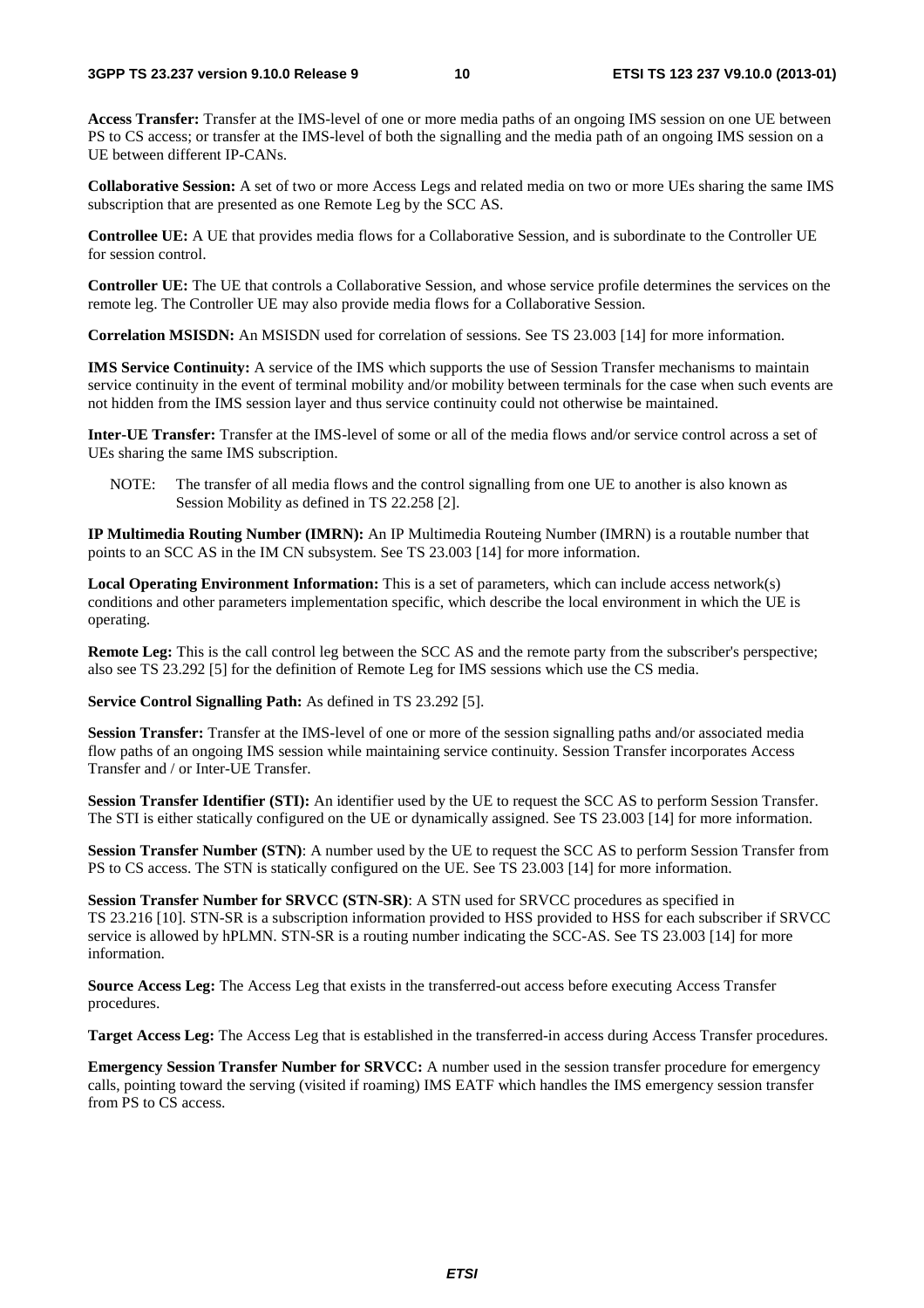**Access Transfer:** Transfer at the IMS-level of one or more media paths of an ongoing IMS session on one UE between PS to CS access; or transfer at the IMS-level of both the signalling and the media path of an ongoing IMS session on a UE between different IP-CANs.

**Collaborative Session:** A set of two or more Access Legs and related media on two or more UEs sharing the same IMS subscription that are presented as one Remote Leg by the SCC AS.

**Controllee UE:** A UE that provides media flows for a Collaborative Session, and is subordinate to the Controller UE for session control.

**Controller UE:** The UE that controls a Collaborative Session, and whose service profile determines the services on the remote leg. The Controller UE may also provide media flows for a Collaborative Session.

**Correlation MSISDN:** An MSISDN used for correlation of sessions. See TS 23.003 [14] for more information.

**IMS Service Continuity:** A service of the IMS which supports the use of Session Transfer mechanisms to maintain service continuity in the event of terminal mobility and/or mobility between terminals for the case when such events are not hidden from the IMS session layer and thus service continuity could not otherwise be maintained.

**Inter-UE Transfer:** Transfer at the IMS-level of some or all of the media flows and/or service control across a set of UEs sharing the same IMS subscription.

NOTE: The transfer of all media flows and the control signalling from one UE to another is also known as Session Mobility as defined in TS 22.258 [2].

**IP Multimedia Routing Number (IMRN):** An IP Multimedia Routeing Number (IMRN) is a routable number that points to an SCC AS in the IM CN subsystem. See TS 23.003 [14] for more information.

**Local Operating Environment Information:** This is a set of parameters, which can include access network(s) conditions and other parameters implementation specific, which describe the local environment in which the UE is operating.

**Remote Leg:** This is the call control leg between the SCC AS and the remote party from the subscriber's perspective; also see TS 23.292 [5] for the definition of Remote Leg for IMS sessions which use the CS media.

**Service Control Signalling Path:** As defined in TS 23.292 [5].

**Session Transfer:** Transfer at the IMS-level of one or more of the session signalling paths and/or associated media flow paths of an ongoing IMS session while maintaining service continuity. Session Transfer incorporates Access Transfer and / or Inter-UE Transfer.

**Session Transfer Identifier (STI):** An identifier used by the UE to request the SCC AS to perform Session Transfer. The STI is either statically configured on the UE or dynamically assigned. See TS 23.003 [14] for more information.

**Session Transfer Number (STN)**: A number used by the UE to request the SCC AS to perform Session Transfer from PS to CS access. The STN is statically configured on the UE. See TS 23.003 [14] for more information.

**Session Transfer Number for SRVCC (STN-SR)**: A STN used for SRVCC procedures as specified in TS 23.216 [10]. STN-SR is a subscription information provided to HSS provided to HSS for each subscriber if SRVCC service is allowed by hPLMN. STN-SR is a routing number indicating the SCC-AS. See TS 23.003 [14] for more information.

**Source Access Leg:** The Access Leg that exists in the transferred-out access before executing Access Transfer procedures.

**Target Access Leg:** The Access Leg that is established in the transferred-in access during Access Transfer procedures.

**Emergency Session Transfer Number for SRVCC:** A number used in the session transfer procedure for emergency calls, pointing toward the serving (visited if roaming) IMS EATF which handles the IMS emergency session transfer from PS to CS access.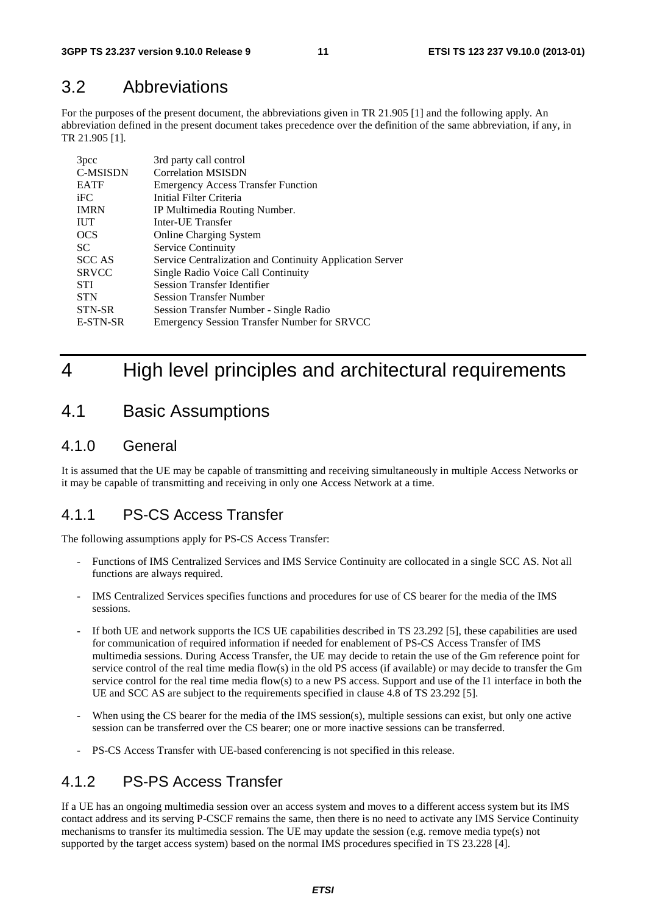## 3.2 Abbreviations

For the purposes of the present document, the abbreviations given in TR 21.905 [1] and the following apply. An abbreviation defined in the present document takes precedence over the definition of the same abbreviation, if any, in TR 21.905 [1].

| | |
|---|---|
| 3pcc | 3rd party call control |
| C-MSISDN | Correlation MSISDN |
| EATF | Emergency Access Transfer Function |
| iFC | Initial Filter Criteria |
| IMRN | IP Multimedia Routing Number. |
| IUT | Inter-UE Transfer |
| OCS | Online Charging System |
| SC | Service Continuity |
| SCC AS | Service Centralization and Continuity Application Server |
| SRVCC | Single Radio Voice Call Continuity |
| STI | Session Transfer Identifier |
| STN | Session Transfer Number |
| STN-SR | Session Transfer Number - Single Radio |
| E-STN-SR | Emergency Session Transfer Number for SRVCC |

# 4 High level principles and architectural requirements

## 4.1 Basic Assumptions

### 4.1.0 General

It is assumed that the UE may be capable of transmitting and receiving simultaneously in multiple Access Networks or it may be capable of transmitting and receiving in only one Access Network at a time.

### 4.1.1 PS-CS Access Transfer

The following assumptions apply for PS-CS Access Transfer:

- Functions of IMS Centralized Services and IMS Service Continuity are collocated in a single SCC AS. Not all functions are always required.
- IMS Centralized Services specifies functions and procedures for use of CS bearer for the media of the IMS sessions.
- If both UE and network supports the ICS UE capabilities described in TS 23.292 [5], these capabilities are used for communication of required information if needed for enablement of PS-CS Access Transfer of IMS multimedia sessions. During Access Transfer, the UE may decide to retain the use of the Gm reference point for service control of the real time media flow(s) in the old PS access (if available) or may decide to transfer the Gm service control for the real time media flow(s) to a new PS access. Support and use of the I1 interface in both the UE and SCC AS are subject to the requirements specified in clause 4.8 of TS 23.292 [5].
- When using the CS bearer for the media of the IMS session(s), multiple sessions can exist, but only one active session can be transferred over the CS bearer; one or more inactive sessions can be transferred.
- PS-CS Access Transfer with UE-based conferencing is not specified in this release.

### 4.1.2 PS-PS Access Transfer

If a UE has an ongoing multimedia session over an access system and moves to a different access system but its IMS contact address and its serving P-CSCF remains the same, then there is no need to activate any IMS Service Continuity mechanisms to transfer its multimedia session. The UE may update the session (e.g. remove media type(s) not supported by the target access system) based on the normal IMS procedures specified in TS 23.228 [4].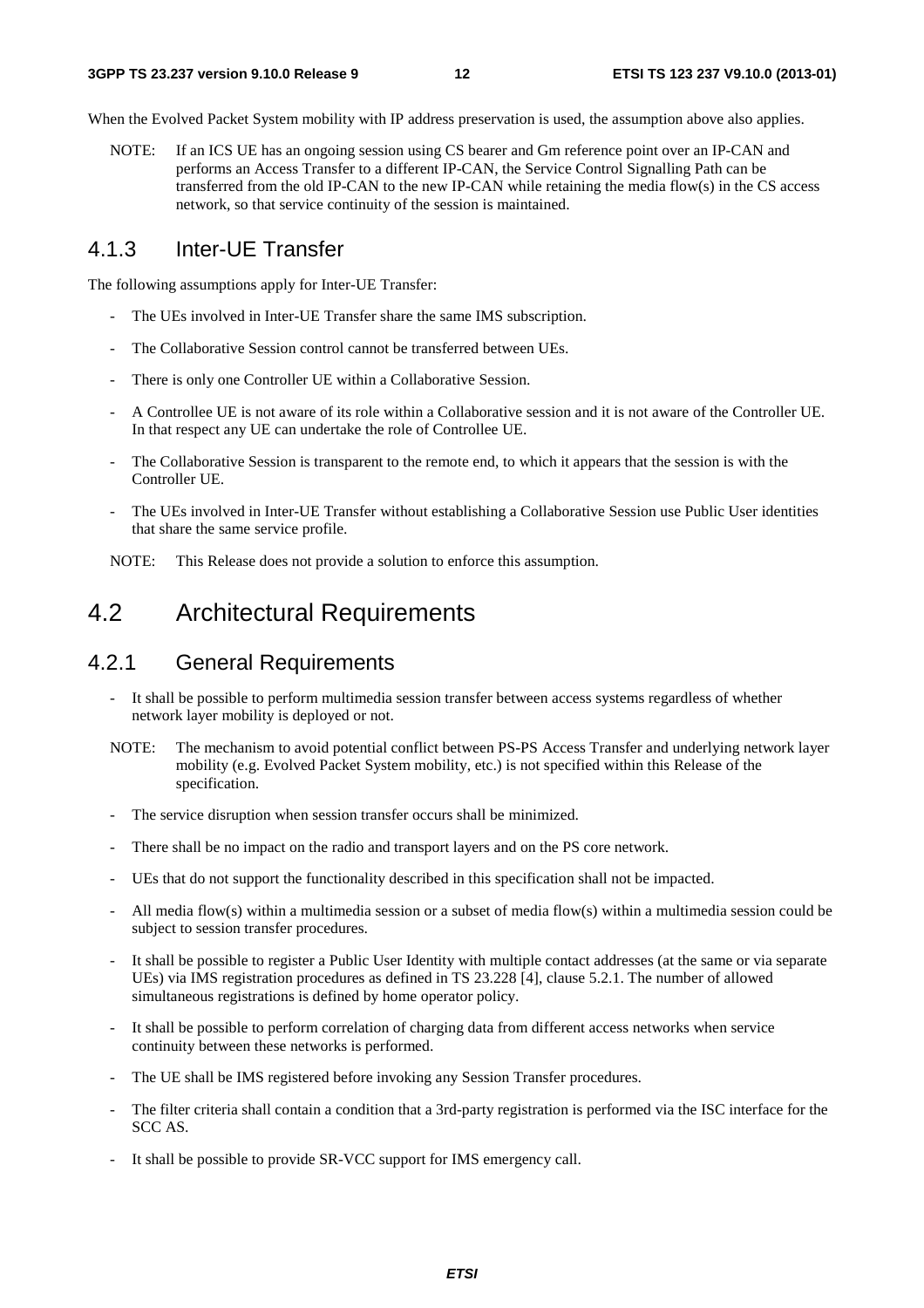When the Evolved Packet System mobility with IP address preservation is used, the assumption above also applies.

NOTE: If an ICS UE has an ongoing session using CS bearer and Gm reference point over an IP-CAN and performs an Access Transfer to a different IP-CAN, the Service Control Signalling Path can be transferred from the old IP-CAN to the new IP-CAN while retaining the media flow(s) in the CS access network, so that service continuity of the session is maintained.

### 4.1.3 Inter-UE Transfer

The following assumptions apply for Inter-UE Transfer:

- The UEs involved in Inter-UE Transfer share the same IMS subscription.
- The Collaborative Session control cannot be transferred between UEs.
- There is only one Controller UE within a Collaborative Session.
- A Controllee UE is not aware of its role within a Collaborative session and it is not aware of the Controller UE. In that respect any UE can undertake the role of Controllee UE.
- The Collaborative Session is transparent to the remote end, to which it appears that the session is with the Controller UE.
- The UEs involved in Inter-UE Transfer without establishing a Collaborative Session use Public User identities that share the same service profile.

NOTE: This Release does not provide a solution to enforce this assumption.

## 4.2 Architectural Requirements

### 4.2.1 General Requirements

- It shall be possible to perform multimedia session transfer between access systems regardless of whether network layer mobility is deployed or not.

NOTE: The mechanism to avoid potential conflict between PS-PS Access Transfer and underlying network layer mobility (e.g. Evolved Packet System mobility, etc.) is not specified within this Release of the specification.

- The service disruption when session transfer occurs shall be minimized.
- There shall be no impact on the radio and transport layers and on the PS core network.
- UEs that do not support the functionality described in this specification shall not be impacted.
- All media flow(s) within a multimedia session or a subset of media flow(s) within a multimedia session could be subject to session transfer procedures.
- It shall be possible to register a Public User Identity with multiple contact addresses (at the same or via separate UEs) via IMS registration procedures as defined in TS 23.228 [4], clause 5.2.1. The number of allowed simultaneous registrations is defined by home operator policy.
- It shall be possible to perform correlation of charging data from different access networks when service continuity between these networks is performed.
- The UE shall be IMS registered before invoking any Session Transfer procedures.
- The filter criteria shall contain a condition that a 3rd-party registration is performed via the ISC interface for the SCC AS.
- It shall be possible to provide SR-VCC support for IMS emergency call.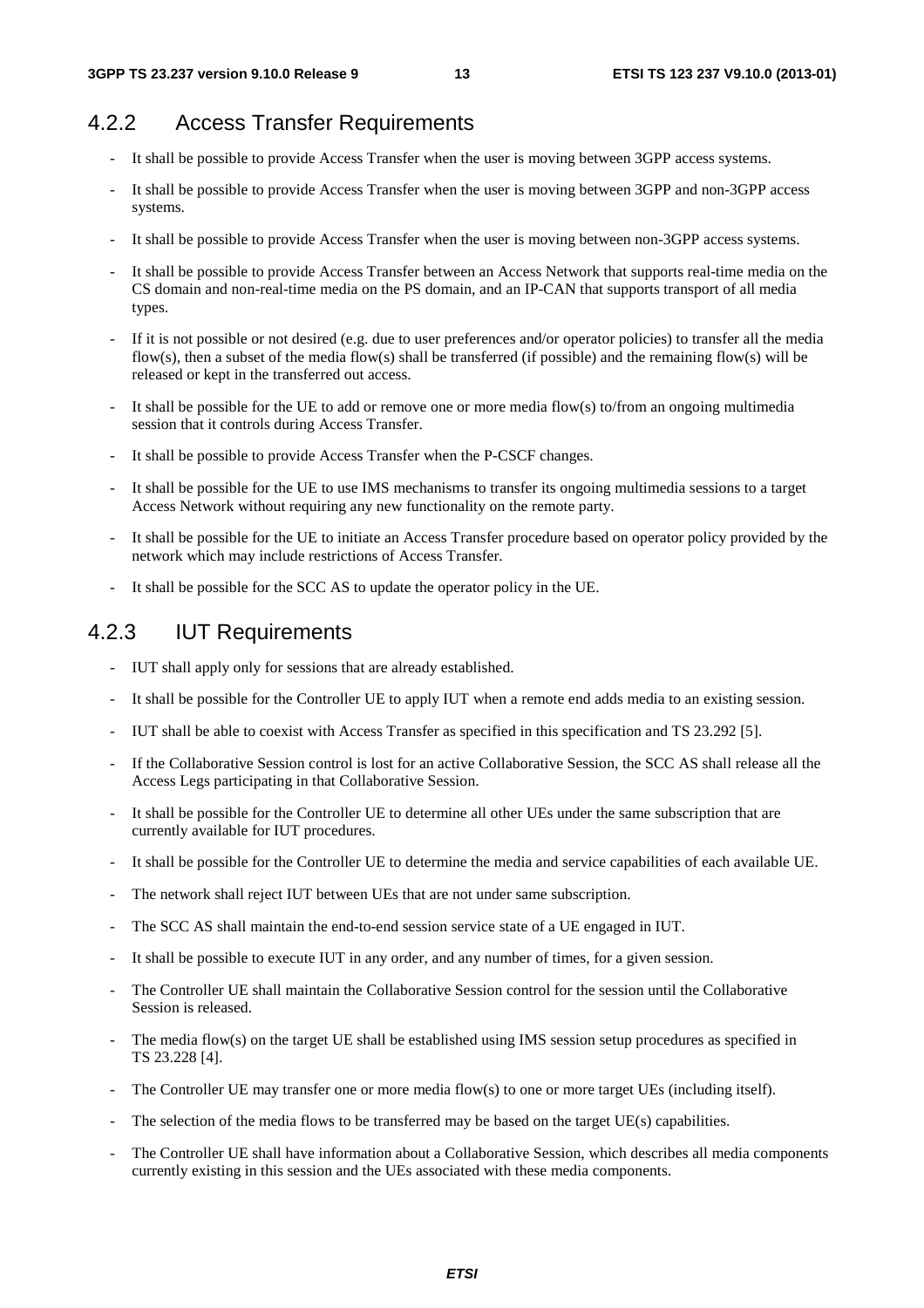### 4.2.2 Access Transfer Requirements

- It shall be possible to provide Access Transfer when the user is moving between 3GPP access systems.
- It shall be possible to provide Access Transfer when the user is moving between 3GPP and non-3GPP access systems.
- It shall be possible to provide Access Transfer when the user is moving between non-3GPP access systems.
- It shall be possible to provide Access Transfer between an Access Network that supports real-time media on the CS domain and non-real-time media on the PS domain, and an IP-CAN that supports transport of all media types.
- If it is not possible or not desired (e.g. due to user preferences and/or operator policies) to transfer all the media flow(s), then a subset of the media flow(s) shall be transferred (if possible) and the remaining flow(s) will be released or kept in the transferred out access.
- It shall be possible for the UE to add or remove one or more media flow(s) to/from an ongoing multimedia session that it controls during Access Transfer.
- It shall be possible to provide Access Transfer when the P-CSCF changes.
- It shall be possible for the UE to use IMS mechanisms to transfer its ongoing multimedia sessions to a target Access Network without requiring any new functionality on the remote party.
- It shall be possible for the UE to initiate an Access Transfer procedure based on operator policy provided by the network which may include restrictions of Access Transfer.
- It shall be possible for the SCC AS to update the operator policy in the UE.

### 4.2.3 IUT Requirements

- IUT shall apply only for sessions that are already established.
- It shall be possible for the Controller UE to apply IUT when a remote end adds media to an existing session.
- IUT shall be able to coexist with Access Transfer as specified in this specification and TS 23.292 [5].
- If the Collaborative Session control is lost for an active Collaborative Session, the SCC AS shall release all the Access Legs participating in that Collaborative Session.
- It shall be possible for the Controller UE to determine all other UEs under the same subscription that are currently available for IUT procedures.
- It shall be possible for the Controller UE to determine the media and service capabilities of each available UE.
- The network shall reject IUT between UEs that are not under same subscription.
- The SCC AS shall maintain the end-to-end session service state of a UE engaged in IUT.
- It shall be possible to execute IUT in any order, and any number of times, for a given session.
- The Controller UE shall maintain the Collaborative Session control for the session until the Collaborative Session is released.
- The media flow(s) on the target UE shall be established using IMS session setup procedures as specified in TS 23.228 [4].
- The Controller UE may transfer one or more media flow(s) to one or more target UEs (including itself).
- The selection of the media flows to be transferred may be based on the target UE(s) capabilities.
- The Controller UE shall have information about a Collaborative Session, which describes all media components currently existing in this session and the UEs associated with these media components.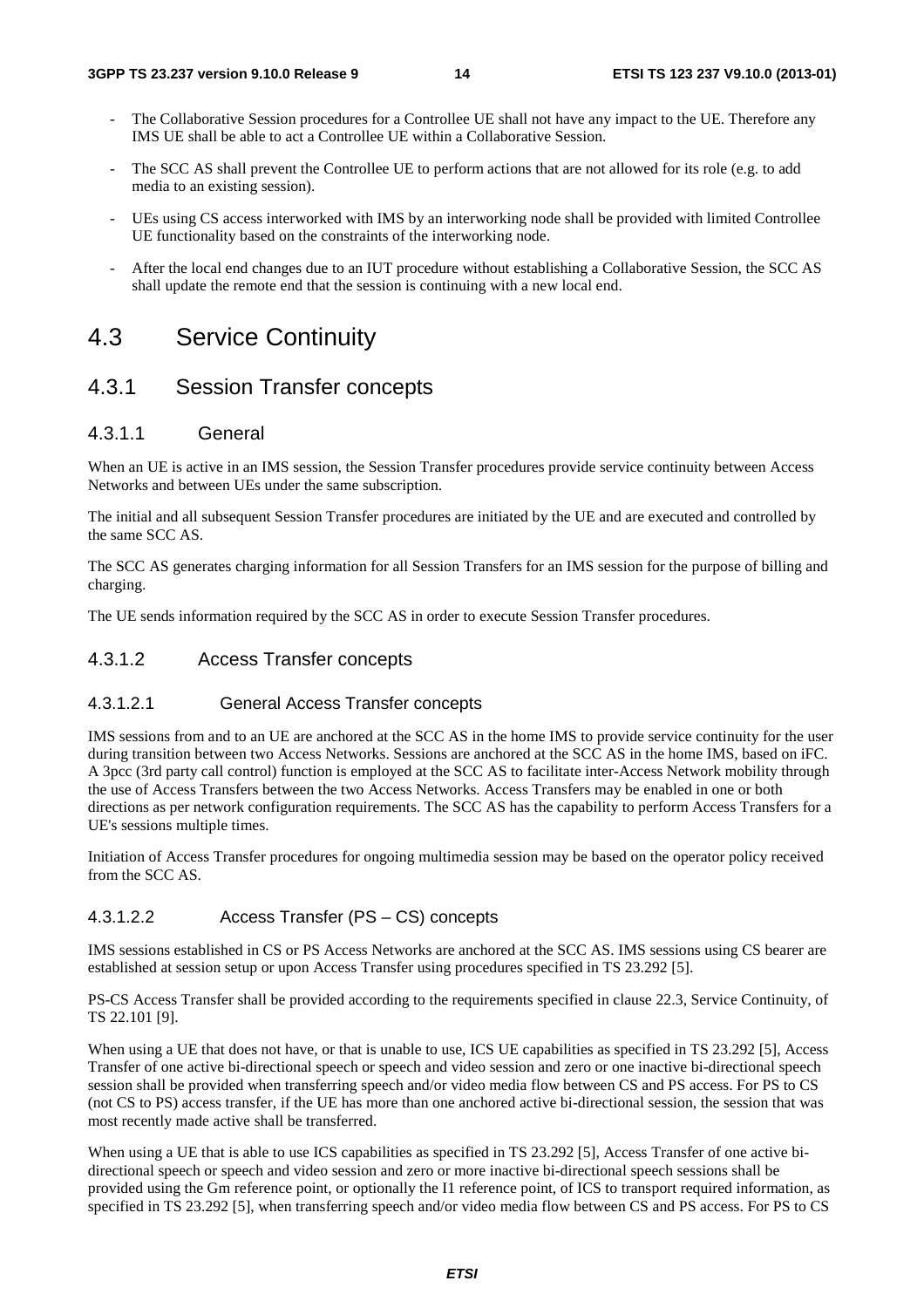- The Collaborative Session procedures for a Controllee UE shall not have any impact to the UE. Therefore any IMS UE shall be able to act a Controllee UE within a Collaborative Session.
- The SCC AS shall prevent the Controllee UE to perform actions that are not allowed for its role (e.g. to add media to an existing session).
- UEs using CS access interworked with IMS by an interworking node shall be provided with limited Controllee UE functionality based on the constraints of the interworking node.
- After the local end changes due to an IUT procedure without establishing a Collaborative Session, the SCC AS shall update the remote end that the session is continuing with a new local end.

# 4.3 Service Continuity

## 4.3.1 Session Transfer concepts

### 4.3.1.1 General

When an UE is active in an IMS session, the Session Transfer procedures provide service continuity between Access Networks and between UEs under the same subscription.

The initial and all subsequent Session Transfer procedures are initiated by the UE and are executed and controlled by the same SCC AS.

The SCC AS generates charging information for all Session Transfers for an IMS session for the purpose of billing and charging.

The UE sends information required by the SCC AS in order to execute Session Transfer procedures.

### 4.3.1.2 Access Transfer concepts

#### 4.3.1.2.1 General Access Transfer concepts

IMS sessions from and to an UE are anchored at the SCC AS in the home IMS to provide service continuity for the user during transition between two Access Networks. Sessions are anchored at the SCC AS in the home IMS, based on iFC. A 3pcc (3rd party call control) function is employed at the SCC AS to facilitate inter-Access Network mobility through the use of Access Transfers between the two Access Networks. Access Transfers may be enabled in one or both directions as per network configuration requirements. The SCC AS has the capability to perform Access Transfers for a UE's sessions multiple times.

Initiation of Access Transfer procedures for ongoing multimedia session may be based on the operator policy received from the SCC AS.

#### 4.3.1.2.2 Access Transfer (PS – CS) concepts

IMS sessions established in CS or PS Access Networks are anchored at the SCC AS. IMS sessions using CS bearer are established at session setup or upon Access Transfer using procedures specified in TS 23.292 [5].

PS-CS Access Transfer shall be provided according to the requirements specified in clause 22.3, Service Continuity, of TS 22.101 [9].

When using a UE that does not have, or that is unable to use, ICS UE capabilities as specified in TS 23.292 [5], Access Transfer of one active bi-directional speech or speech and video session and zero or one inactive bi-directional speech session shall be provided when transferring speech and/or video media flow between CS and PS access. For PS to CS (not CS to PS) access transfer, if the UE has more than one anchored active bi-directional session, the session that was most recently made active shall be transferred.

When using a UE that is able to use ICS capabilities as specified in TS 23.292 [5], Access Transfer of one active bi-directional speech or speech and video session and zero or more inactive bi-directional speech sessions shall be provided using the Gm reference point, or optionally the I1 reference point, of ICS to transport required information, as specified in TS 23.292 [5], when transferring speech and/or video media flow between CS and PS access. For PS to CS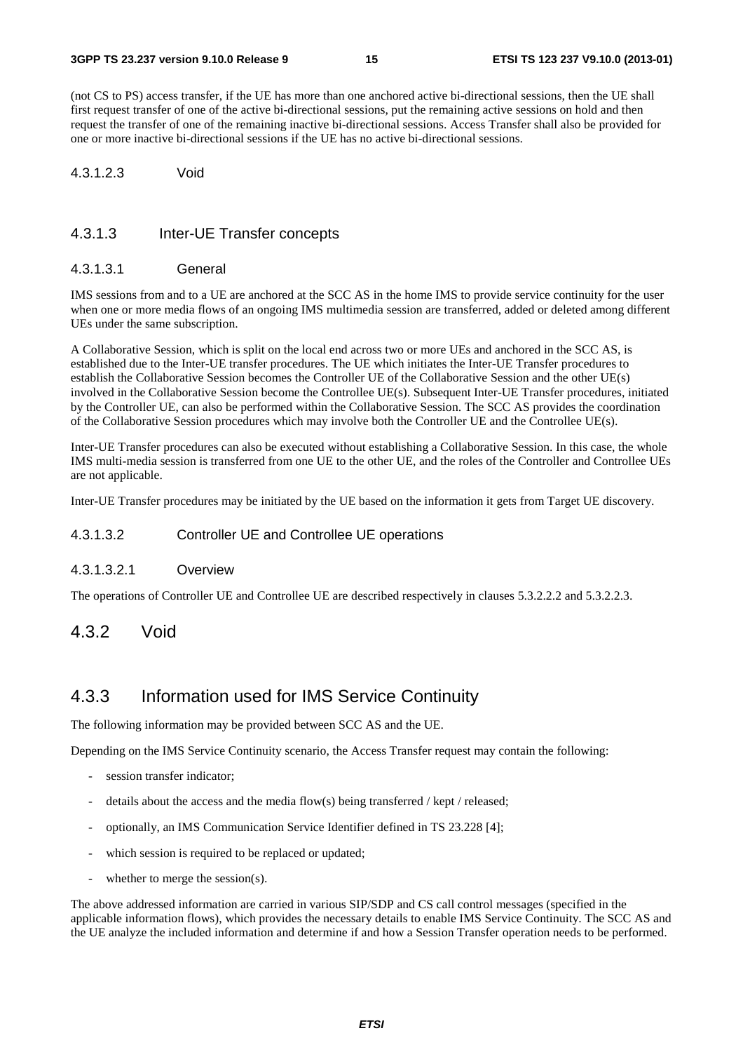(not CS to PS) access transfer, if the UE has more than one anchored active bi-directional sessions, then the UE shall first request transfer of one of the active bi-directional sessions, put the remaining active sessions on hold and then request the transfer of one of the remaining inactive bi-directional sessions. Access Transfer shall also be provided for one or more inactive bi-directional sessions if the UE has no active bi-directional sessions.

##### 4.3.1.2.3 Void

#### 4.3.1.3 Inter-UE Transfer concepts

##### 4.3.1.3.1 General

IMS sessions from and to a UE are anchored at the SCC AS in the home IMS to provide service continuity for the user when one or more media flows of an ongoing IMS multimedia session are transferred, added or deleted among different UEs under the same subscription.

A Collaborative Session, which is split on the local end across two or more UEs and anchored in the SCC AS, is established due to the Inter-UE transfer procedures. The UE which initiates the Inter-UE Transfer procedures to establish the Collaborative Session becomes the Controller UE of the Collaborative Session and the other UE(s) involved in the Collaborative Session become the Controllee UE(s). Subsequent Inter-UE Transfer procedures, initiated by the Controller UE, can also be performed within the Collaborative Session. The SCC AS provides the coordination of the Collaborative Session procedures which may involve both the Controller UE and the Controllee UE(s).

Inter-UE Transfer procedures can also be executed without establishing a Collaborative Session. In this case, the whole IMS multi-media session is transferred from one UE to the other UE, and the roles of the Controller and Controllee UEs are not applicable.

Inter-UE Transfer procedures may be initiated by the UE based on the information it gets from Target UE discovery.

##### 4.3.1.3.2 Controller UE and Controllee UE operations

###### 4.3.1.3.2.1 Overview

The operations of Controller UE and Controllee UE are described respectively in clauses 5.3.2.2.2 and 5.3.2.2.3.

### 4.3.2 Void

### 4.3.3 Information used for IMS Service Continuity

The following information may be provided between SCC AS and the UE.

Depending on the IMS Service Continuity scenario, the Access Transfer request may contain the following:

- session transfer indicator;
- details about the access and the media flow(s) being transferred / kept / released;
- optionally, an IMS Communication Service Identifier defined in TS 23.228 [4];
- which session is required to be replaced or updated;
- whether to merge the session(s).

The above addressed information are carried in various SIP/SDP and CS call control messages (specified in the applicable information flows), which provides the necessary details to enable IMS Service Continuity. The SCC AS and the UE analyze the included information and determine if and how a Session Transfer operation needs to be performed.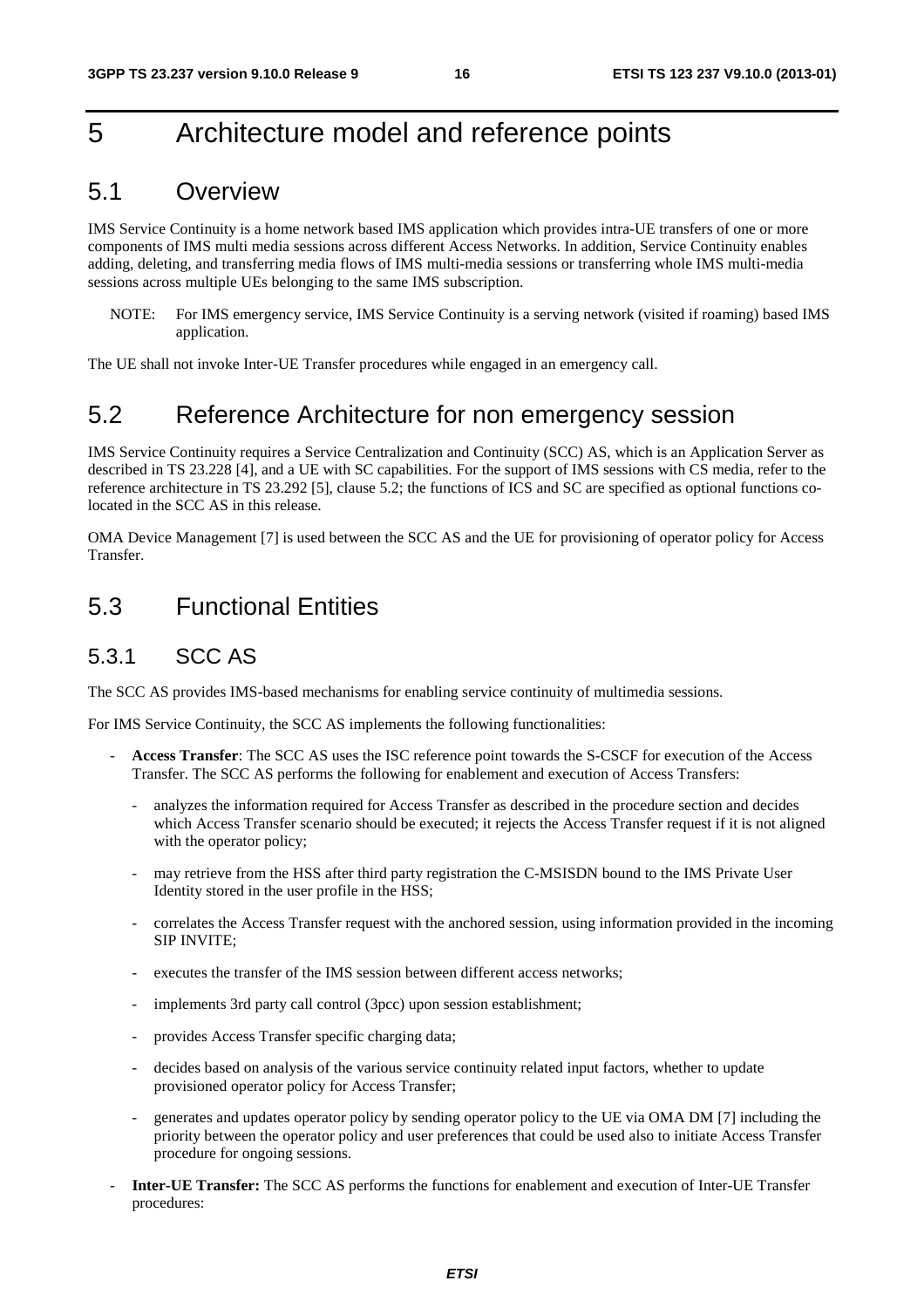# 5 Architecture model and reference points

## 5.1 Overview

IMS Service Continuity is a home network based IMS application which provides intra-UE transfers of one or more components of IMS multi media sessions across different Access Networks. In addition, Service Continuity enables adding, deleting, and transferring media flows of IMS multi-media sessions or transferring whole IMS multi-media sessions across multiple UEs belonging to the same IMS subscription.

NOTE: For IMS emergency service, IMS Service Continuity is a serving network (visited if roaming) based IMS application.

The UE shall not invoke Inter-UE Transfer procedures while engaged in an emergency call.

## 5.2 Reference Architecture for non emergency session

IMS Service Continuity requires a Service Centralization and Continuity (SCC) AS, which is an Application Server as described in TS 23.228 [4], and a UE with SC capabilities. For the support of IMS sessions with CS media, refer to the reference architecture in TS 23.292 [5], clause 5.2; the functions of ICS and SC are specified as optional functions co-located in the SCC AS in this release.

OMA Device Management [7] is used between the SCC AS and the UE for provisioning of operator policy for Access Transfer.

## 5.3 Functional Entities

### 5.3.1 SCC AS

The SCC AS provides IMS-based mechanisms for enabling service continuity of multimedia sessions.

For IMS Service Continuity, the SCC AS implements the following functionalities:

- **Access Transfer**: The SCC AS uses the ISC reference point towards the S-CSCF for execution of the Access Transfer. The SCC AS performs the following for enablement and execution of Access Transfers:
  - analyzes the information required for Access Transfer as described in the procedure section and decides which Access Transfer scenario should be executed; it rejects the Access Transfer request if it is not aligned with the operator policy;
  - may retrieve from the HSS after third party registration the C-MSISDN bound to the IMS Private User Identity stored in the user profile in the HSS;
  - correlates the Access Transfer request with the anchored session, using information provided in the incoming SIP INVITE;
  - executes the transfer of the IMS session between different access networks;
  - implements 3rd party call control (3pcc) upon session establishment;
  - provides Access Transfer specific charging data;
  - decides based on analysis of the various service continuity related input factors, whether to update provisioned operator policy for Access Transfer;
  - generates and updates operator policy by sending operator policy to the UE via OMA DM [7] including the priority between the operator policy and user preferences that could be used also to initiate Access Transfer procedure for ongoing sessions.
- **Inter-UE Transfer:** The SCC AS performs the functions for enablement and execution of Inter-UE Transfer procedures: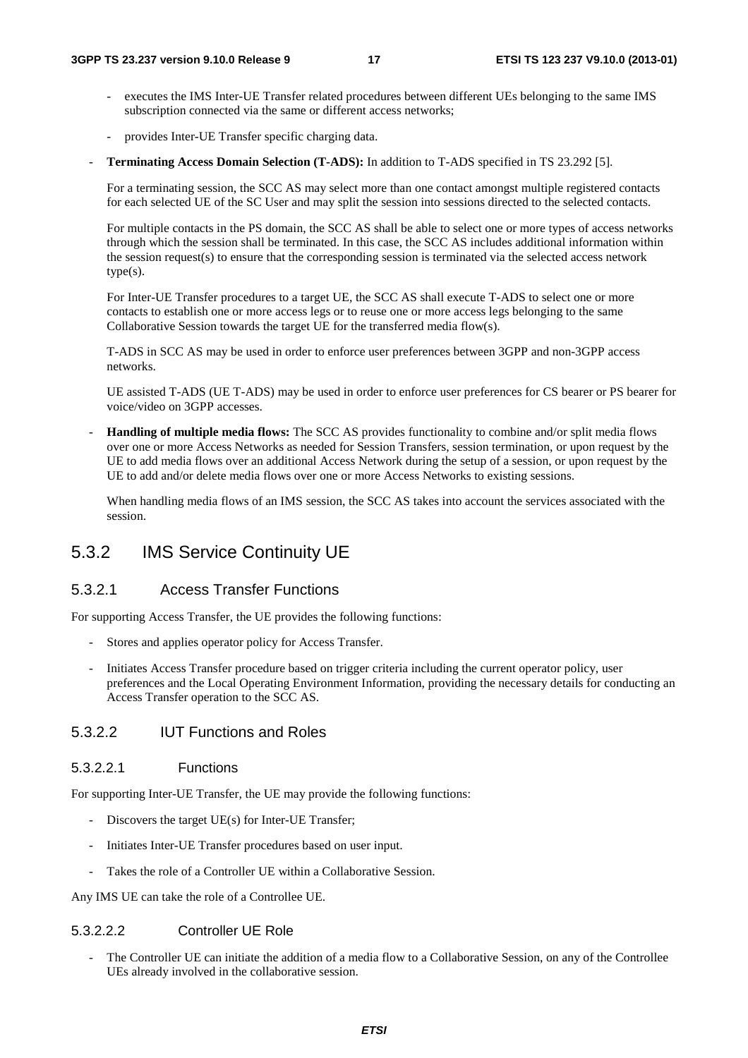- executes the IMS Inter-UE Transfer related procedures between different UEs belonging to the same IMS subscription connected via the same or different access networks;
  - provides Inter-UE Transfer specific charging data.
- **Terminating Access Domain Selection (T-ADS):** In addition to T-ADS specified in TS 23.292 [5].

  For a terminating session, the SCC AS may select more than one contact amongst multiple registered contacts for each selected UE of the SC User and may split the session into sessions directed to the selected contacts.

  For multiple contacts in the PS domain, the SCC AS shall be able to select one or more types of access networks through which the session shall be terminated. In this case, the SCC AS includes additional information within the session request(s) to ensure that the corresponding session is terminated via the selected access network type(s).

  For Inter-UE Transfer procedures to a target UE, the SCC AS shall execute T-ADS to select one or more contacts to establish one or more access legs or to reuse one or more access legs belonging to the same Collaborative Session towards the target UE for the transferred media flow(s).

  T-ADS in SCC AS may be used in order to enforce user preferences between 3GPP and non-3GPP access networks.

  UE assisted T-ADS (UE T-ADS) may be used in order to enforce user preferences for CS bearer or PS bearer for voice/video on 3GPP accesses.

- **Handling of multiple media flows:** The SCC AS provides functionality to combine and/or split media flows over one or more Access Networks as needed for Session Transfers, session termination, or upon request by the UE to add media flows over an additional Access Network during the setup of a session, or upon request by the UE to add and/or delete media flows over one or more Access Networks to existing sessions.

  When handling media flows of an IMS session, the SCC AS takes into account the services associated with the session.

## 5.3.2 IMS Service Continuity UE

### 5.3.2.1 Access Transfer Functions

For supporting Access Transfer, the UE provides the following functions:

- Stores and applies operator policy for Access Transfer.
- Initiates Access Transfer procedure based on trigger criteria including the current operator policy, user preferences and the Local Operating Environment Information, providing the necessary details for conducting an Access Transfer operation to the SCC AS.

### 5.3.2.2 IUT Functions and Roles

#### 5.3.2.2.1 Functions

For supporting Inter-UE Transfer, the UE may provide the following functions:

- Discovers the target UE(s) for Inter-UE Transfer;
- Initiates Inter-UE Transfer procedures based on user input.
- Takes the role of a Controller UE within a Collaborative Session.

Any IMS UE can take the role of a Controllee UE.

#### 5.3.2.2.2 Controller UE Role

- The Controller UE can initiate the addition of a media flow to a Collaborative Session, on any of the Controllee UEs already involved in the collaborative session.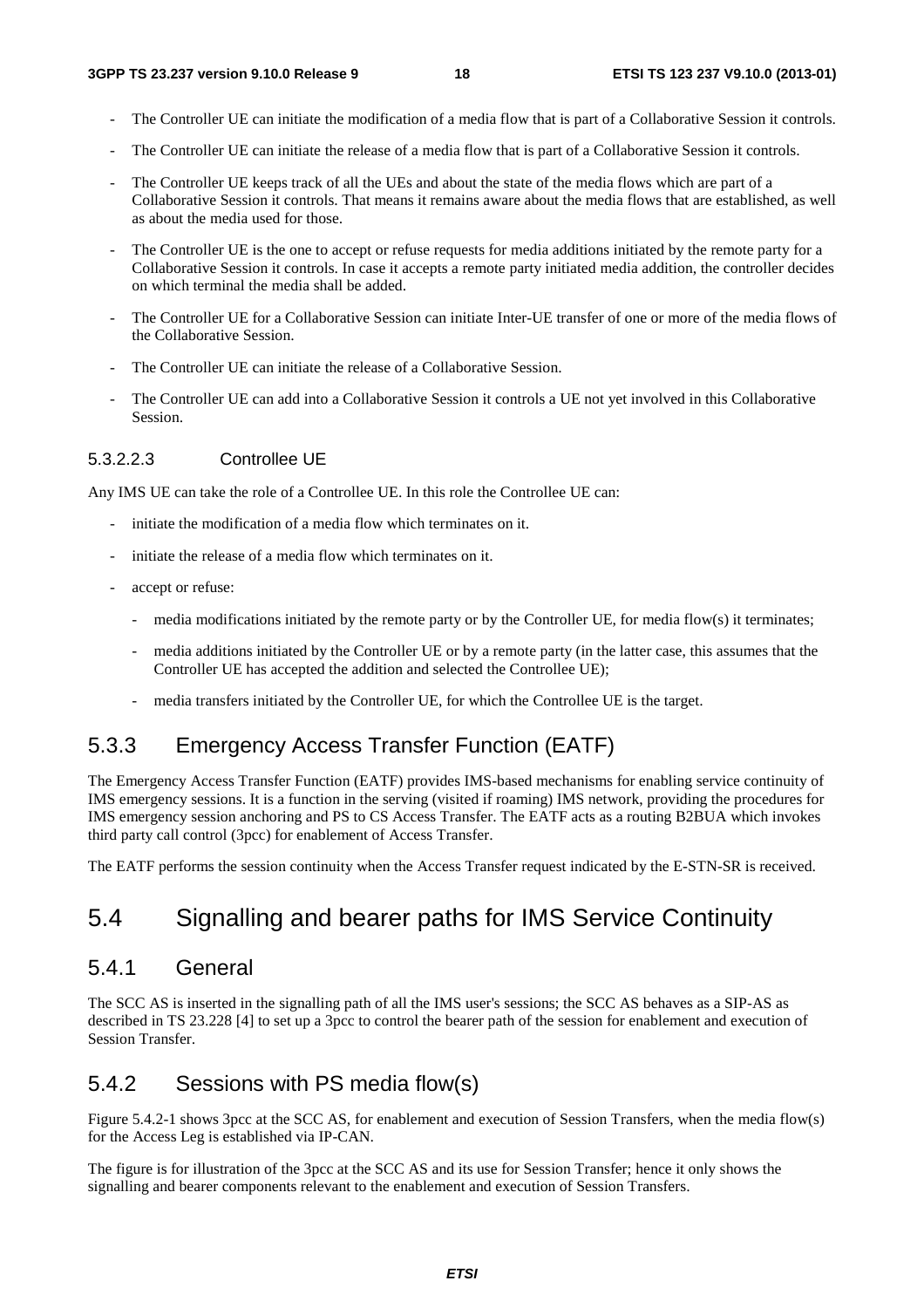- The Controller UE can initiate the modification of a media flow that is part of a Collaborative Session it controls.
- The Controller UE can initiate the release of a media flow that is part of a Collaborative Session it controls.
- The Controller UE keeps track of all the UEs and about the state of the media flows which are part of a Collaborative Session it controls. That means it remains aware about the media flows that are established, as well as about the media used for those.
- The Controller UE is the one to accept or refuse requests for media additions initiated by the remote party for a Collaborative Session it controls. In case it accepts a remote party initiated media addition, the controller decides on which terminal the media shall be added.
- The Controller UE for a Collaborative Session can initiate Inter-UE transfer of one or more of the media flows of the Collaborative Session.
- The Controller UE can initiate the release of a Collaborative Session.
- The Controller UE can add into a Collaborative Session it controls a UE not yet involved in this Collaborative Session.

#### 5.3.2.2.3 Controllee UE

Any IMS UE can take the role of a Controllee UE. In this role the Controllee UE can:

- initiate the modification of a media flow which terminates on it.
- initiate the release of a media flow which terminates on it.
- accept or refuse:
  - media modifications initiated by the remote party or by the Controller UE, for media flow(s) it terminates;
  - media additions initiated by the Controller UE or by a remote party (in the latter case, this assumes that the Controller UE has accepted the addition and selected the Controllee UE);
  - media transfers initiated by the Controller UE, for which the Controllee UE is the target.

### 5.3.3 Emergency Access Transfer Function (EATF)

The Emergency Access Transfer Function (EATF) provides IMS-based mechanisms for enabling service continuity of IMS emergency sessions. It is a function in the serving (visited if roaming) IMS network, providing the procedures for IMS emergency session anchoring and PS to CS Access Transfer. The EATF acts as a routing B2BUA which invokes third party call control (3pcc) for enablement of Access Transfer.

The EATF performs the session continuity when the Access Transfer request indicated by the E-STN-SR is received.

## 5.4 Signalling and bearer paths for IMS Service Continuity

### 5.4.1 General

The SCC AS is inserted in the signalling path of all the IMS user's sessions; the SCC AS behaves as a SIP-AS as described in TS 23.228 [4] to set up a 3pcc to control the bearer path of the session for enablement and execution of Session Transfer.

### 5.4.2 Sessions with PS media flow(s)

Figure 5.4.2-1 shows 3pcc at the SCC AS, for enablement and execution of Session Transfers, when the media flow(s) for the Access Leg is established via IP-CAN.

The figure is for illustration of the 3pcc at the SCC AS and its use for Session Transfer; hence it only shows the signalling and bearer components relevant to the enablement and execution of Session Transfers.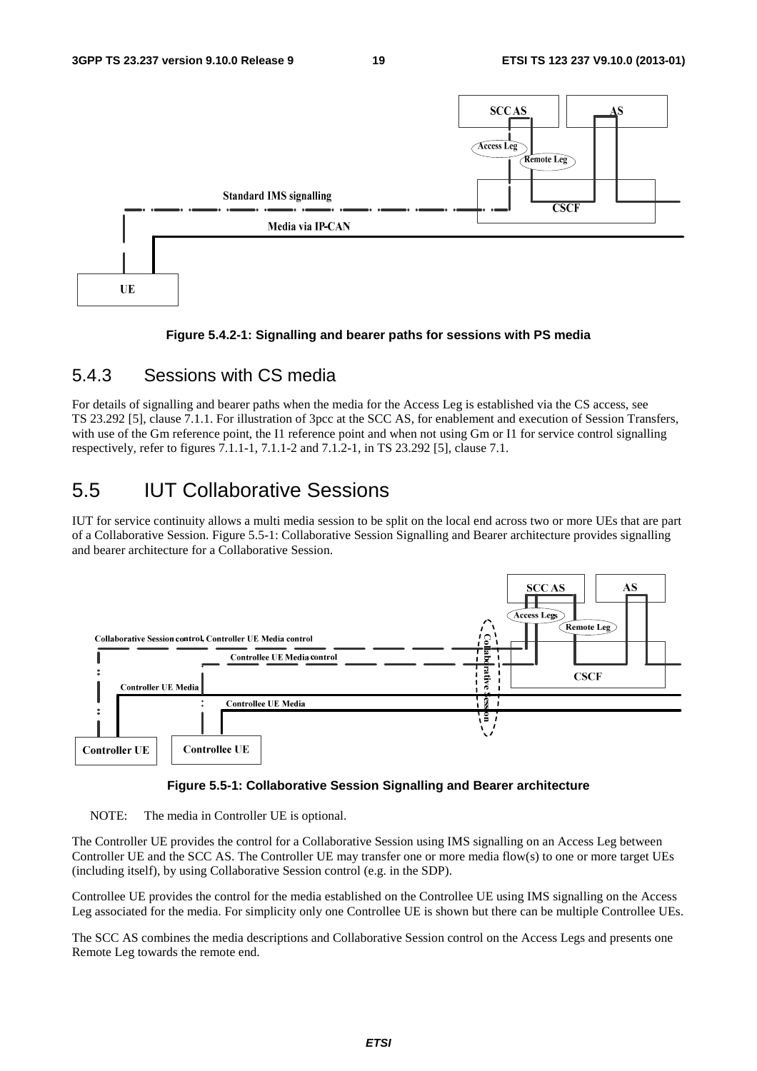Figure 5.4.2-1: Signalling and bearer paths for sessions with PS media

### 5.4.3 Sessions with CS media

For details of signalling and bearer paths when the media for the Access Leg is established via the CS access, see TS 23.292 [5], clause 7.1.1. For illustration of 3pcc at the SCC AS, for enablement and execution of Session Transfers, with use of the Gm reference point, the I1 reference point and when not using Gm or I1 for service control signalling respectively, refer to figures 7.1.1-1, 7.1.1-2 and 7.1.2-1, in TS 23.292 [5], clause 7.1.

## 5.5 IUT Collaborative Sessions

IUT for service continuity allows a multi media session to be split on the local end across two or more UEs that are part of a Collaborative Session. Figure 5.5-1: Collaborative Session Signalling and Bearer architecture provides signalling and bearer architecture for a Collaborative Session.

Figure 5.5-1: Collaborative Session Signalling and Bearer architecture

NOTE: The media in Controller UE is optional.

The Controller UE provides the control for a Collaborative Session using IMS signalling on an Access Leg between Controller UE and the SCC AS. The Controller UE may transfer one or more media flow(s) to one or more target UEs (including itself), by using Collaborative Session control (e.g. in the SDP).

Controllee UE provides the control for the media established on the Controllee UE using IMS signalling on the Access Leg associated for the media. For simplicity only one Controllee UE is shown but there can be multiple Controllee UEs.

The SCC AS combines the media descriptions and Collaborative Session control on the Access Legs and presents one Remote Leg towards the remote end.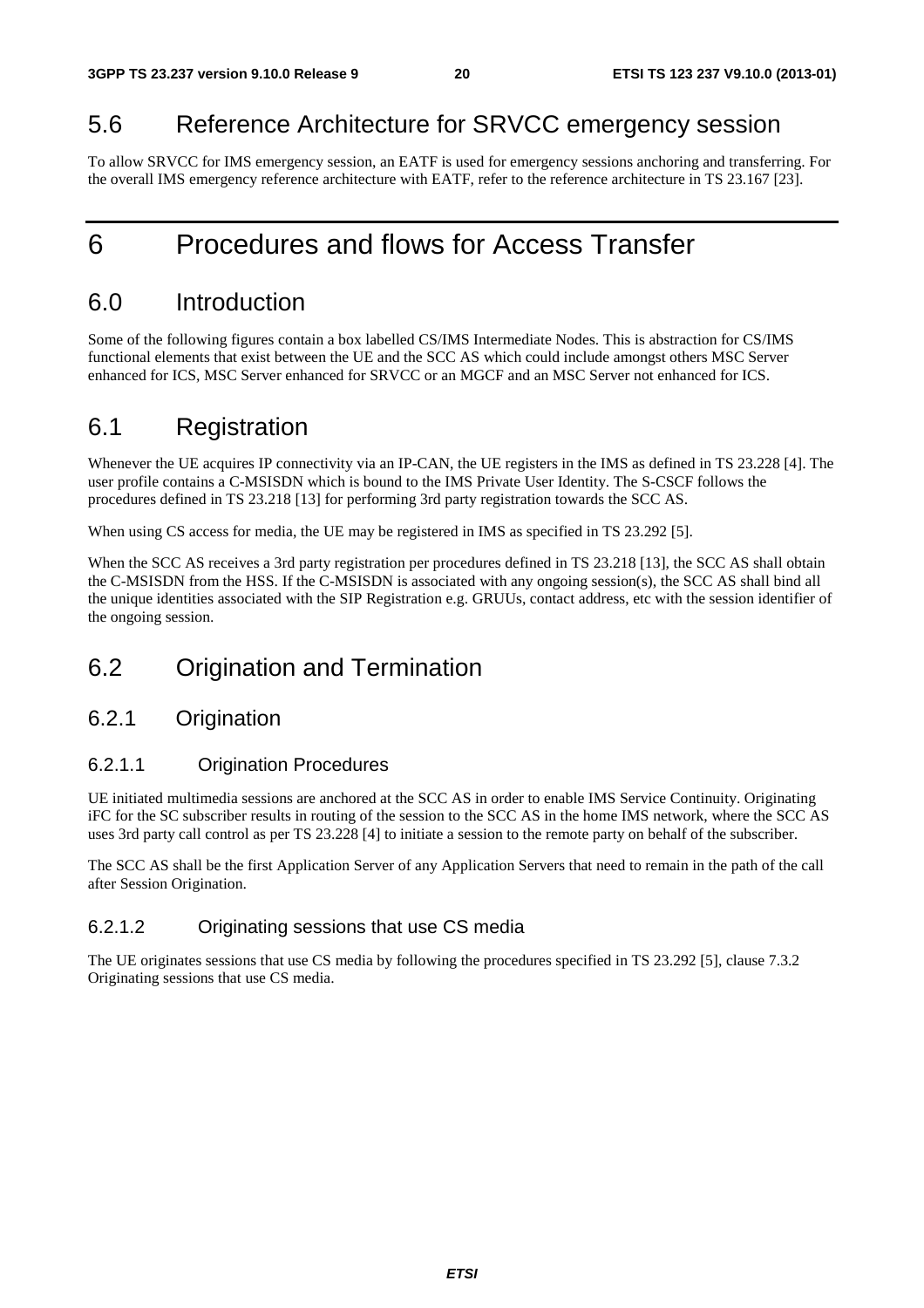## 5.6 Reference Architecture for SRVCC emergency session

To allow SRVCC for IMS emergency session, an EATF is used for emergency sessions anchoring and transferring. For the overall IMS emergency reference architecture with EATF, refer to the reference architecture in TS 23.167 [23].

# 6 Procedures and flows for Access Transfer

## 6.0 Introduction

Some of the following figures contain a box labelled CS/IMS Intermediate Nodes. This is abstraction for CS/IMS functional elements that exist between the UE and the SCC AS which could include amongst others MSC Server enhanced for ICS, MSC Server enhanced for SRVCC or an MGCF and an MSC Server not enhanced for ICS.

## 6.1 Registration

Whenever the UE acquires IP connectivity via an IP-CAN, the UE registers in the IMS as defined in TS 23.228 [4]. The user profile contains a C-MSISDN which is bound to the IMS Private User Identity. The S-CSCF follows the procedures defined in TS 23.218 [13] for performing 3rd party registration towards the SCC AS.

When using CS access for media, the UE may be registered in IMS as specified in TS 23.292 [5].

When the SCC AS receives a 3rd party registration per procedures defined in TS 23.218 [13], the SCC AS shall obtain the C-MSISDN from the HSS. If the C-MSISDN is associated with any ongoing session(s), the SCC AS shall bind all the unique identities associated with the SIP Registration e.g. GRUUs, contact address, etc with the session identifier of the ongoing session.

## 6.2 Origination and Termination

### 6.2.1 Origination

#### 6.2.1.1 Origination Procedures

UE initiated multimedia sessions are anchored at the SCC AS in order to enable IMS Service Continuity. Originating iFC for the SC subscriber results in routing of the session to the SCC AS in the home IMS network, where the SCC AS uses 3rd party call control as per TS 23.228 [4] to initiate a session to the remote party on behalf of the subscriber.

The SCC AS shall be the first Application Server of any Application Servers that need to remain in the path of the call after Session Origination.

#### 6.2.1.2 Originating sessions that use CS media

The UE originates sessions that use CS media by following the procedures specified in TS 23.292 [5], clause 7.3.2 Originating sessions that use CS media.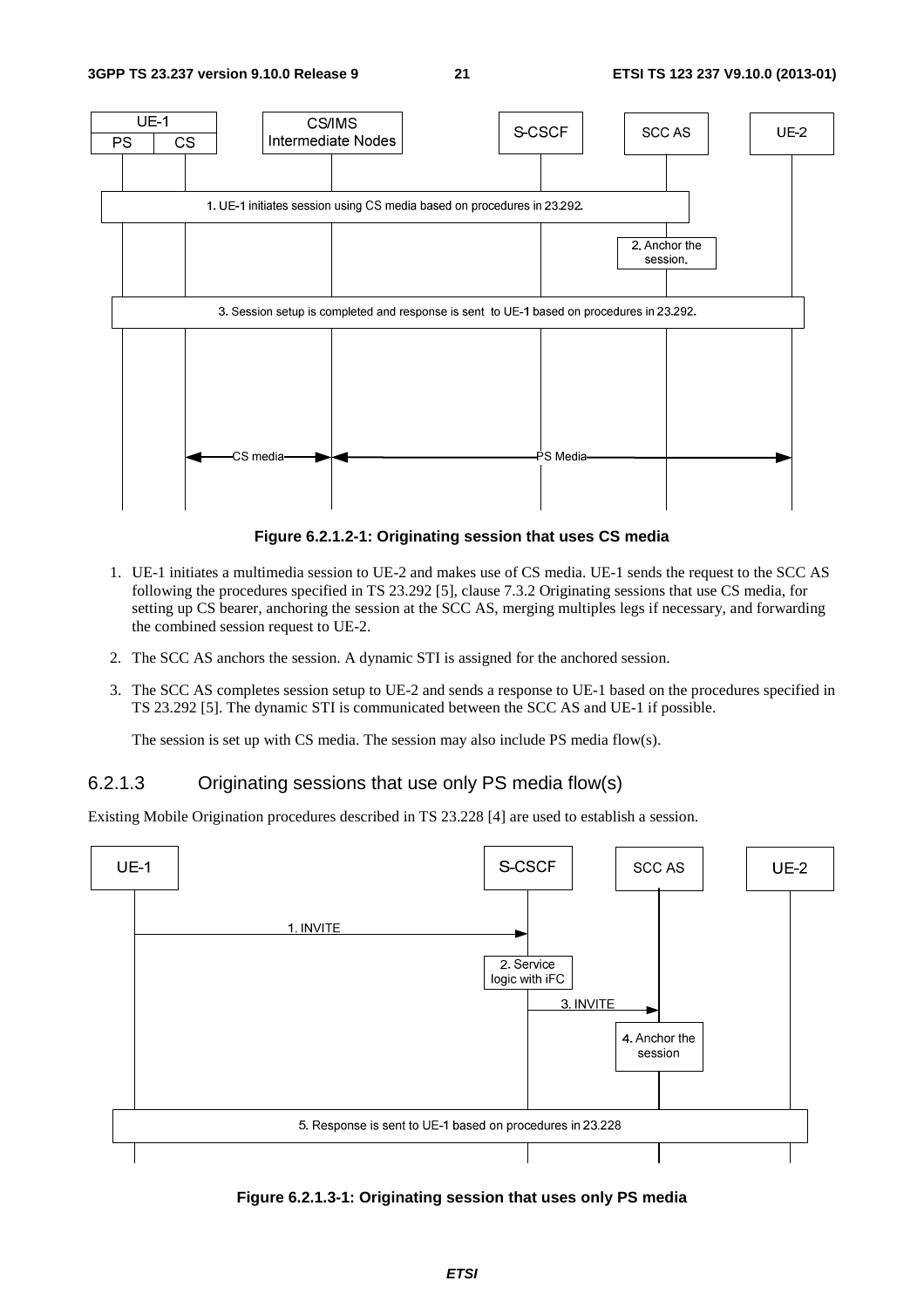Figure 6.2.1.2-1: Originating session that uses CS media

1. UE-1 initiates a multimedia session to UE-2 and makes use of CS media. UE-1 sends the request to the SCC AS following the procedures specified in TS 23.292 [5], clause 7.3.2 Originating sessions that use CS media, for setting up CS bearer, anchoring the session at the SCC AS, merging multiples legs if necessary, and forwarding the combined session request to UE-2.

2. The SCC AS anchors the session. A dynamic STI is assigned for the anchored session.

3. The SCC AS completes session setup to UE-2 and sends a response to UE-1 based on the procedures specified in TS 23.292 [5]. The dynamic STI is communicated between the SCC AS and UE-1 if possible.

   The session is set up with CS media. The session may also include PS media flow(s).

### 6.2.1.3 Originating sessions that use only PS media flow(s)

Existing Mobile Origination procedures described in TS 23.228 [4] are used to establish a session.

Figure 6.2.1.3-1: Originating session that uses only PS media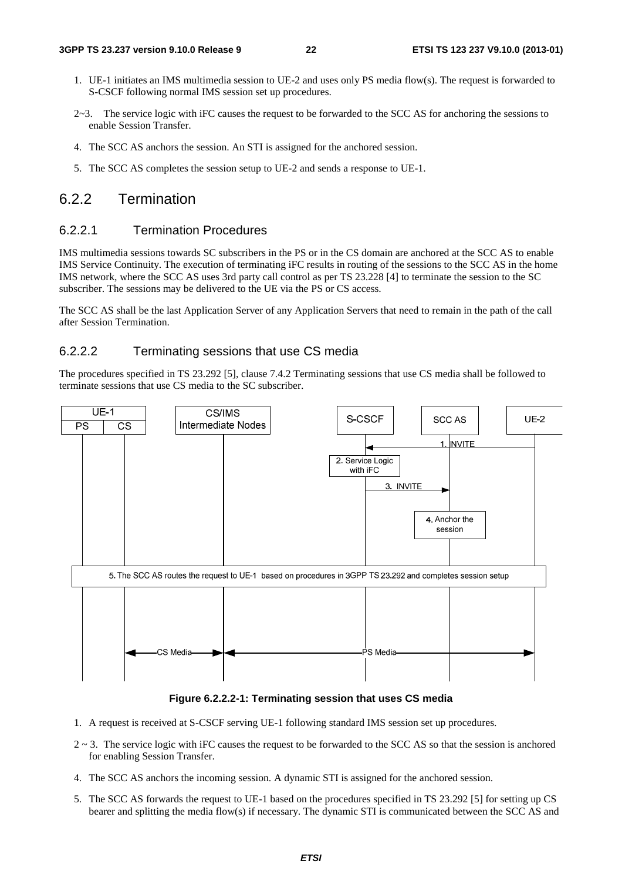1. UE-1 initiates an IMS multimedia session to UE-2 and uses only PS media flow(s). The request is forwarded to S-CSCF following normal IMS session set up procedures.

2~3. The service logic with iFC causes the request to be forwarded to the SCC AS for anchoring the sessions to enable Session Transfer.

4. The SCC AS anchors the session. An STI is assigned for the anchored session.

5. The SCC AS completes the session setup to UE-2 and sends a response to UE-1.

## 6.2.2 Termination

### 6.2.2.1 Termination Procedures

IMS multimedia sessions towards SC subscribers in the PS or in the CS domain are anchored at the SCC AS to enable IMS Service Continuity. The execution of terminating iFC results in routing of the sessions to the SCC AS in the home IMS network, where the SCC AS uses 3rd party call control as per TS 23.228 [4] to terminate the session to the SC subscriber. The sessions may be delivered to the UE via the PS or CS access.

The SCC AS shall be the last Application Server of any Application Servers that need to remain in the path of the call after Session Termination.

### 6.2.2.2 Terminating sessions that use CS media

The procedures specified in TS 23.292 [5], clause 7.4.2 Terminating sessions that use CS media shall be followed to terminate sessions that use CS media to the SC subscriber.

**Figure 6.2.2.2-1: Terminating session that uses CS media**

1. A request is received at S-CSCF serving UE-1 following standard IMS session set up procedures.

2 ~ 3. The service logic with iFC causes the request to be forwarded to the SCC AS so that the session is anchored for enabling Session Transfer.

4. The SCC AS anchors the incoming session. A dynamic STI is assigned for the anchored session.

5. The SCC AS forwards the request to UE-1 based on the procedures specified in TS 23.292 [5] for setting up CS bearer and splitting the media flow(s) if necessary. The dynamic STI is communicated between the SCC AS and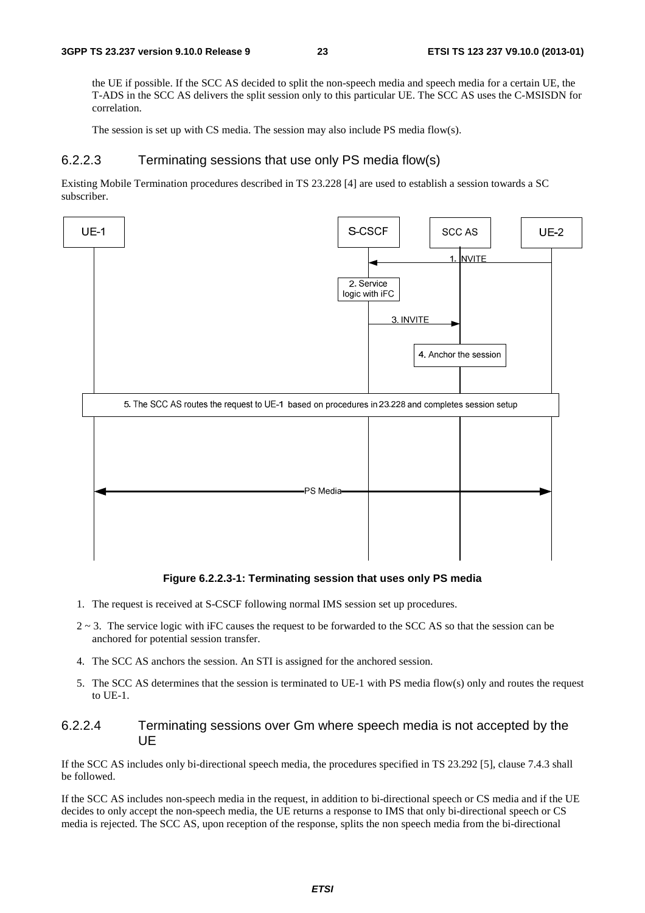the UE if possible. If the SCC AS decided to split the non-speech media and speech media for a certain UE, the T-ADS in the SCC AS delivers the split session only to this particular UE. The SCC AS uses the C-MSISDN for correlation.

The session is set up with CS media. The session may also include PS media flow(s).

#### 6.2.2.3 Terminating sessions that use only PS media flow(s)

Existing Mobile Termination procedures described in TS 23.228 [4] are used to establish a session towards a SC subscriber.

**Figure 6.2.2.3-1: Terminating session that uses only PS media**

1. The request is received at S-CSCF following normal IMS session set up procedures.

2 ~ 3. The service logic with iFC causes the request to be forwarded to the SCC AS so that the session can be anchored for potential session transfer.

4. The SCC AS anchors the session. An STI is assigned for the anchored session.

5. The SCC AS determines that the session is terminated to UE-1 with PS media flow(s) only and routes the request to UE-1.

#### 6.2.2.4 Terminating sessions over Gm where speech media is not accepted by the UE

If the SCC AS includes only bi-directional speech media, the procedures specified in TS 23.292 [5], clause 7.4.3 shall be followed.

If the SCC AS includes non-speech media in the request, in addition to bi-directional speech or CS media and if the UE decides to only accept the non-speech media, the UE returns a response to IMS that only bi-directional speech or CS media is rejected. The SCC AS, upon reception of the response, splits the non speech media from the bi-directional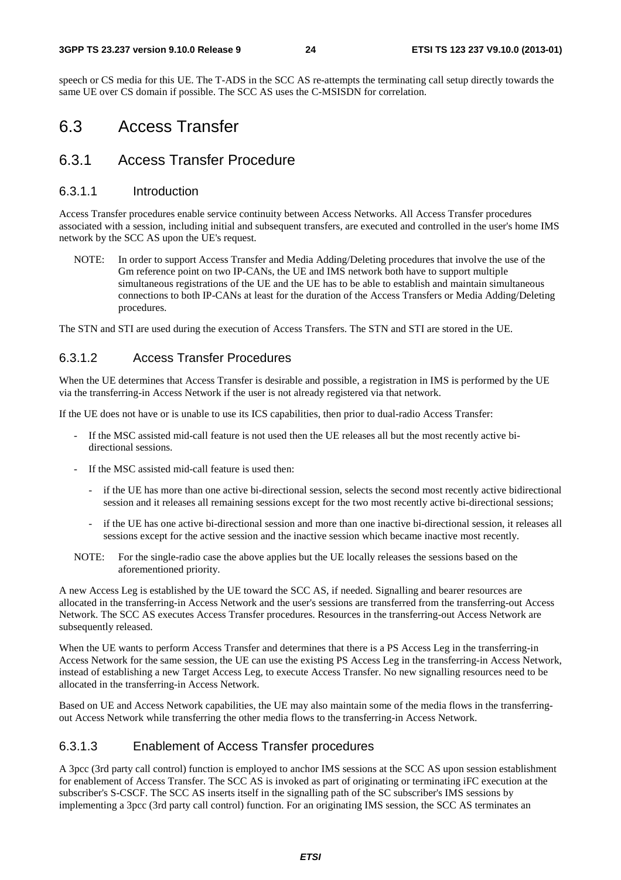speech or CS media for this UE. The T-ADS in the SCC AS re-attempts the terminating call setup directly towards the same UE over CS domain if possible. The SCC AS uses the C-MSISDN for correlation.

## 6.3 Access Transfer

### 6.3.1 Access Transfer Procedure

#### 6.3.1.1 Introduction

Access Transfer procedures enable service continuity between Access Networks. All Access Transfer procedures associated with a session, including initial and subsequent transfers, are executed and controlled in the user's home IMS network by the SCC AS upon the UE's request.

NOTE: In order to support Access Transfer and Media Adding/Deleting procedures that involve the use of the Gm reference point on two IP-CANs, the UE and IMS network both have to support multiple simultaneous registrations of the UE and the UE has to be able to establish and maintain simultaneous connections to both IP-CANs at least for the duration of the Access Transfers or Media Adding/Deleting procedures.

The STN and STI are used during the execution of Access Transfers. The STN and STI are stored in the UE.

#### 6.3.1.2 Access Transfer Procedures

When the UE determines that Access Transfer is desirable and possible, a registration in IMS is performed by the UE via the transferring-in Access Network if the user is not already registered via that network.

If the UE does not have or is unable to use its ICS capabilities, then prior to dual-radio Access Transfer:

- If the MSC assisted mid-call feature is not used then the UE releases all but the most recently active bi-directional sessions.
- If the MSC assisted mid-call feature is used then:
  - if the UE has more than one active bi-directional session, selects the second most recently active bidirectional session and it releases all remaining sessions except for the two most recently active bi-directional sessions;
  - if the UE has one active bi-directional session and more than one inactive bi-directional session, it releases all sessions except for the active session and the inactive session which became inactive most recently.

NOTE: For the single-radio case the above applies but the UE locally releases the sessions based on the aforementioned priority.

A new Access Leg is established by the UE toward the SCC AS, if needed. Signalling and bearer resources are allocated in the transferring-in Access Network and the user's sessions are transferred from the transferring-out Access Network. The SCC AS executes Access Transfer procedures. Resources in the transferring-out Access Network are subsequently released.

When the UE wants to perform Access Transfer and determines that there is a PS Access Leg in the transferring-in Access Network for the same session, the UE can use the existing PS Access Leg in the transferring-in Access Network, instead of establishing a new Target Access Leg, to execute Access Transfer. No new signalling resources need to be allocated in the transferring-in Access Network.

Based on UE and Access Network capabilities, the UE may also maintain some of the media flows in the transferring-out Access Network while transferring the other media flows to the transferring-in Access Network.

#### 6.3.1.3 Enablement of Access Transfer procedures

A 3pcc (3rd party call control) function is employed to anchor IMS sessions at the SCC AS upon session establishment for enablement of Access Transfer. The SCC AS is invoked as part of originating or terminating iFC execution at the subscriber's S-CSCF. The SCC AS inserts itself in the signalling path of the SC subscriber's IMS sessions by implementing a 3pcc (3rd party call control) function. For an originating IMS session, the SCC AS terminates an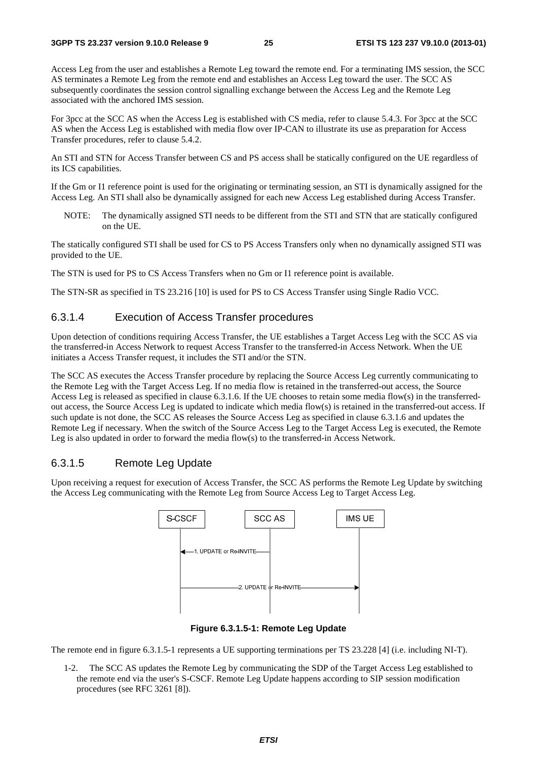Access Leg from the user and establishes a Remote Leg toward the remote end. For a terminating IMS session, the SCC AS terminates a Remote Leg from the remote end and establishes an Access Leg toward the user. The SCC AS subsequently coordinates the session control signalling exchange between the Access Leg and the Remote Leg associated with the anchored IMS session.

For 3pcc at the SCC AS when the Access Leg is established with CS media, refer to clause 5.4.3. For 3pcc at the SCC AS when the Access Leg is established with media flow over IP-CAN to illustrate its use as preparation for Access Transfer procedures, refer to clause 5.4.2.

An STI and STN for Access Transfer between CS and PS access shall be statically configured on the UE regardless of its ICS capabilities.

If the Gm or I1 reference point is used for the originating or terminating session, an STI is dynamically assigned for the Access Leg. An STI shall also be dynamically assigned for each new Access Leg established during Access Transfer.

NOTE: The dynamically assigned STI needs to be different from the STI and STN that are statically configured on the UE.

The statically configured STI shall be used for CS to PS Access Transfers only when no dynamically assigned STI was provided to the UE.

The STN is used for PS to CS Access Transfers when no Gm or I1 reference point is available.

The STN-SR as specified in TS 23.216 [10] is used for PS to CS Access Transfer using Single Radio VCC.

### 6.3.1.4 Execution of Access Transfer procedures

Upon detection of conditions requiring Access Transfer, the UE establishes a Target Access Leg with the SCC AS via the transferred-in Access Network to request Access Transfer to the transferred-in Access Network. When the UE initiates a Access Transfer request, it includes the STI and/or the STN.

The SCC AS executes the Access Transfer procedure by replacing the Source Access Leg currently communicating to the Remote Leg with the Target Access Leg. If no media flow is retained in the transferred-out access, the Source Access Leg is released as specified in clause 6.3.1.6. If the UE chooses to retain some media flow(s) in the transferred-out access, the Source Access Leg is updated to indicate which media flow(s) is retained in the transferred-out access. If such update is not done, the SCC AS releases the Source Access Leg as specified in clause 6.3.1.6 and updates the Remote Leg if necessary. When the switch of the Source Access Leg to the Target Access Leg is executed, the Remote Leg is also updated in order to forward the media flow(s) to the transferred-in Access Network.

### 6.3.1.5 Remote Leg Update

Upon receiving a request for execution of Access Transfer, the SCC AS performs the Remote Leg Update by switching the Access Leg communicating with the Remote Leg from Source Access Leg to Target Access Leg.

```
S-CSCF                SCC AS                IMS UE
  |                     |                     |
  |<-1. UPDATE or Re-INVITE--|                |
  |                     |                     |
  |-----------2. UPDATE or Re-INVITE--------->|
  |                     |                     |
```

**Figure 6.3.1.5-1: Remote Leg Update**

The remote end in figure 6.3.1.5-1 represents a UE supporting terminations per TS 23.228 [4] (i.e. including NI-T).

1-2. The SCC AS updates the Remote Leg by communicating the SDP of the Target Access Leg established to the remote end via the user's S-CSCF. Remote Leg Update happens according to SIP session modification procedures (see RFC 3261 [8]).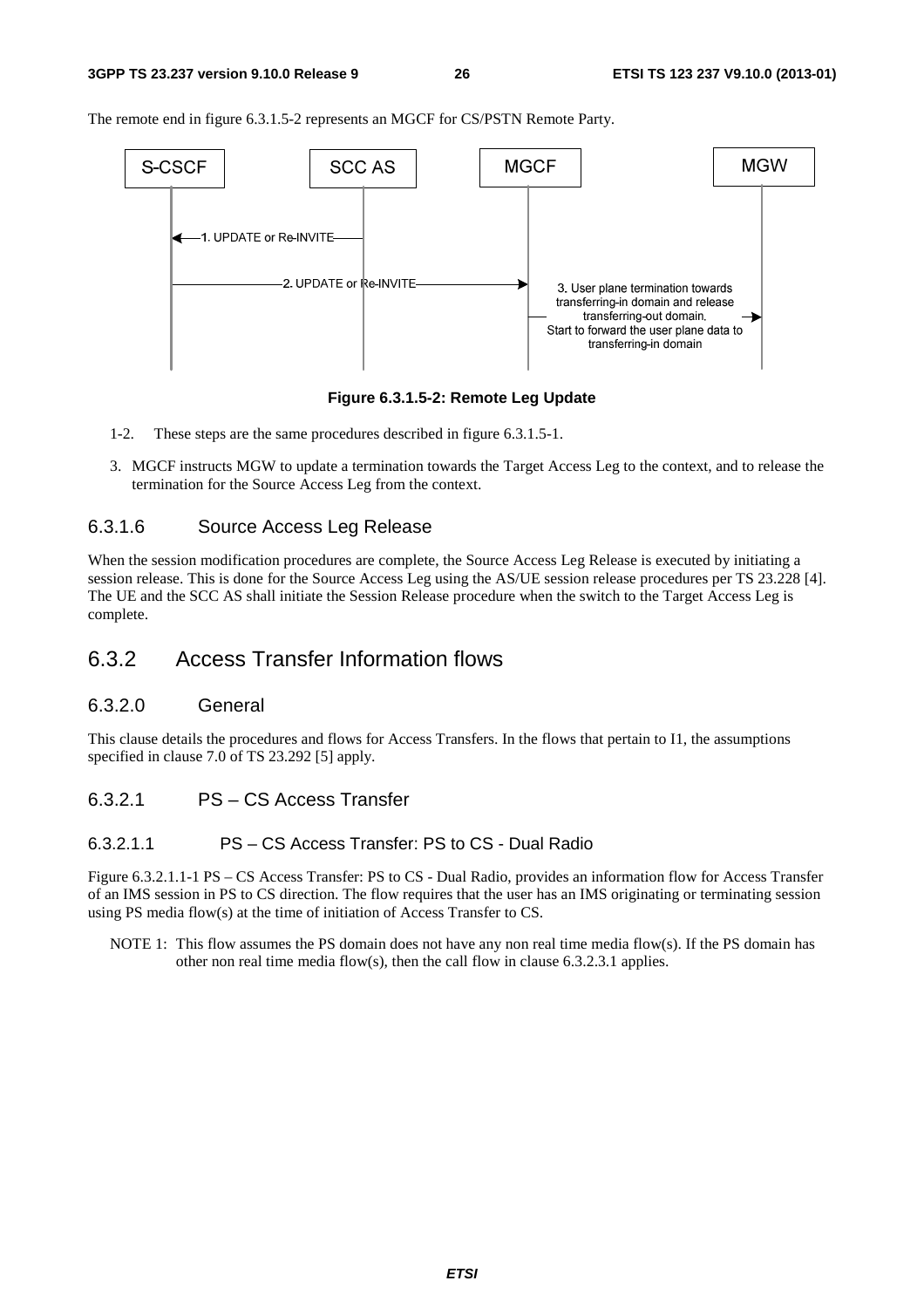The remote end in figure 6.3.1.5-2 represents an MGCF for CS/PSTN Remote Party.

**Figure 6.3.1.5-2: Remote Leg Update**

1-2. These steps are the same procedures described in figure 6.3.1.5-1.

3. MGCF instructs MGW to update a termination towards the Target Access Leg to the context, and to release the termination for the Source Access Leg from the context.

#### 6.3.1.6 Source Access Leg Release

When the session modification procedures are complete, the Source Access Leg Release is executed by initiating a session release. This is done for the Source Access Leg using the AS/UE session release procedures per TS 23.228 [4]. The UE and the SCC AS shall initiate the Session Release procedure when the switch to the Target Access Leg is complete.

### 6.3.2 Access Transfer Information flows

#### 6.3.2.0 General

This clause details the procedures and flows for Access Transfers. In the flows that pertain to I1, the assumptions specified in clause 7.0 of TS 23.292 [5] apply.

#### 6.3.2.1 PS – CS Access Transfer

##### 6.3.2.1.1 PS – CS Access Transfer: PS to CS - Dual Radio

Figure 6.3.2.1.1-1 PS – CS Access Transfer: PS to CS - Dual Radio, provides an information flow for Access Transfer of an IMS session in PS to CS direction. The flow requires that the user has an IMS originating or terminating session using PS media flow(s) at the time of initiation of Access Transfer to CS.

NOTE 1: This flow assumes the PS domain does not have any non real time media flow(s). If the PS domain has other non real time media flow(s), then the call flow in clause 6.3.2.3.1 applies.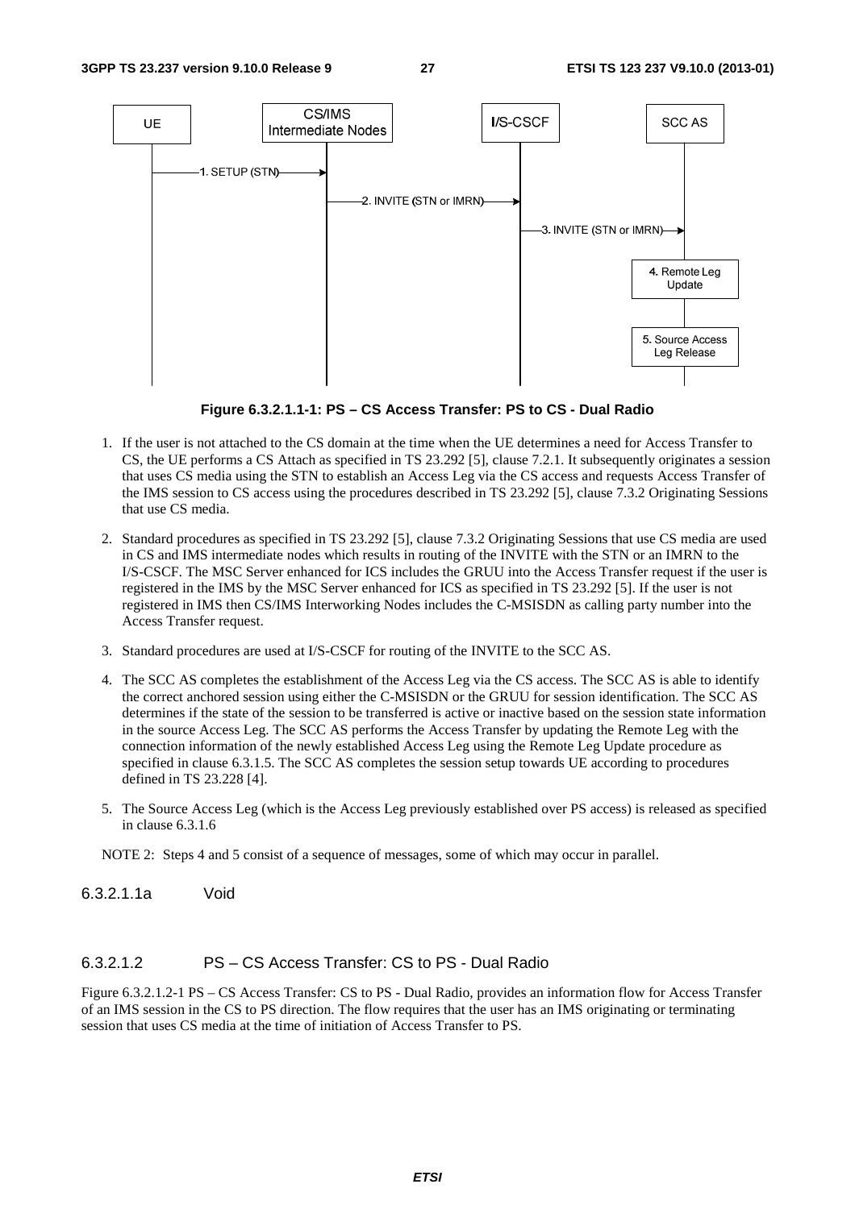Figure 6.3.2.1.1-1: PS – CS Access Transfer: PS to CS - Dual Radio

1. If the user is not attached to the CS domain at the time when the UE determines a need for Access Transfer to CS, the UE performs a CS Attach as specified in TS 23.292 [5], clause 7.2.1. It subsequently originates a session that uses CS media using the STN to establish an Access Leg via the CS access and requests Access Transfer of the IMS session to CS access using the procedures described in TS 23.292 [5], clause 7.3.2 Originating Sessions that use CS media.

2. Standard procedures as specified in TS 23.292 [5], clause 7.3.2 Originating Sessions that use CS media are used in CS and IMS intermediate nodes which results in routing of the INVITE with the STN or an IMRN to the I/S-CSCF. The MSC Server enhanced for ICS includes the GRUU into the Access Transfer request if the user is registered in the IMS by the MSC Server enhanced for ICS as specified in TS 23.292 [5]. If the user is not registered in IMS then CS/IMS Interworking Nodes includes the C-MSISDN as calling party number into the Access Transfer request.

3. Standard procedures are used at I/S-CSCF for routing of the INVITE to the SCC AS.

4. The SCC AS completes the establishment of the Access Leg via the CS access. The SCC AS is able to identify the correct anchored session using either the C-MSISDN or the GRUU for session identification. The SCC AS determines if the state of the session to be transferred is active or inactive based on the session state information in the source Access Leg. The SCC AS performs the Access Transfer by updating the Remote Leg with the connection information of the newly established Access Leg using the Remote Leg Update procedure as specified in clause 6.3.1.5. The SCC AS completes the session setup towards UE according to procedures defined in TS 23.228 [4].

5. The Source Access Leg (which is the Access Leg previously established over PS access) is released as specified in clause 6.3.1.6

NOTE 2: Steps 4 and 5 consist of a sequence of messages, some of which may occur in parallel.

#### 6.3.2.1.1a Void

#### 6.3.2.1.2 PS – CS Access Transfer: CS to PS - Dual Radio

Figure 6.3.2.1.2-1 PS – CS Access Transfer: CS to PS - Dual Radio, provides an information flow for Access Transfer of an IMS session in the CS to PS direction. The flow requires that the user has an IMS originating or terminating session that uses CS media at the time of initiation of Access Transfer to PS.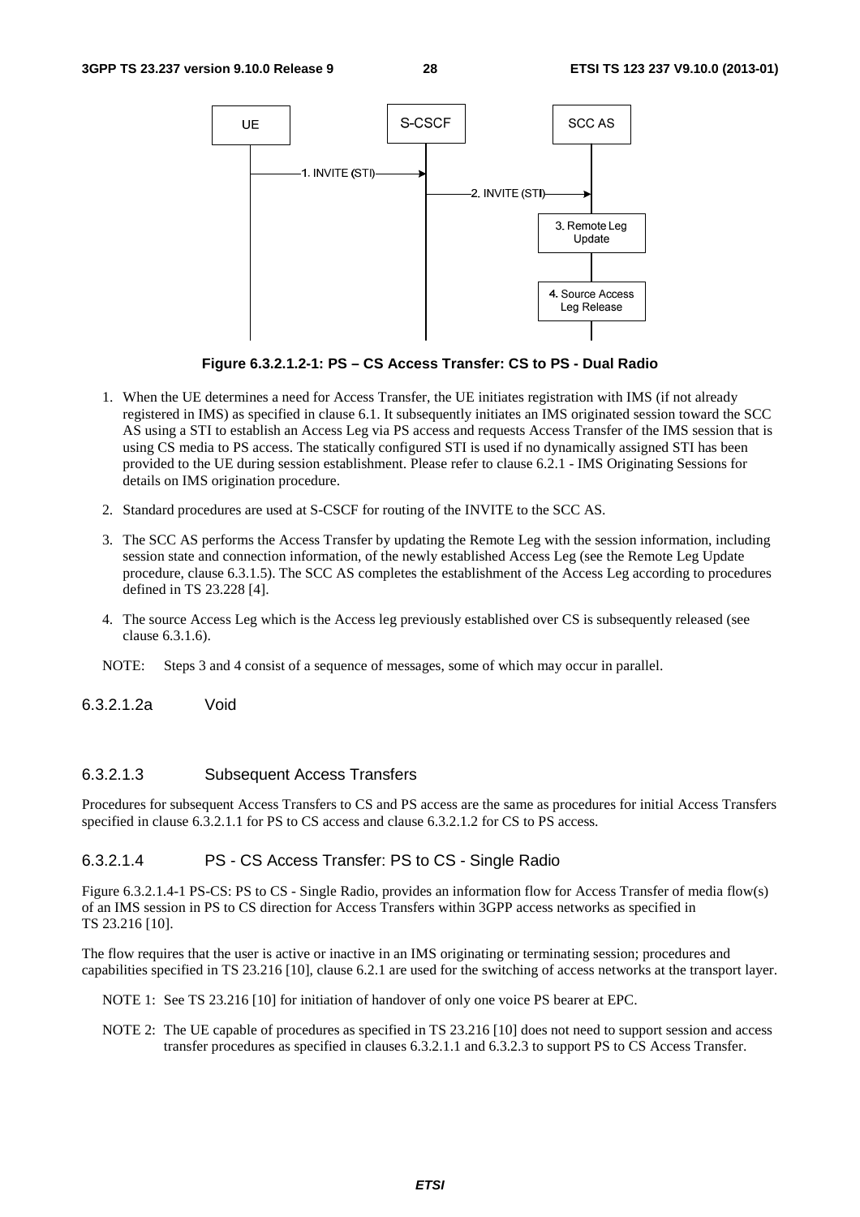**Figure 6.3.2.1.2-1: PS – CS Access Transfer: CS to PS - Dual Radio**

1. When the UE determines a need for Access Transfer, the UE initiates registration with IMS (if not already registered in IMS) as specified in clause 6.1. It subsequently initiates an IMS originated session toward the SCC AS using a STI to establish an Access Leg via PS access and requests Access Transfer of the IMS session that is using CS media to PS access. The statically configured STI is used if no dynamically assigned STI has been provided to the UE during session establishment. Please refer to clause 6.2.1 - IMS Originating Sessions for details on IMS origination procedure.
2. Standard procedures are used at S-CSCF for routing of the INVITE to the SCC AS.
3. The SCC AS performs the Access Transfer by updating the Remote Leg with the session information, including session state and connection information, of the newly established Access Leg (see the Remote Leg Update procedure, clause 6.3.1.5). The SCC AS completes the establishment of the Access Leg according to procedures defined in TS 23.228 [4].
4. The source Access Leg which is the Access leg previously established over CS is subsequently released (see clause 6.3.1.6).

NOTE: Steps 3 and 4 consist of a sequence of messages, some of which may occur in parallel.

##### 6.3.2.1.2a Void

##### 6.3.2.1.3 Subsequent Access Transfers

Procedures for subsequent Access Transfers to CS and PS access are the same as procedures for initial Access Transfers specified in clause 6.3.2.1.1 for PS to CS access and clause 6.3.2.1.2 for CS to PS access.

##### 6.3.2.1.4 PS - CS Access Transfer: PS to CS - Single Radio

Figure 6.3.2.1.4-1 PS-CS: PS to CS - Single Radio, provides an information flow for Access Transfer of media flow(s) of an IMS session in PS to CS direction for Access Transfers within 3GPP access networks as specified in TS 23.216 [10].

The flow requires that the user is active or inactive in an IMS originating or terminating session; procedures and capabilities specified in TS 23.216 [10], clause 6.2.1 are used for the switching of access networks at the transport layer.

NOTE 1: See TS 23.216 [10] for initiation of handover of only one voice PS bearer at EPC.

NOTE 2: The UE capable of procedures as specified in TS 23.216 [10] does not need to support session and access transfer procedures as specified in clauses 6.3.2.1.1 and 6.3.2.3 to support PS to CS Access Transfer.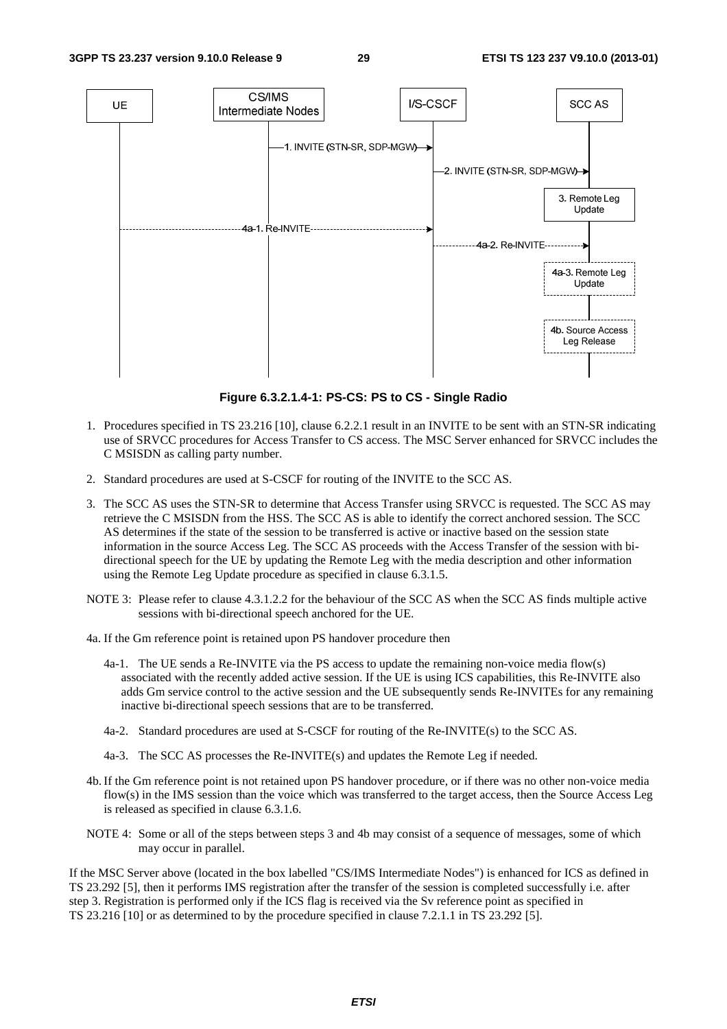**Figure 6.3.2.1.4-1: PS-CS: PS to CS - Single Radio**

1. Procedures specified in TS 23.216 [10], clause 6.2.2.1 result in an INVITE to be sent with an STN-SR indicating use of SRVCC procedures for Access Transfer to CS access. The MSC Server enhanced for SRVCC includes the C MSISDN as calling party number.

2. Standard procedures are used at S-CSCF for routing of the INVITE to the SCC AS.

3. The SCC AS uses the STN-SR to determine that Access Transfer using SRVCC is requested. The SCC AS may retrieve the C MSISDN from the HSS. The SCC AS is able to identify the correct anchored session. The SCC AS determines if the state of the session to be transferred is active or inactive based on the session state information in the source Access Leg. The SCC AS proceeds with the Access Transfer of the session with bi-directional speech for the UE by updating the Remote Leg with the media description and other information using the Remote Leg Update procedure as specified in clause 6.3.1.5.

NOTE 3: Please refer to clause 4.3.1.2.2 for the behaviour of the SCC AS when the SCC AS finds multiple active sessions with bi-directional speech anchored for the UE.

4a. If the Gm reference point is retained upon PS handover procedure then

   4a-1. The UE sends a Re-INVITE via the PS access to update the remaining non-voice media flow(s) associated with the recently added active session. If the UE is using ICS capabilities, this Re-INVITE also adds Gm service control to the active session and the UE subsequently sends Re-INVITEs for any remaining inactive bi-directional speech sessions that are to be transferred.

   4a-2. Standard procedures are used at S-CSCF for routing of the Re-INVITE(s) to the SCC AS.

   4a-3. The SCC AS processes the Re-INVITE(s) and updates the Remote Leg if needed.

4b. If the Gm reference point is not retained upon PS handover procedure, or if there was no other non-voice media flow(s) in the IMS session than the voice which was transferred to the target access, then the Source Access Leg is released as specified in clause 6.3.1.6.

NOTE 4: Some or all of the steps between steps 3 and 4b may consist of a sequence of messages, some of which may occur in parallel.

If the MSC Server above (located in the box labelled "CS/IMS Intermediate Nodes") is enhanced for ICS as defined in TS 23.292 [5], then it performs IMS registration after the transfer of the session is completed successfully i.e. after step 3. Registration is performed only if the ICS flag is received via the Sv reference point as specified in TS 23.216 [10] or as determined to by the procedure specified in clause 7.2.1.1 in TS 23.292 [5].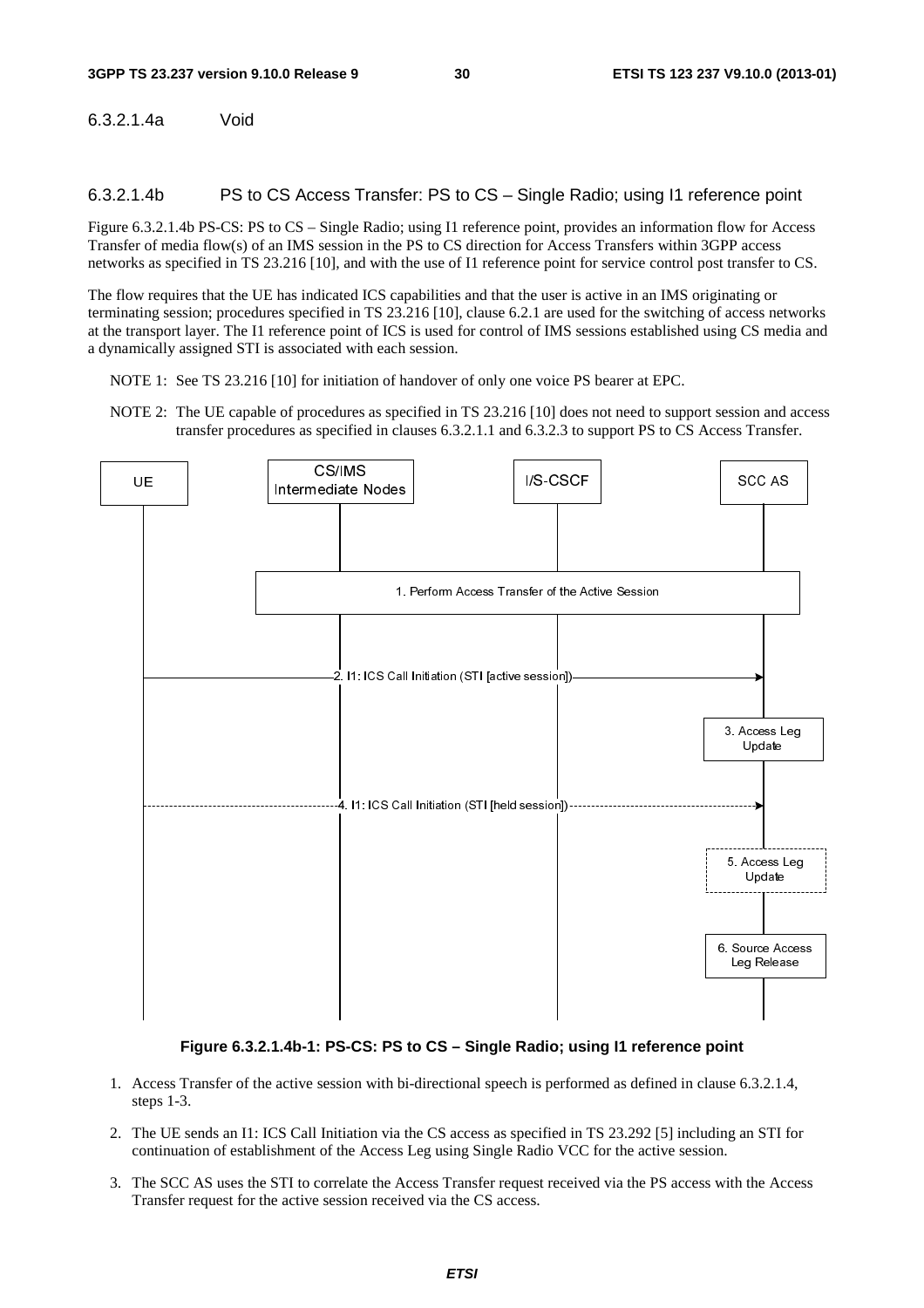#### 6.3.2.1.4a Void

#### 6.3.2.1.4b PS to CS Access Transfer: PS to CS – Single Radio; using I1 reference point

Figure 6.3.2.1.4b PS-CS: PS to CS – Single Radio; using I1 reference point, provides an information flow for Access Transfer of media flow(s) of an IMS session in the PS to CS direction for Access Transfers within 3GPP access networks as specified in TS 23.216 [10], and with the use of I1 reference point for service control post transfer to CS.

The flow requires that the UE has indicated ICS capabilities and that the user is active in an IMS originating or terminating session; procedures specified in TS 23.216 [10], clause 6.2.1 are used for the switching of access networks at the transport layer. The I1 reference point of ICS is used for control of IMS sessions established using CS media and a dynamically assigned STI is associated with each session.

NOTE 1: See TS 23.216 [10] for initiation of handover of only one voice PS bearer at EPC.

NOTE 2: The UE capable of procedures as specified in TS 23.216 [10] does not need to support session and access transfer procedures as specified in clauses 6.3.2.1.1 and 6.3.2.3 to support PS to CS Access Transfer.

**Figure 6.3.2.1.4b-1: PS-CS: PS to CS – Single Radio; using I1 reference point**

1. Access Transfer of the active session with bi-directional speech is performed as defined in clause 6.3.2.1.4, steps 1-3.
2. The UE sends an I1: ICS Call Initiation via the CS access as specified in TS 23.292 [5] including an STI for continuation of establishment of the Access Leg using Single Radio VCC for the active session.
3. The SCC AS uses the STI to correlate the Access Transfer request received via the PS access with the Access Transfer request for the active session received via the CS access.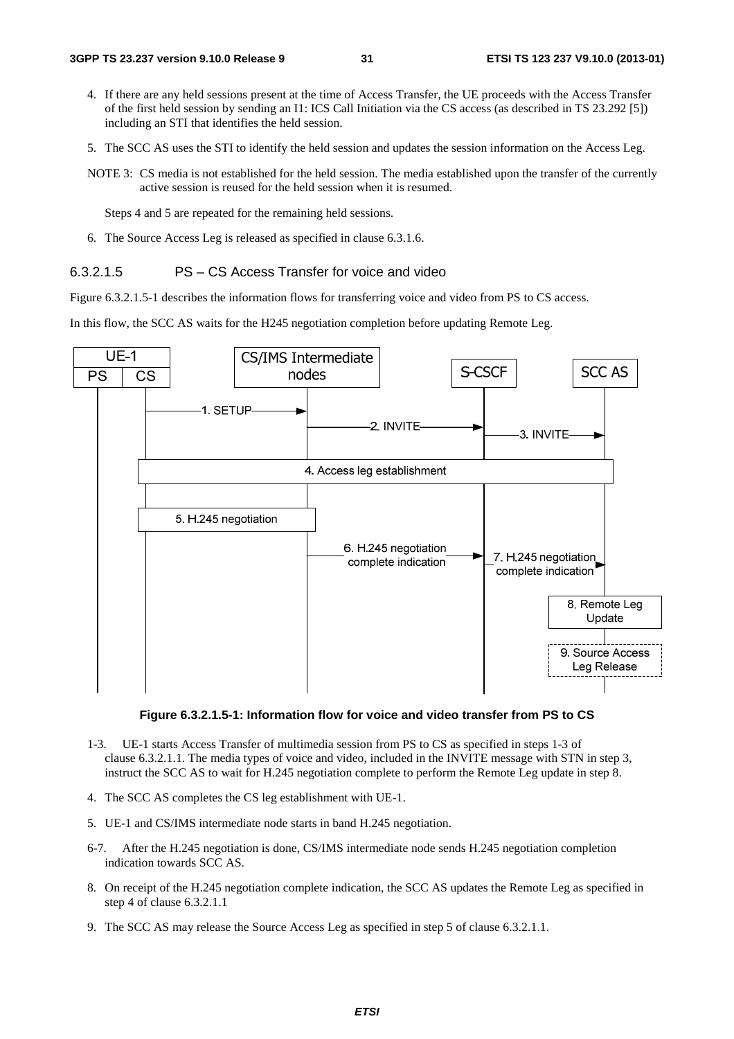4. If there are any held sessions present at the time of Access Transfer, the UE proceeds with the Access Transfer of the first held session by sending an I1: ICS Call Initiation via the CS access (as described in TS 23.292 [5]) including an STI that identifies the held session.

5. The SCC AS uses the STI to identify the held session and updates the session information on the Access Leg.

NOTE 3: CS media is not established for the held session. The media established upon the transfer of the currently active session is reused for the held session when it is resumed.

Steps 4 and 5 are repeated for the remaining held sessions.

6. The Source Access Leg is released as specified in clause 6.3.1.6.

#### 6.3.2.1.5 PS – CS Access Transfer for voice and video

Figure 6.3.2.1.5-1 describes the information flows for transferring voice and video from PS to CS access.

In this flow, the SCC AS waits for the H245 negotiation completion before updating Remote Leg.

**Figure 6.3.2.1.5-1: Information flow for voice and video transfer from PS to CS**

1-3. UE-1 starts Access Transfer of multimedia session from PS to CS as specified in steps 1-3 of clause 6.3.2.1.1. The media types of voice and video, included in the INVITE message with STN in step 3, instruct the SCC AS to wait for H.245 negotiation complete to perform the Remote Leg update in step 8.

4. The SCC AS completes the CS leg establishment with UE-1.

5. UE-1 and CS/IMS intermediate node starts in band H.245 negotiation.

6-7. After the H.245 negotiation is done, CS/IMS intermediate node sends H.245 negotiation completion indication towards SCC AS.

8. On receipt of the H.245 negotiation complete indication, the SCC AS updates the Remote Leg as specified in step 4 of clause 6.3.2.1.1

9. The SCC AS may release the Source Access Leg as specified in step 5 of clause 6.3.2.1.1.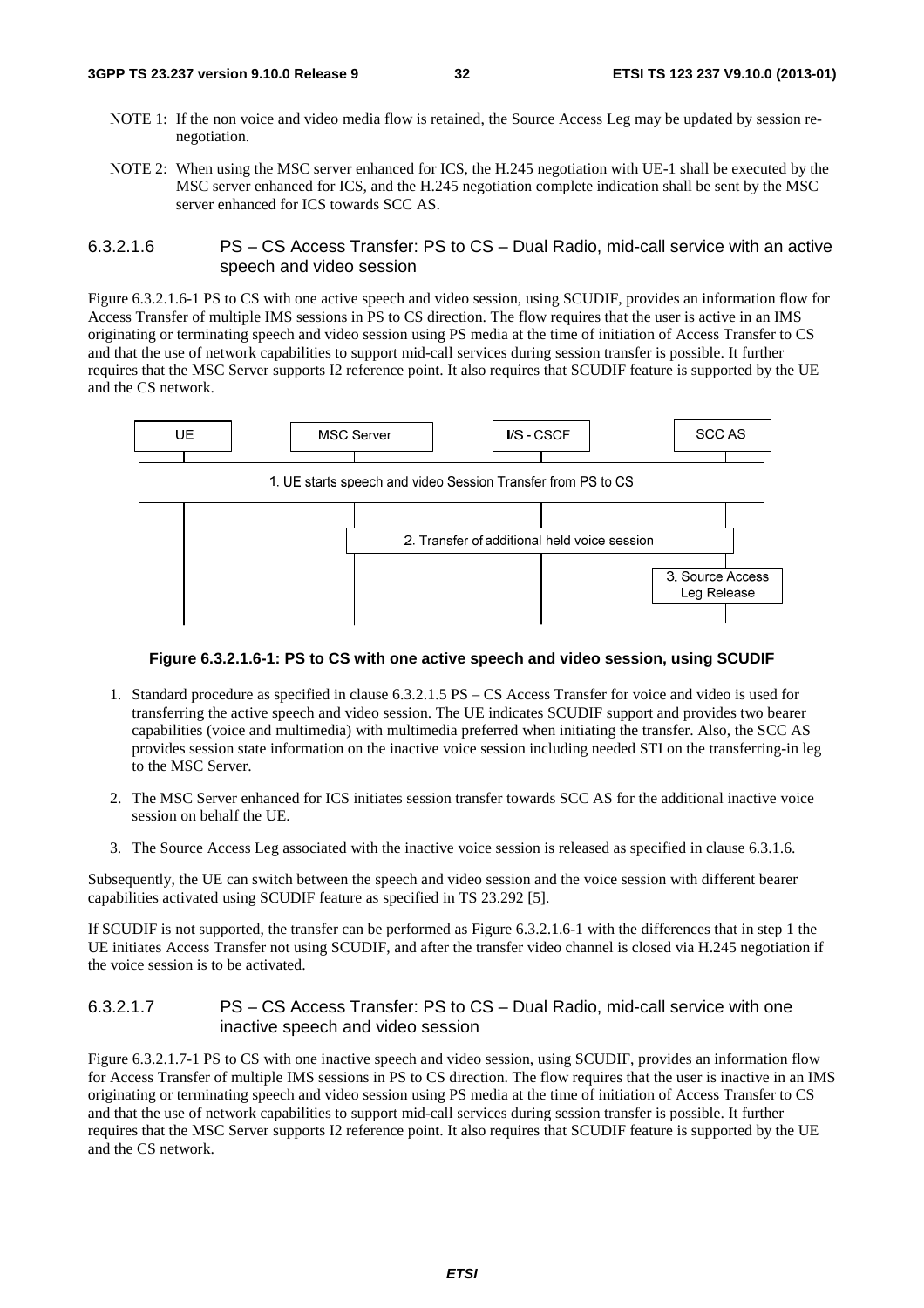NOTE 1: If the non voice and video media flow is retained, the Source Access Leg may be updated by session re-negotiation.

NOTE 2: When using the MSC server enhanced for ICS, the H.245 negotiation with UE-1 shall be executed by the MSC server enhanced for ICS, and the H.245 negotiation complete indication shall be sent by the MSC server enhanced for ICS towards SCC AS.

#### 6.3.2.1.6 PS – CS Access Transfer: PS to CS – Dual Radio, mid-call service with an active speech and video session

Figure 6.3.2.1.6-1 PS to CS with one active speech and video session, using SCUDIF, provides an information flow for Access Transfer of multiple IMS sessions in PS to CS direction. The flow requires that the user is active in an IMS originating or terminating speech and video session using PS media at the time of initiation of Access Transfer to CS and that the use of network capabilities to support mid-call services during session transfer is possible. It further requires that the MSC Server supports I2 reference point. It also requires that SCUDIF feature is supported by the UE and the CS network.

UE | MSC Server | I/S - CSCF | SCC AS

1. UE starts speech and video Session Transfer from PS to CS

2. Transfer of additional held voice session

3. Source Access Leg Release

**Figure 6.3.2.1.6-1: PS to CS with one active speech and video session, using SCUDIF**

1. Standard procedure as specified in clause 6.3.2.1.5 PS – CS Access Transfer for voice and video is used for transferring the active speech and video session. The UE indicates SCUDIF support and provides two bearer capabilities (voice and multimedia) with multimedia preferred when initiating the transfer. Also, the SCC AS provides session state information on the inactive voice session including needed STI on the transferring-in leg to the MSC Server.

2. The MSC Server enhanced for ICS initiates session transfer towards SCC AS for the additional inactive voice session on behalf the UE.

3. The Source Access Leg associated with the inactive voice session is released as specified in clause 6.3.1.6.

Subsequently, the UE can switch between the speech and video session and the voice session with different bearer capabilities activated using SCUDIF feature as specified in TS 23.292 [5].

If SCUDIF is not supported, the transfer can be performed as Figure 6.3.2.1.6-1 with the differences that in step 1 the UE initiates Access Transfer not using SCUDIF, and after the transfer video channel is closed via H.245 negotiation if the voice session is to be activated.

#### 6.3.2.1.7 PS – CS Access Transfer: PS to CS – Dual Radio, mid-call service with one inactive speech and video session

Figure 6.3.2.1.7-1 PS to CS with one inactive speech and video session, using SCUDIF, provides an information flow for Access Transfer of multiple IMS sessions in PS to CS direction. The flow requires that the user is inactive in an IMS originating or terminating speech and video session using PS media at the time of initiation of Access Transfer to CS and that the use of network capabilities to support mid-call services during session transfer is possible. It further requires that the MSC Server supports I2 reference point. It also requires that SCUDIF feature is supported by the UE and the CS network.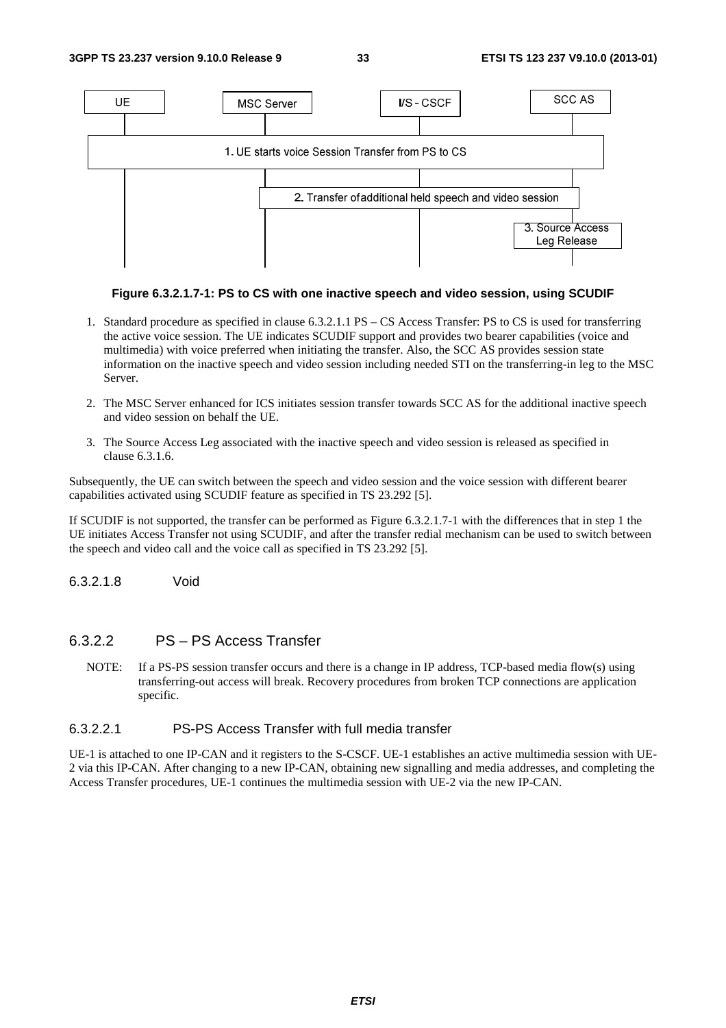Figure 6.3.2.1.7-1: PS to CS with one inactive speech and video session, using SCUDIF

1. Standard procedure as specified in clause 6.3.2.1.1 PS – CS Access Transfer: PS to CS is used for transferring the active voice session. The UE indicates SCUDIF support and provides two bearer capabilities (voice and multimedia) with voice preferred when initiating the transfer. Also, the SCC AS provides session state information on the inactive speech and video session including needed STI on the transferring-in leg to the MSC Server.
2. The MSC Server enhanced for ICS initiates session transfer towards SCC AS for the additional inactive speech and video session on behalf the UE.
3. The Source Access Leg associated with the inactive speech and video session is released as specified in clause 6.3.1.6.

Subsequently, the UE can switch between the speech and video session and the voice session with different bearer capabilities activated using SCUDIF feature as specified in TS 23.292 [5].

If SCUDIF is not supported, the transfer can be performed as Figure 6.3.2.1.7-1 with the differences that in step 1 the UE initiates Access Transfer not using SCUDIF, and after the transfer redial mechanism can be used to switch between the speech and video call and the voice call as specified in TS 23.292 [5].

##### 6.3.2.1.8 Void

### 6.3.2.2 PS – PS Access Transfer

NOTE: If a PS-PS session transfer occurs and there is a change in IP address, TCP-based media flow(s) using transferring-out access will break. Recovery procedures from broken TCP connections are application specific.

#### 6.3.2.2.1 PS-PS Access Transfer with full media transfer

UE-1 is attached to one IP-CAN and it registers to the S-CSCF. UE-1 establishes an active multimedia session with UE-2 via this IP-CAN. After changing to a new IP-CAN, obtaining new signalling and media addresses, and completing the Access Transfer procedures, UE-1 continues the multimedia session with UE-2 via the new IP-CAN.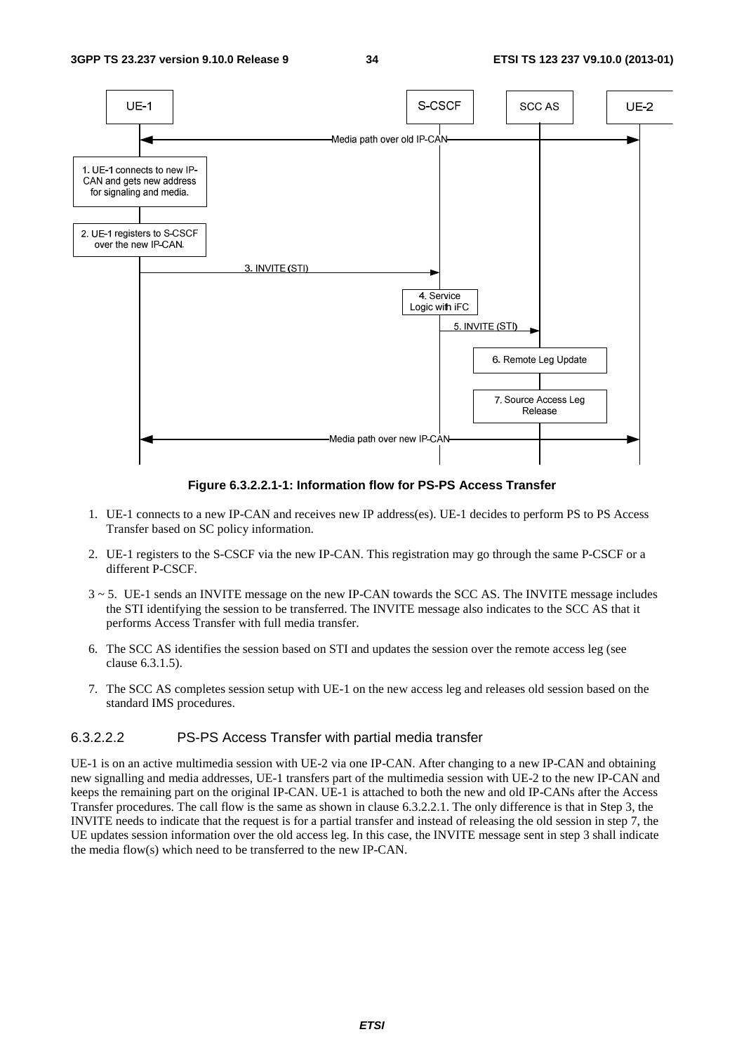**Figure 6.3.2.2.1-1: Information flow for PS-PS Access Transfer**

1. UE-1 connects to a new IP-CAN and receives new IP address(es). UE-1 decides to perform PS to PS Access Transfer based on SC policy information.

2. UE-1 registers to the S-CSCF via the new IP-CAN. This registration may go through the same P-CSCF or a different P-CSCF.

3 ~ 5. UE-1 sends an INVITE message on the new IP-CAN towards the SCC AS. The INVITE message includes the STI identifying the session to be transferred. The INVITE message also indicates to the SCC AS that it performs Access Transfer with full media transfer.

6. The SCC AS identifies the session based on STI and updates the session over the remote access leg (see clause 6.3.1.5).

7. The SCC AS completes session setup with UE-1 on the new access leg and releases old session based on the standard IMS procedures.

#### 6.3.2.2.2 PS-PS Access Transfer with partial media transfer

UE-1 is on an active multimedia session with UE-2 via one IP-CAN. After changing to a new IP-CAN and obtaining new signalling and media addresses, UE-1 transfers part of the multimedia session with UE-2 to the new IP-CAN and keeps the remaining part on the original IP-CAN. UE-1 is attached to both the new and old IP-CANs after the Access Transfer procedures. The call flow is the same as shown in clause 6.3.2.2.1. The only difference is that in Step 3, the INVITE needs to indicate that the request is for a partial transfer and instead of releasing the old session in step 7, the UE updates session information over the old access leg. In this case, the INVITE message sent in step 3 shall indicate the media flow(s) which need to be transferred to the new IP-CAN.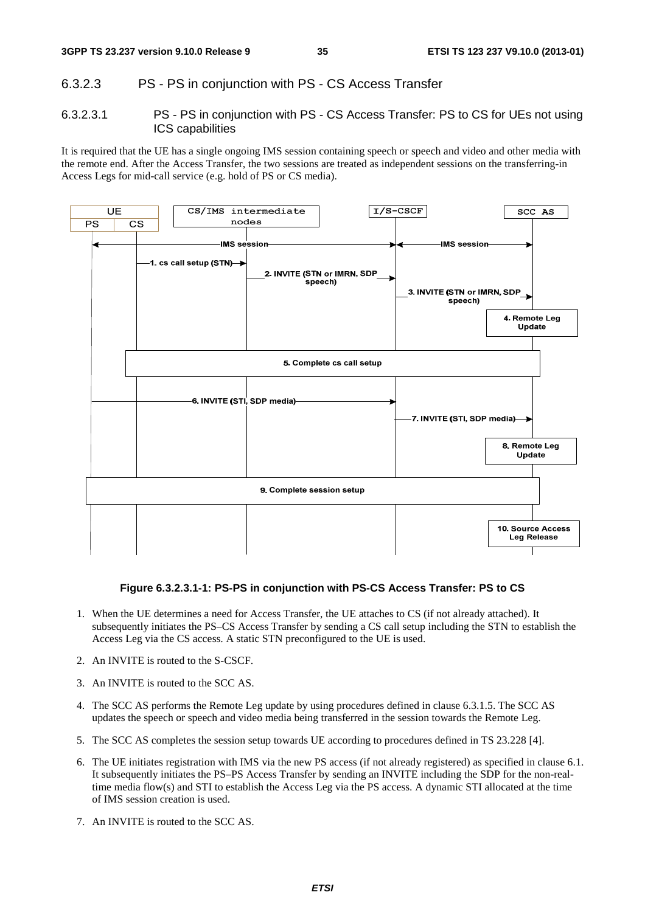### 6.3.2.3 PS - PS in conjunction with PS - CS Access Transfer

#### 6.3.2.3.1 PS - PS in conjunction with PS - CS Access Transfer: PS to CS for UEs not using ICS capabilities

It is required that the UE has a single ongoing IMS session containing speech or speech and video and other media with the remote end. After the Access Transfer, the two sessions are treated as independent sessions on the transferring-in Access Legs for mid-call service (e.g. hold of PS or CS media).

**Figure 6.3.2.3.1-1: PS-PS in conjunction with PS-CS Access Transfer: PS to CS**

1. When the UE determines a need for Access Transfer, the UE attaches to CS (if not already attached). It subsequently initiates the PS–CS Access Transfer by sending a CS call setup including the STN to establish the Access Leg via the CS access. A static STN preconfigured to the UE is used.
2. An INVITE is routed to the S-CSCF.
3. An INVITE is routed to the SCC AS.
4. The SCC AS performs the Remote Leg update by using procedures defined in clause 6.3.1.5. The SCC AS updates the speech or speech and video media being transferred in the session towards the Remote Leg.
5. The SCC AS completes the session setup towards UE according to procedures defined in TS 23.228 [4].
6. The UE initiates registration with IMS via the new PS access (if not already registered) as specified in clause 6.1. It subsequently initiates the PS–PS Access Transfer by sending an INVITE including the SDP for the non-real-time media flow(s) and STI to establish the Access Leg via the PS access. A dynamic STI allocated at the time of IMS session creation is used.
7. An INVITE is routed to the SCC AS.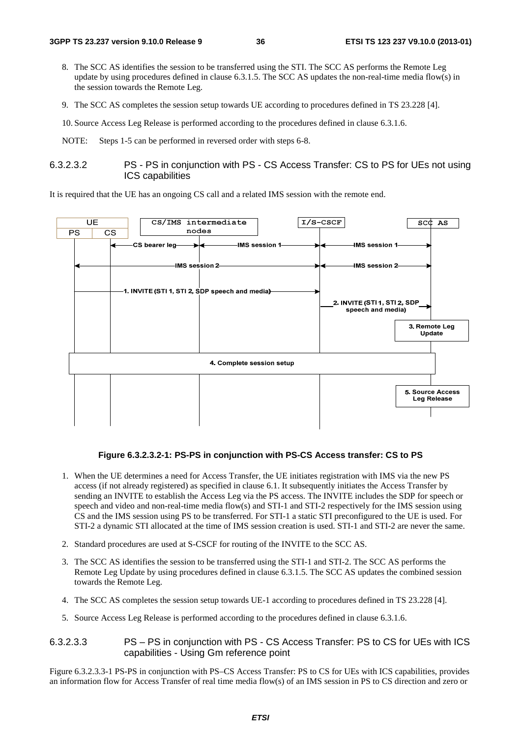8. The SCC AS identifies the session to be transferred using the STI. The SCC AS performs the Remote Leg update by using procedures defined in clause 6.3.1.5. The SCC AS updates the non-real-time media flow(s) in the session towards the Remote Leg.

9. The SCC AS completes the session setup towards UE according to procedures defined in TS 23.228 [4].

10. Source Access Leg Release is performed according to the procedures defined in clause 6.3.1.6.

NOTE: Steps 1-5 can be performed in reversed order with steps 6-8.

#### 6.3.2.3.2 PS - PS in conjunction with PS - CS Access Transfer: CS to PS for UEs not using ICS capabilities

It is required that the UE has an ongoing CS call and a related IMS session with the remote end.

**Figure 6.3.2.3.2-1: PS-PS in conjunction with PS-CS Access transfer: CS to PS**

1. When the UE determines a need for Access Transfer, the UE initiates registration with IMS via the new PS access (if not already registered) as specified in clause 6.1. It subsequently initiates the Access Transfer by sending an INVITE to establish the Access Leg via the PS access. The INVITE includes the SDP for speech or speech and video and non-real-time media flow(s) and STI-1 and STI-2 respectively for the IMS session using CS and the IMS session using PS to be transferred. For STI-1 a static STI preconfigured to the UE is used. For STI-2 a dynamic STI allocated at the time of IMS session creation is used. STI-1 and STI-2 are never the same.

2. Standard procedures are used at S-CSCF for routing of the INVITE to the SCC AS.

3. The SCC AS identifies the session to be transferred using the STI-1 and STI-2. The SCC AS performs the Remote Leg Update by using procedures defined in clause 6.3.1.5. The SCC AS updates the combined session towards the Remote Leg.

4. The SCC AS completes the session setup towards UE-1 according to procedures defined in TS 23.228 [4].

5. Source Access Leg Release is performed according to the procedures defined in clause 6.3.1.6.

#### 6.3.2.3.3 PS – PS in conjunction with PS - CS Access Transfer: PS to CS for UEs with ICS capabilities - Using Gm reference point

Figure 6.3.2.3.3-1 PS-PS in conjunction with PS–CS Access Transfer: PS to CS for UEs with ICS capabilities, provides an information flow for Access Transfer of real time media flow(s) of an IMS session in PS to CS direction and zero or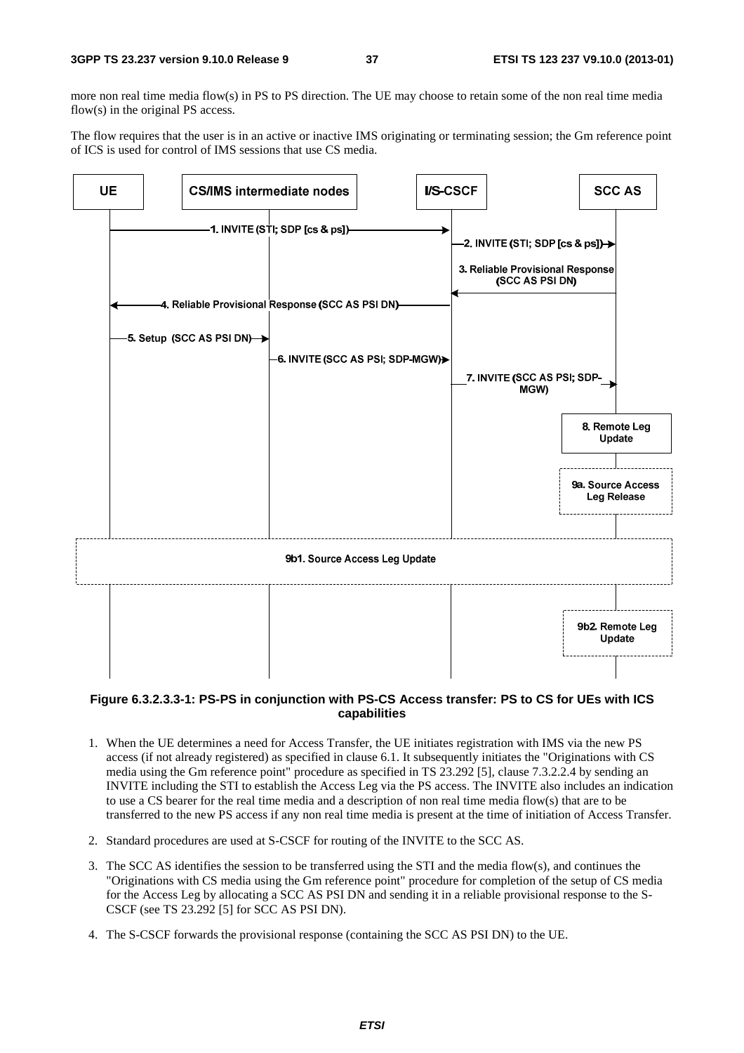more non real time media flow(s) in PS to PS direction. The UE may choose to retain some of the non real time media flow(s) in the original PS access.

The flow requires that the user is in an active or inactive IMS originating or terminating session; the Gm reference point of ICS is used for control of IMS sessions that use CS media.

**Figure 6.3.2.3.3-1: PS-PS in conjunction with PS-CS Access transfer: PS to CS for UEs with ICS capabilities**

1. When the UE determines a need for Access Transfer, the UE initiates registration with IMS via the new PS access (if not already registered) as specified in clause 6.1. It subsequently initiates the "Originations with CS media using the Gm reference point" procedure as specified in TS 23.292 [5], clause 7.3.2.2.4 by sending an INVITE including the STI to establish the Access Leg via the PS access. The INVITE also includes an indication to use a CS bearer for the real time media and a description of non real time media flow(s) that are to be transferred to the new PS access if any non real time media is present at the time of initiation of Access Transfer.

2. Standard procedures are used at S-CSCF for routing of the INVITE to the SCC AS.

3. The SCC AS identifies the session to be transferred using the STI and the media flow(s), and continues the "Originations with CS media using the Gm reference point" procedure for completion of the setup of CS media for the Access Leg by allocating a SCC AS PSI DN and sending it in a reliable provisional response to the S-CSCF (see TS 23.292 [5] for SCC AS PSI DN).

4. The S-CSCF forwards the provisional response (containing the SCC AS PSI DN) to the UE.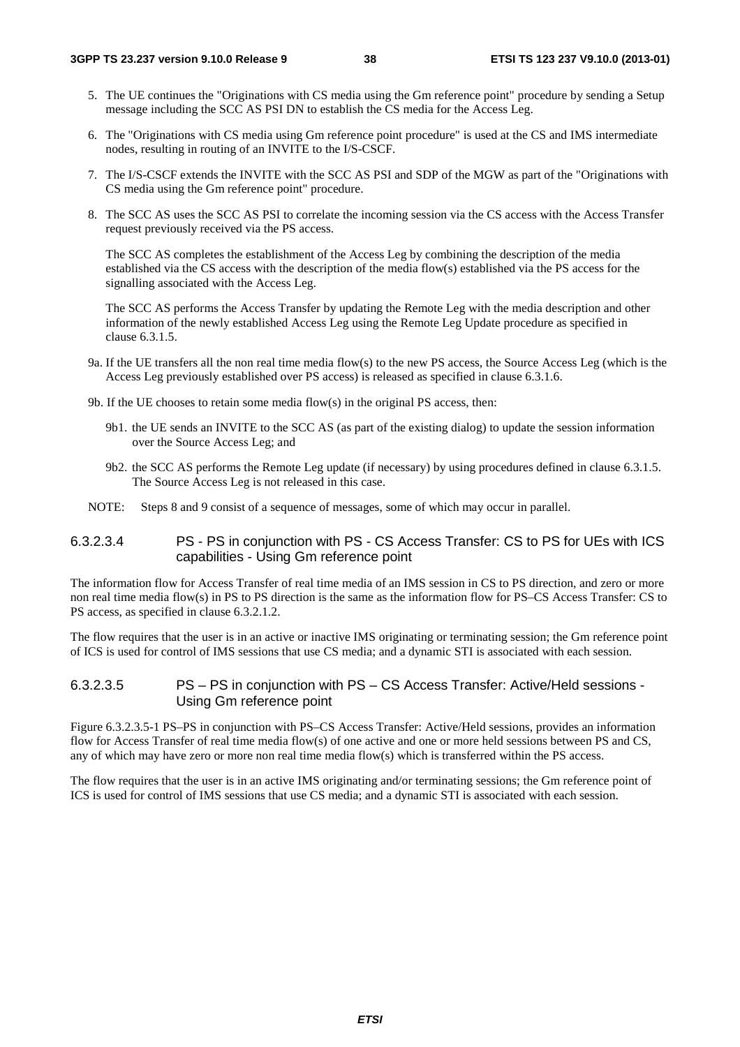5. The UE continues the "Originations with CS media using the Gm reference point" procedure by sending a Setup message including the SCC AS PSI DN to establish the CS media for the Access Leg.

6. The "Originations with CS media using Gm reference point procedure" is used at the CS and IMS intermediate nodes, resulting in routing of an INVITE to the I/S-CSCF.

7. The I/S-CSCF extends the INVITE with the SCC AS PSI and SDP of the MGW as part of the "Originations with CS media using the Gm reference point" procedure.

8. The SCC AS uses the SCC AS PSI to correlate the incoming session via the CS access with the Access Transfer request previously received via the PS access.

   The SCC AS completes the establishment of the Access Leg by combining the description of the media established via the CS access with the description of the media flow(s) established via the PS access for the signalling associated with the Access Leg.

   The SCC AS performs the Access Transfer by updating the Remote Leg with the media description and other information of the newly established Access Leg using the Remote Leg Update procedure as specified in clause 6.3.1.5.

9a. If the UE transfers all the non real time media flow(s) to the new PS access, the Source Access Leg (which is the Access Leg previously established over PS access) is released as specified in clause 6.3.1.6.

9b. If the UE chooses to retain some media flow(s) in the original PS access, then:

   9b1. the UE sends an INVITE to the SCC AS (as part of the existing dialog) to update the session information over the Source Access Leg; and

   9b2. the SCC AS performs the Remote Leg update (if necessary) by using procedures defined in clause 6.3.1.5. The Source Access Leg is not released in this case.

NOTE: Steps 8 and 9 consist of a sequence of messages, some of which may occur in parallel.

#### 6.3.2.3.4 PS - PS in conjunction with PS - CS Access Transfer: CS to PS for UEs with ICS capabilities - Using Gm reference point

The information flow for Access Transfer of real time media of an IMS session in CS to PS direction, and zero or more non real time media flow(s) in PS to PS direction is the same as the information flow for PS–CS Access Transfer: CS to PS access, as specified in clause 6.3.2.1.2.

The flow requires that the user is in an active or inactive IMS originating or terminating session; the Gm reference point of ICS is used for control of IMS sessions that use CS media; and a dynamic STI is associated with each session.

#### 6.3.2.3.5 PS – PS in conjunction with PS – CS Access Transfer: Active/Held sessions - Using Gm reference point

Figure 6.3.2.3.5-1 PS–PS in conjunction with PS–CS Access Transfer: Active/Held sessions, provides an information flow for Access Transfer of real time media flow(s) of one active and one or more held sessions between PS and CS, any of which may have zero or more non real time media flow(s) which is transferred within the PS access.

The flow requires that the user is in an active IMS originating and/or terminating sessions; the Gm reference point of ICS is used for control of IMS sessions that use CS media; and a dynamic STI is associated with each session.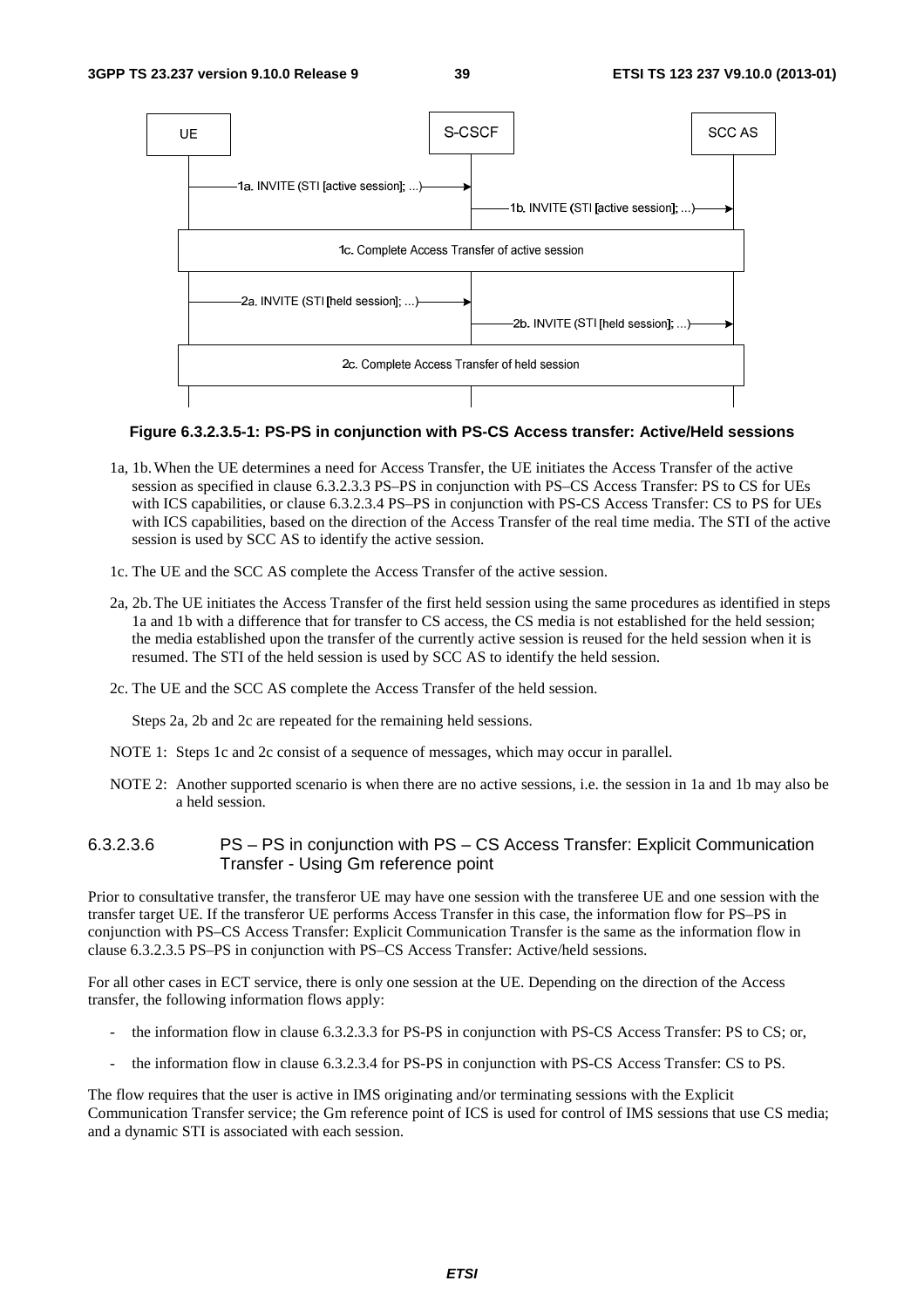Figure 6.3.2.3.5-1: PS-PS in conjunction with PS-CS Access transfer: Active/Held sessions

1a, 1b. When the UE determines a need for Access Transfer, the UE initiates the Access Transfer of the active session as specified in clause 6.3.2.3.3 PS–PS in conjunction with PS–CS Access Transfer: PS to CS for UEs with ICS capabilities, or clause 6.3.2.3.4 PS–PS in conjunction with PS-CS Access Transfer: CS to PS for UEs with ICS capabilities, based on the direction of the Access Transfer of the real time media. The STI of the active session is used by SCC AS to identify the active session.

1c. The UE and the SCC AS complete the Access Transfer of the active session.

2a, 2b. The UE initiates the Access Transfer of the first held session using the same procedures as identified in steps 1a and 1b with a difference that for transfer to CS access, the CS media is not established for the held session; the media established upon the transfer of the currently active session is reused for the held session when it is resumed. The STI of the held session is used by SCC AS to identify the held session.

2c. The UE and the SCC AS complete the Access Transfer of the held session.

Steps 2a, 2b and 2c are repeated for the remaining held sessions.

NOTE 1: Steps 1c and 2c consist of a sequence of messages, which may occur in parallel.

NOTE 2: Another supported scenario is when there are no active sessions, i.e. the session in 1a and 1b may also be a held session.

#### 6.3.2.3.6 PS – PS in conjunction with PS – CS Access Transfer: Explicit Communication Transfer - Using Gm reference point

Prior to consultative transfer, the transferor UE may have one session with the transferee UE and one session with the transfer target UE. If the transferor UE performs Access Transfer in this case, the information flow for PS–PS in conjunction with PS–CS Access Transfer: Explicit Communication Transfer is the same as the information flow in clause 6.3.2.3.5 PS–PS in conjunction with PS–CS Access Transfer: Active/held sessions.

For all other cases in ECT service, there is only one session at the UE. Depending on the direction of the Access transfer, the following information flows apply:

- the information flow in clause 6.3.2.3.3 for PS-PS in conjunction with PS-CS Access Transfer: PS to CS; or,
- the information flow in clause 6.3.2.3.4 for PS-PS in conjunction with PS-CS Access Transfer: CS to PS.

The flow requires that the user is active in IMS originating and/or terminating sessions with the Explicit Communication Transfer service; the Gm reference point of ICS is used for control of IMS sessions that use CS media; and a dynamic STI is associated with each session.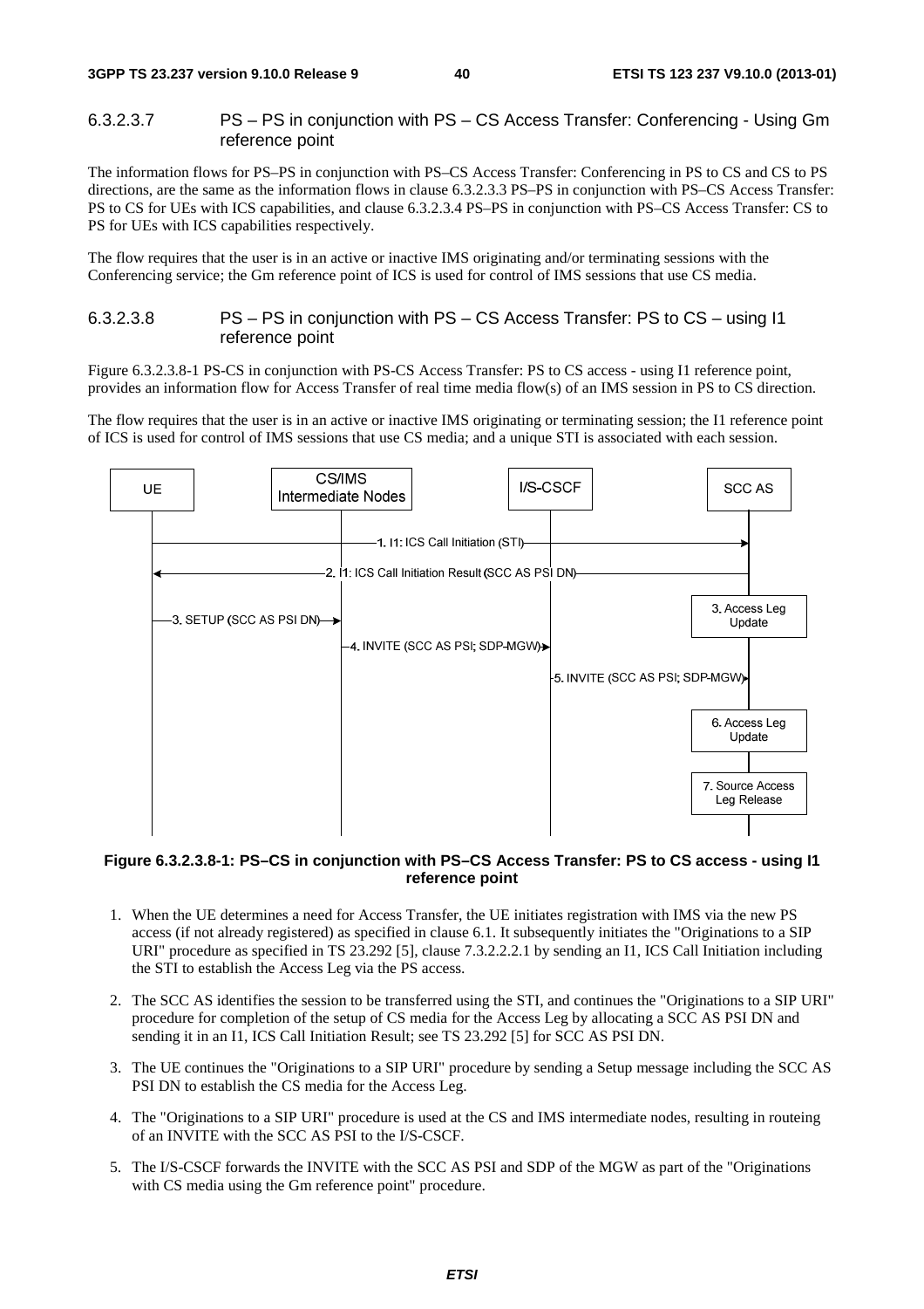#### 6.3.2.3.7 PS – PS in conjunction with PS – CS Access Transfer: Conferencing - Using Gm reference point

The information flows for PS–PS in conjunction with PS–CS Access Transfer: Conferencing in PS to CS and CS to PS directions, are the same as the information flows in clause 6.3.2.3.3 PS–PS in conjunction with PS–CS Access Transfer: PS to CS for UEs with ICS capabilities, and clause 6.3.2.3.4 PS–PS in conjunction with PS–CS Access Transfer: CS to PS for UEs with ICS capabilities respectively.

The flow requires that the user is in an active or inactive IMS originating and/or terminating sessions with the Conferencing service; the Gm reference point of ICS is used for control of IMS sessions that use CS media.

#### 6.3.2.3.8 PS – PS in conjunction with PS – CS Access Transfer: PS to CS – using I1 reference point

Figure 6.3.2.3.8-1 PS-CS in conjunction with PS-CS Access Transfer: PS to CS access - using I1 reference point, provides an information flow for Access Transfer of real time media flow(s) of an IMS session in PS to CS direction.

The flow requires that the user is in an active or inactive IMS originating or terminating session; the I1 reference point of ICS is used for control of IMS sessions that use CS media; and a unique STI is associated with each session.

**Figure 6.3.2.3.8-1: PS–CS in conjunction with PS–CS Access Transfer: PS to CS access - using I1 reference point**

1. When the UE determines a need for Access Transfer, the UE initiates registration with IMS via the new PS access (if not already registered) as specified in clause 6.1. It subsequently initiates the "Originations to a SIP URI" procedure as specified in TS 23.292 [5], clause 7.3.2.2.2.1 by sending an I1, ICS Call Initiation including the STI to establish the Access Leg via the PS access.
2. The SCC AS identifies the session to be transferred using the STI, and continues the "Originations to a SIP URI" procedure for completion of the setup of CS media for the Access Leg by allocating a SCC AS PSI DN and sending it in an I1, ICS Call Initiation Result; see TS 23.292 [5] for SCC AS PSI DN.
3. The UE continues the "Originations to a SIP URI" procedure by sending a Setup message including the SCC AS PSI DN to establish the CS media for the Access Leg.
4. The "Originations to a SIP URI" procedure is used at the CS and IMS intermediate nodes, resulting in routeing of an INVITE with the SCC AS PSI to the I/S-CSCF.
5. The I/S-CSCF forwards the INVITE with the SCC AS PSI and SDP of the MGW as part of the "Originations with CS media using the Gm reference point" procedure.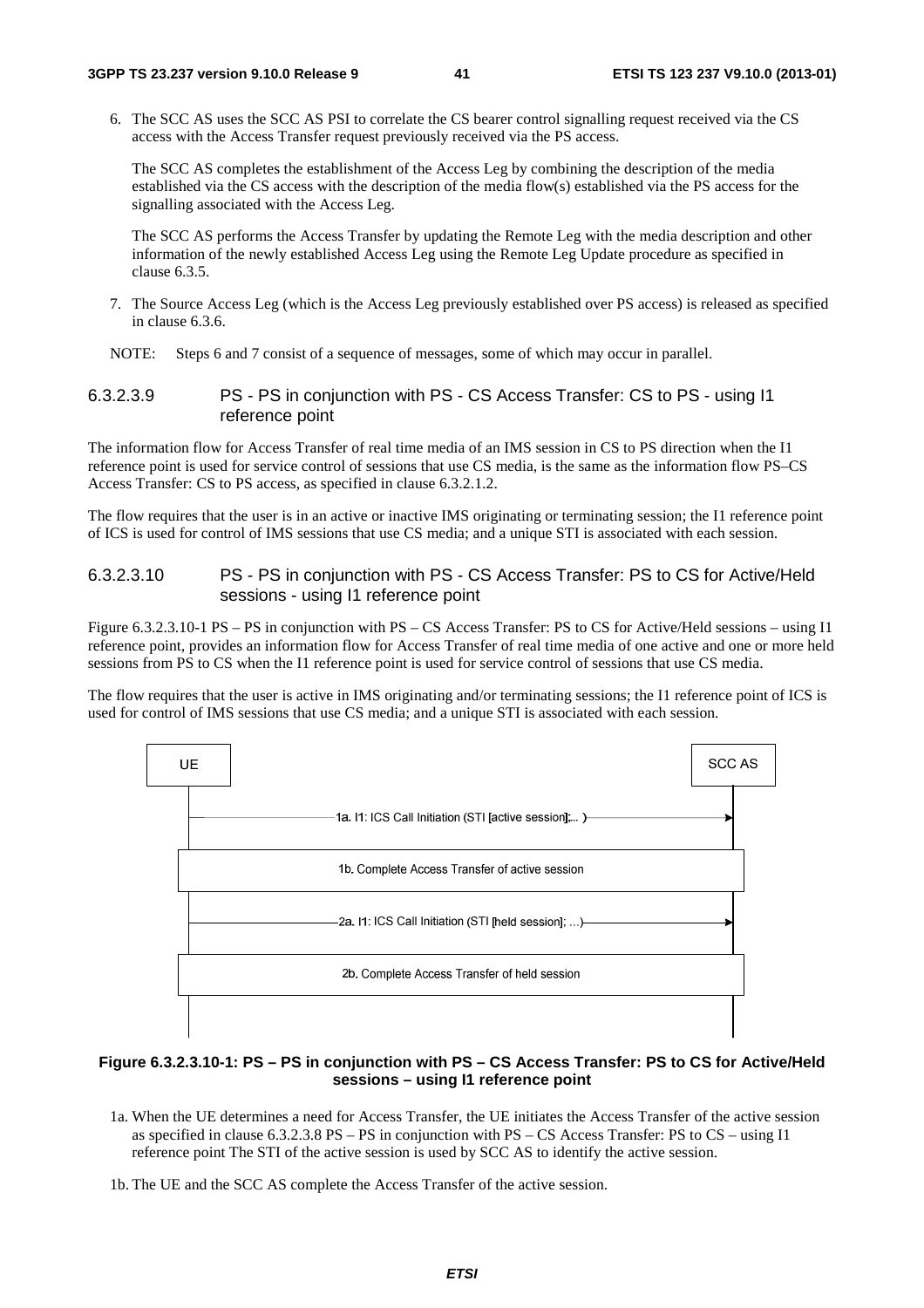6. The SCC AS uses the SCC AS PSI to correlate the CS bearer control signalling request received via the CS access with the Access Transfer request previously received via the PS access.

   The SCC AS completes the establishment of the Access Leg by combining the description of the media established via the CS access with the description of the media flow(s) established via the PS access for the signalling associated with the Access Leg.

   The SCC AS performs the Access Transfer by updating the Remote Leg with the media description and other information of the newly established Access Leg using the Remote Leg Update procedure as specified in clause 6.3.5.

7. The Source Access Leg (which is the Access Leg previously established over PS access) is released as specified in clause 6.3.6.

NOTE: Steps 6 and 7 consist of a sequence of messages, some of which may occur in parallel.

#### 6.3.2.3.9 PS - PS in conjunction with PS - CS Access Transfer: CS to PS - using I1 reference point

The information flow for Access Transfer of real time media of an IMS session in CS to PS direction when the I1 reference point is used for service control of sessions that use CS media, is the same as the information flow PS–CS Access Transfer: CS to PS access, as specified in clause 6.3.2.1.2.

The flow requires that the user is in an active or inactive IMS originating or terminating session; the I1 reference point of ICS is used for control of IMS sessions that use CS media; and a unique STI is associated with each session.

#### 6.3.2.3.10 PS - PS in conjunction with PS - CS Access Transfer: PS to CS for Active/Held sessions - using I1 reference point

Figure 6.3.2.3.10-1 PS – PS in conjunction with PS – CS Access Transfer: PS to CS for Active/Held sessions – using I1 reference point, provides an information flow for Access Transfer of real time media of one active and one or more held sessions from PS to CS when the I1 reference point is used for service control of sessions that use CS media.

The flow requires that the user is active in IMS originating and/or terminating sessions; the I1 reference point of ICS is used for control of IMS sessions that use CS media; and a unique STI is associated with each session.

UE → SCC AS: 1a. I1: ICS Call Initiation (STI [active session];... )

1b. Complete Access Transfer of active session

UE → SCC AS: 2a. I1: ICS Call Initiation (STI [held session]; ...)

2b. Complete Access Transfer of held session

**Figure 6.3.2.3.10-1: PS – PS in conjunction with PS – CS Access Transfer: PS to CS for Active/Held sessions – using I1 reference point**

1a. When the UE determines a need for Access Transfer, the UE initiates the Access Transfer of the active session as specified in clause 6.3.2.3.8 PS – PS in conjunction with PS – CS Access Transfer: PS to CS – using I1 reference point The STI of the active session is used by SCC AS to identify the active session.

1b. The UE and the SCC AS complete the Access Transfer of the active session.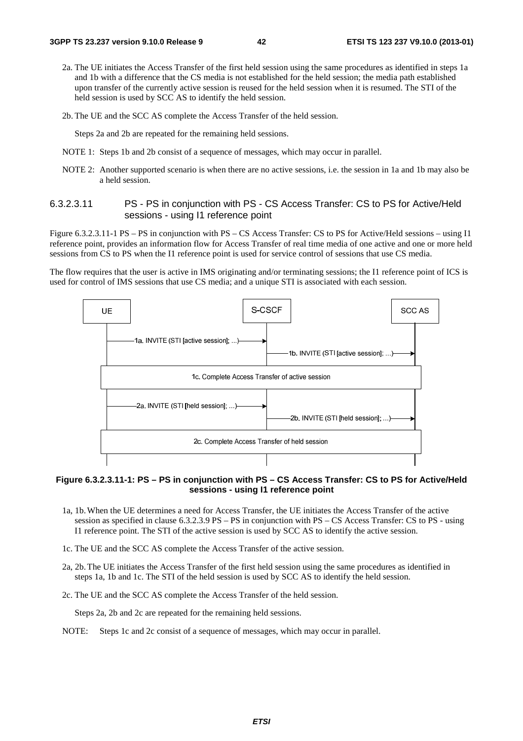2a. The UE initiates the Access Transfer of the first held session using the same procedures as identified in steps 1a and 1b with a difference that the CS media is not established for the held session; the media path established upon transfer of the currently active session is reused for the held session when it is resumed. The STI of the held session is used by SCC AS to identify the held session.

2b. The UE and the SCC AS complete the Access Transfer of the held session.

Steps 2a and 2b are repeated for the remaining held sessions.

NOTE 1: Steps 1b and 2b consist of a sequence of messages, which may occur in parallel.

NOTE 2: Another supported scenario is when there are no active sessions, i.e. the session in 1a and 1b may also be a held session.

#### 6.3.2.3.11 PS - PS in conjunction with PS - CS Access Transfer: CS to PS for Active/Held sessions - using I1 reference point

Figure 6.3.2.3.11-1 PS – PS in conjunction with PS – CS Access Transfer: CS to PS for Active/Held sessions – using I1 reference point, provides an information flow for Access Transfer of real time media of one active and one or more held sessions from CS to PS when the I1 reference point is used for service control of sessions that use CS media.

The flow requires that the user is active in IMS originating and/or terminating sessions; the I1 reference point of ICS is used for control of IMS sessions that use CS media; and a unique STI is associated with each session.

**Figure 6.3.2.3.11-1: PS – PS in conjunction with PS – CS Access Transfer: CS to PS for Active/Held sessions - using I1 reference point**

1a, 1b. When the UE determines a need for Access Transfer, the UE initiates the Access Transfer of the active session as specified in clause 6.3.2.3.9 PS – PS in conjunction with PS – CS Access Transfer: CS to PS - using I1 reference point. The STI of the active session is used by SCC AS to identify the active session.

1c. The UE and the SCC AS complete the Access Transfer of the active session.

2a, 2b. The UE initiates the Access Transfer of the first held session using the same procedures as identified in steps 1a, 1b and 1c. The STI of the held session is used by SCC AS to identify the held session.

2c. The UE and the SCC AS complete the Access Transfer of the held session.

Steps 2a, 2b and 2c are repeated for the remaining held sessions.

NOTE: Steps 1c and 2c consist of a sequence of messages, which may occur in parallel.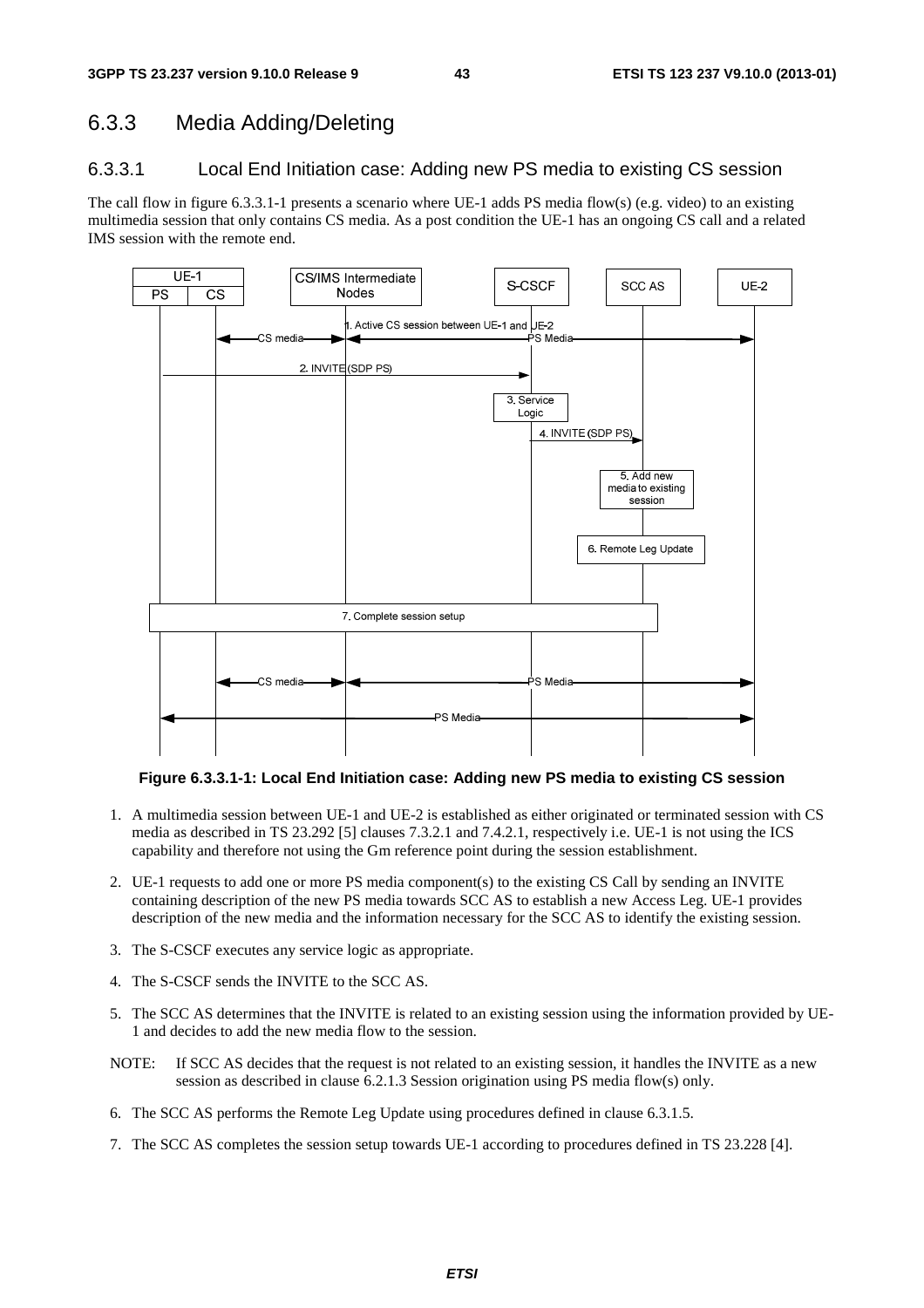## 6.3.3 Media Adding/Deleting

### 6.3.3.1 Local End Initiation case: Adding new PS media to existing CS session

The call flow in figure 6.3.3.1-1 presents a scenario where UE-1 adds PS media flow(s) (e.g. video) to an existing multimedia session that only contains CS media. As a post condition the UE-1 has an ongoing CS call and a related IMS session with the remote end.

**Figure 6.3.3.1-1: Local End Initiation case: Adding new PS media to existing CS session**

1. A multimedia session between UE-1 and UE-2 is established as either originated or terminated session with CS media as described in TS 23.292 [5] clauses 7.3.2.1 and 7.4.2.1, respectively i.e. UE-1 is not using the ICS capability and therefore not using the Gm reference point during the session establishment.

2. UE-1 requests to add one or more PS media component(s) to the existing CS Call by sending an INVITE containing description of the new PS media towards SCC AS to establish a new Access Leg. UE-1 provides description of the new media and the information necessary for the SCC AS to identify the existing session.

3. The S-CSCF executes any service logic as appropriate.

4. The S-CSCF sends the INVITE to the SCC AS.

5. The SCC AS determines that the INVITE is related to an existing session using the information provided by UE-1 and decides to add the new media flow to the session.

NOTE: If SCC AS decides that the request is not related to an existing session, it handles the INVITE as a new session as described in clause 6.2.1.3 Session origination using PS media flow(s) only.

6. The SCC AS performs the Remote Leg Update using procedures defined in clause 6.3.1.5.

7. The SCC AS completes the session setup towards UE-1 according to procedures defined in TS 23.228 [4].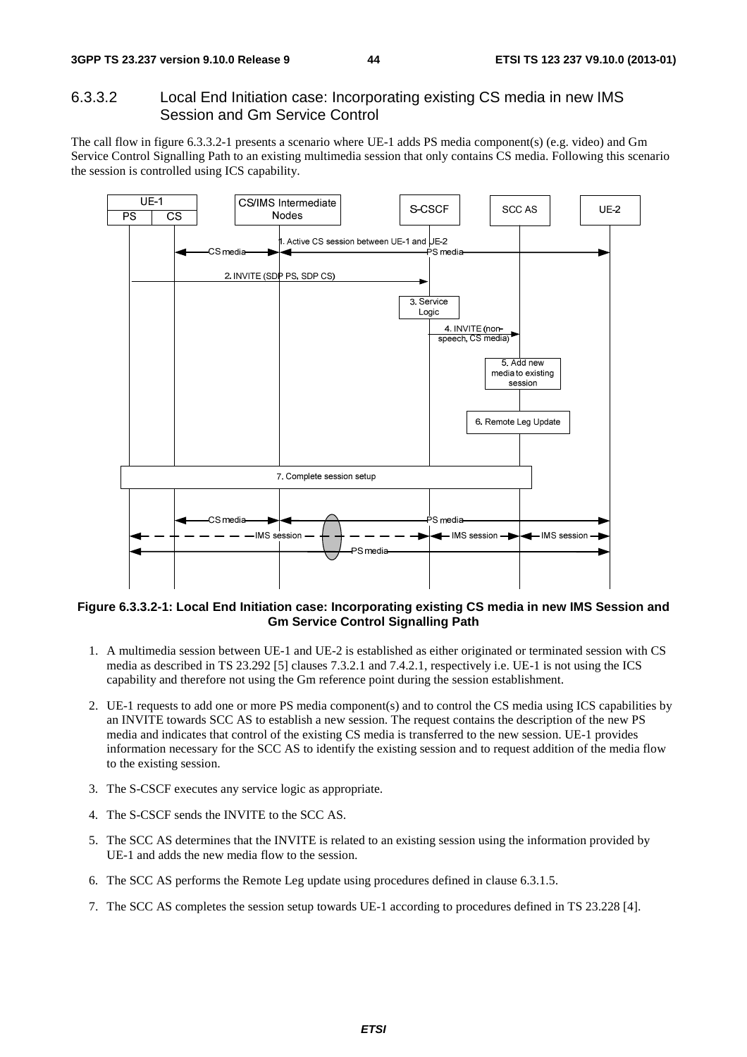### 6.3.3.2 Local End Initiation case: Incorporating existing CS media in new IMS Session and Gm Service Control

The call flow in figure 6.3.3.2-1 presents a scenario where UE-1 adds PS media component(s) (e.g. video) and Gm Service Control Signalling Path to an existing multimedia session that only contains CS media. Following this scenario the session is controlled using ICS capability.

**Figure 6.3.3.2-1: Local End Initiation case: Incorporating existing CS media in new IMS Session and Gm Service Control Signalling Path**

1. A multimedia session between UE-1 and UE-2 is established as either originated or terminated session with CS media as described in TS 23.292 [5] clauses 7.3.2.1 and 7.4.2.1, respectively i.e. UE-1 is not using the ICS capability and therefore not using the Gm reference point during the session establishment.

2. UE-1 requests to add one or more PS media component(s) and to control the CS media using ICS capabilities by an INVITE towards SCC AS to establish a new session. The request contains the description of the new PS media and indicates that control of the existing CS media is transferred to the new session. UE-1 provides information necessary for the SCC AS to identify the existing session and to request addition of the media flow to the existing session.

3. The S-CSCF executes any service logic as appropriate.

4. The S-CSCF sends the INVITE to the SCC AS.

5. The SCC AS determines that the INVITE is related to an existing session using the information provided by UE-1 and adds the new media flow to the session.

6. The SCC AS performs the Remote Leg update using procedures defined in clause 6.3.1.5.

7. The SCC AS completes the session setup towards UE-1 according to procedures defined in TS 23.228 [4].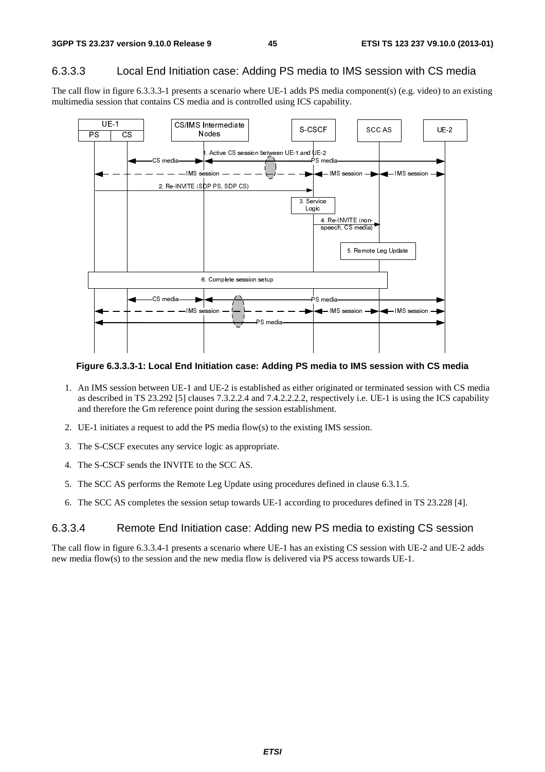### 6.3.3.3 Local End Initiation case: Adding PS media to IMS session with CS media

The call flow in figure 6.3.3.3-1 presents a scenario where UE-1 adds PS media component(s) (e.g. video) to an existing multimedia session that contains CS media and is controlled using ICS capability.

**Figure 6.3.3.3-1: Local End Initiation case: Adding PS media to IMS session with CS media**

1. An IMS session between UE-1 and UE-2 is established as either originated or terminated session with CS media as described in TS 23.292 [5] clauses 7.3.2.2.4 and 7.4.2.2.2.2, respectively i.e. UE-1 is using the ICS capability and therefore the Gm reference point during the session establishment.
2. UE-1 initiates a request to add the PS media flow(s) to the existing IMS session.
3. The S-CSCF executes any service logic as appropriate.
4. The S-CSCF sends the INVITE to the SCC AS.
5. The SCC AS performs the Remote Leg Update using procedures defined in clause 6.3.1.5.
6. The SCC AS completes the session setup towards UE-1 according to procedures defined in TS 23.228 [4].

### 6.3.3.4 Remote End Initiation case: Adding new PS media to existing CS session

The call flow in figure 6.3.3.4-1 presents a scenario where UE-1 has an existing CS session with UE-2 and UE-2 adds new media flow(s) to the session and the new media flow is delivered via PS access towards UE-1.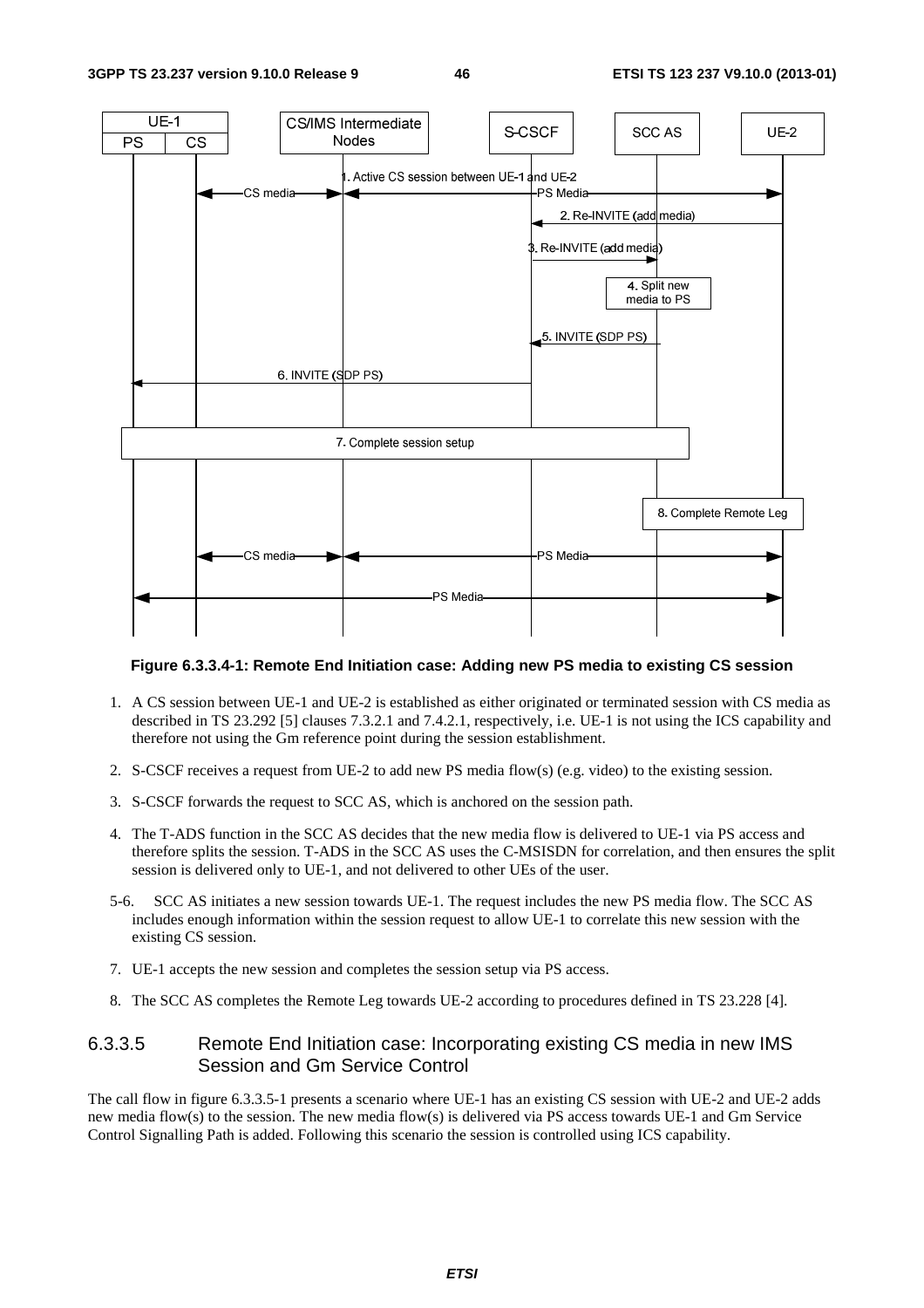**Figure 6.3.3.4-1: Remote End Initiation case: Adding new PS media to existing CS session**

1. A CS session between UE-1 and UE-2 is established as either originated or terminated session with CS media as described in TS 23.292 [5] clauses 7.3.2.1 and 7.4.2.1, respectively, i.e. UE-1 is not using the ICS capability and therefore not using the Gm reference point during the session establishment.

2. S-CSCF receives a request from UE-2 to add new PS media flow(s) (e.g. video) to the existing session.

3. S-CSCF forwards the request to SCC AS, which is anchored on the session path.

4. The T-ADS function in the SCC AS decides that the new media flow is delivered to UE-1 via PS access and therefore splits the session. T-ADS in the SCC AS uses the C-MSISDN for correlation, and then ensures the split session is delivered only to UE-1, and not delivered to other UEs of the user.

5-6. SCC AS initiates a new session towards UE-1. The request includes the new PS media flow. The SCC AS includes enough information within the session request to allow UE-1 to correlate this new session with the existing CS session.

7. UE-1 accepts the new session and completes the session setup via PS access.

8. The SCC AS completes the Remote Leg towards UE-2 according to procedures defined in TS 23.228 [4].

### 6.3.3.5 Remote End Initiation case: Incorporating existing CS media in new IMS Session and Gm Service Control

The call flow in figure 6.3.3.5-1 presents a scenario where UE-1 has an existing CS session with UE-2 and UE-2 adds new media flow(s) to the session. The new media flow(s) is delivered via PS access towards UE-1 and Gm Service Control Signalling Path is added. Following this scenario the session is controlled using ICS capability.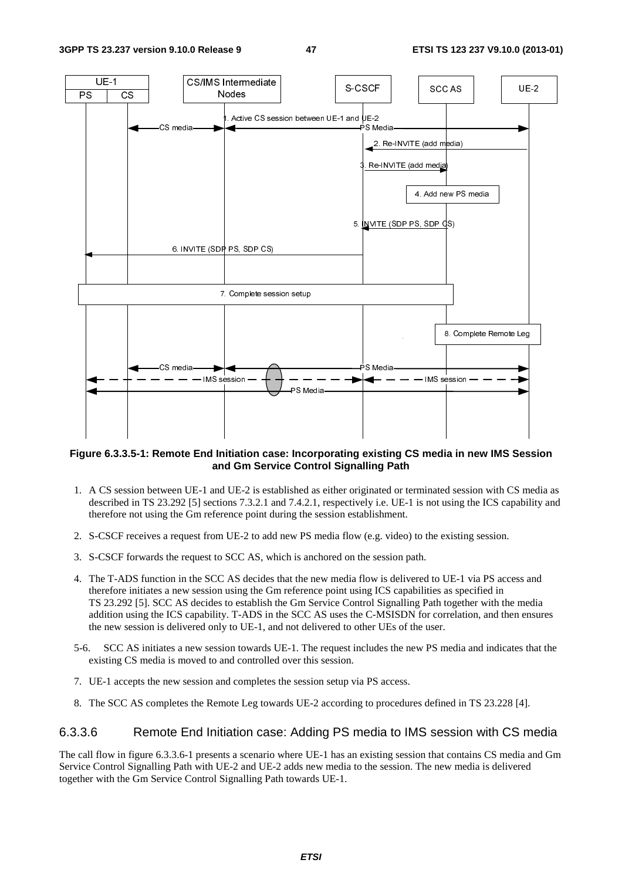**Figure 6.3.3.5-1: Remote End Initiation case: Incorporating existing CS media in new IMS Session and Gm Service Control Signalling Path**

1. A CS session between UE-1 and UE-2 is established as either originated or terminated session with CS media as described in TS 23.292 [5] sections 7.3.2.1 and 7.4.2.1, respectively i.e. UE-1 is not using the ICS capability and therefore not using the Gm reference point during the session establishment.

2. S-CSCF receives a request from UE-2 to add new PS media flow (e.g. video) to the existing session.

3. S-CSCF forwards the request to SCC AS, which is anchored on the session path.

4. The T-ADS function in the SCC AS decides that the new media flow is delivered to UE-1 via PS access and therefore initiates a new session using the Gm reference point using ICS capabilities as specified in TS 23.292 [5]. SCC AS decides to establish the Gm Service Control Signalling Path together with the media addition using the ICS capability. T-ADS in the SCC AS uses the C-MSISDN for correlation, and then ensures the new session is delivered only to UE-1, and not delivered to other UEs of the user.

5-6. SCC AS initiates a new session towards UE-1. The request includes the new PS media and indicates that the existing CS media is moved to and controlled over this session.

7. UE-1 accepts the new session and completes the session setup via PS access.

8. The SCC AS completes the Remote Leg towards UE-2 according to procedures defined in TS 23.228 [4].

### 6.3.3.6 Remote End Initiation case: Adding PS media to IMS session with CS media

The call flow in figure 6.3.3.6-1 presents a scenario where UE-1 has an existing session that contains CS media and Gm Service Control Signalling Path with UE-2 and UE-2 adds new media to the session. The new media is delivered together with the Gm Service Control Signalling Path towards UE-1.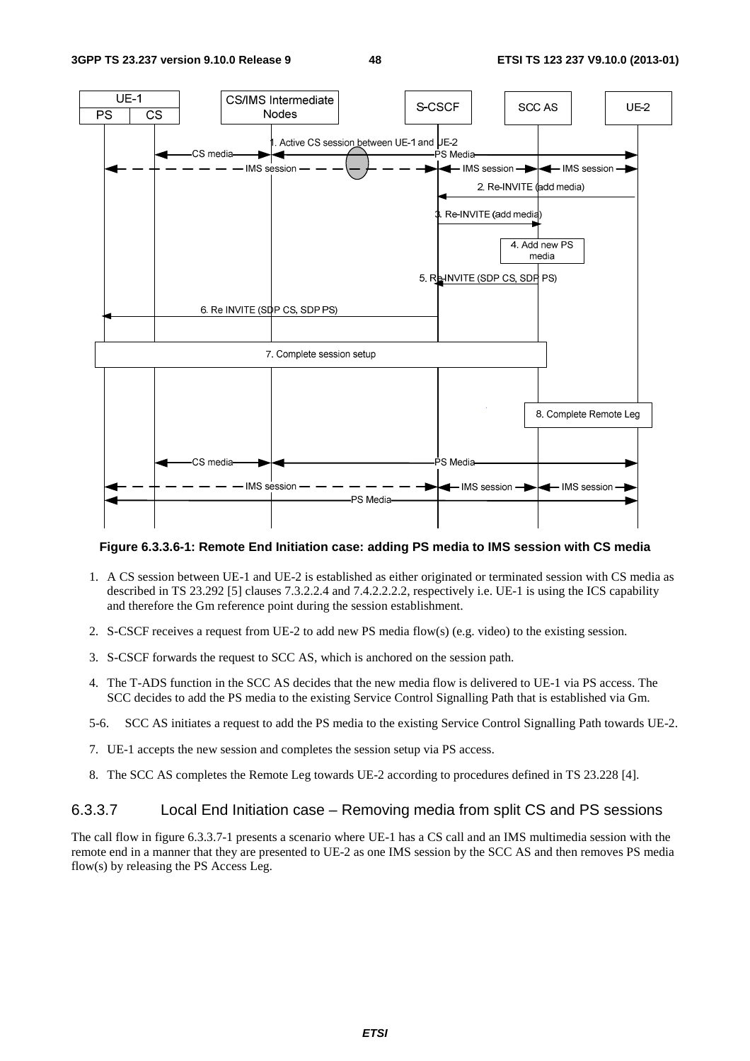**Figure 6.3.3.6-1: Remote End Initiation case: adding PS media to IMS session with CS media**

1. A CS session between UE-1 and UE-2 is established as either originated or terminated session with CS media as described in TS 23.292 [5] clauses 7.3.2.2.4 and 7.4.2.2.2.2, respectively i.e. UE-1 is using the ICS capability and therefore the Gm reference point during the session establishment.
2. S-CSCF receives a request from UE-2 to add new PS media flow(s) (e.g. video) to the existing session.
3. S-CSCF forwards the request to SCC AS, which is anchored on the session path.
4. The T-ADS function in the SCC AS decides that the new media flow is delivered to UE-1 via PS access. The SCC decides to add the PS media to the existing Service Control Signalling Path that is established via Gm.

5-6. SCC AS initiates a request to add the PS media to the existing Service Control Signalling Path towards UE-2.

7. UE-1 accepts the new session and completes the session setup via PS access.
8. The SCC AS completes the Remote Leg towards UE-2 according to procedures defined in TS 23.228 [4].

### 6.3.3.7 Local End Initiation case – Removing media from split CS and PS sessions

The call flow in figure 6.3.3.7-1 presents a scenario where UE-1 has a CS call and an IMS multimedia session with the remote end in a manner that they are presented to UE-2 as one IMS session by the SCC AS and then removes PS media flow(s) by releasing the PS Access Leg.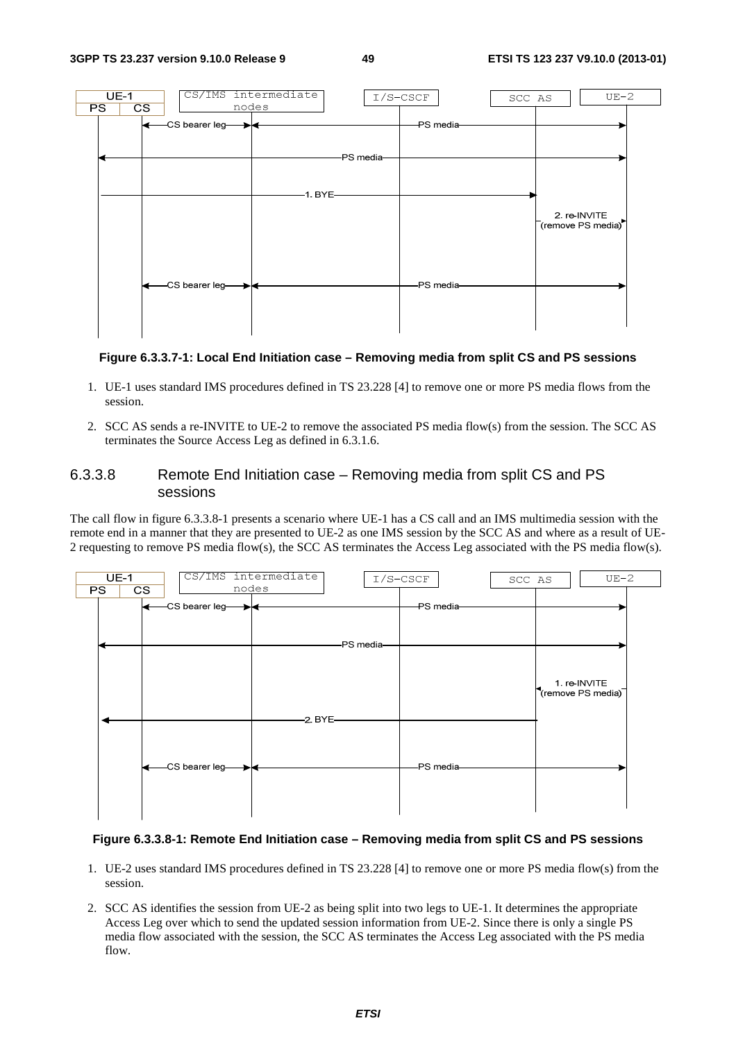**Figure 6.3.3.7-1: Local End Initiation case – Removing media from split CS and PS sessions**

1. UE-1 uses standard IMS procedures defined in TS 23.228 [4] to remove one or more PS media flows from the session.

2. SCC AS sends a re-INVITE to UE-2 to remove the associated PS media flow(s) from the session. The SCC AS terminates the Source Access Leg as defined in 6.3.1.6.

### 6.3.3.8 Remote End Initiation case – Removing media from split CS and PS sessions

The call flow in figure 6.3.3.8-1 presents a scenario where UE-1 has a CS call and an IMS multimedia session with the remote end in a manner that they are presented to UE-2 as one IMS session by the SCC AS and where as a result of UE-2 requesting to remove PS media flow(s), the SCC AS terminates the Access Leg associated with the PS media flow(s).

**Figure 6.3.3.8-1: Remote End Initiation case – Removing media from split CS and PS sessions**

1. UE-2 uses standard IMS procedures defined in TS 23.228 [4] to remove one or more PS media flow(s) from the session.

2. SCC AS identifies the session from UE-2 as being split into two legs to UE-1. It determines the appropriate Access Leg over which to send the updated session information from UE-2. Since there is only a single PS media flow associated with the session, the SCC AS terminates the Access Leg associated with the PS media flow.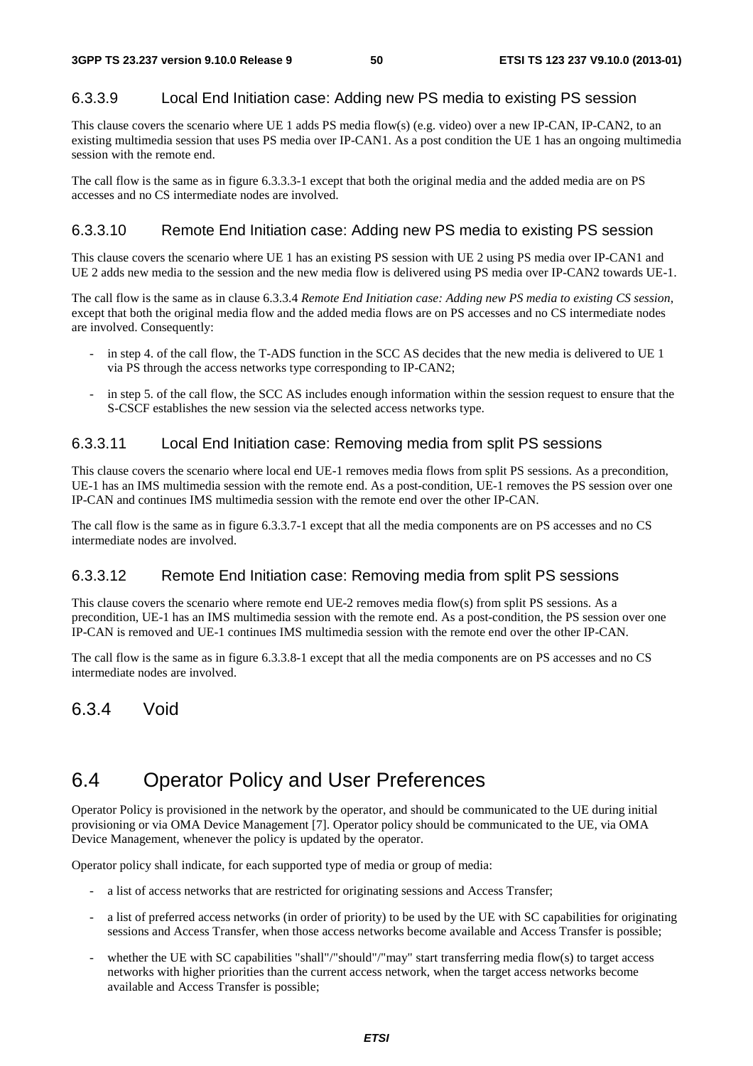#### 6.3.3.9 Local End Initiation case: Adding new PS media to existing PS session

This clause covers the scenario where UE 1 adds PS media flow(s) (e.g. video) over a new IP-CAN, IP-CAN2, to an existing multimedia session that uses PS media over IP-CAN1. As a post condition the UE 1 has an ongoing multimedia session with the remote end.

The call flow is the same as in figure 6.3.3.3-1 except that both the original media and the added media are on PS accesses and no CS intermediate nodes are involved.

#### 6.3.3.10 Remote End Initiation case: Adding new PS media to existing PS session

This clause covers the scenario where UE 1 has an existing PS session with UE 2 using PS media over IP-CAN1 and UE 2 adds new media to the session and the new media flow is delivered using PS media over IP-CAN2 towards UE-1.

The call flow is the same as in clause 6.3.3.4 *Remote End Initiation case: Adding new PS media to existing CS session*, except that both the original media flow and the added media flows are on PS accesses and no CS intermediate nodes are involved. Consequently:

- in step 4. of the call flow, the T-ADS function in the SCC AS decides that the new media is delivered to UE 1 via PS through the access networks type corresponding to IP-CAN2;
- in step 5. of the call flow, the SCC AS includes enough information within the session request to ensure that the S-CSCF establishes the new session via the selected access networks type.

#### 6.3.3.11 Local End Initiation case: Removing media from split PS sessions

This clause covers the scenario where local end UE-1 removes media flows from split PS sessions. As a precondition, UE-1 has an IMS multimedia session with the remote end. As a post-condition, UE-1 removes the PS session over one IP-CAN and continues IMS multimedia session with the remote end over the other IP-CAN.

The call flow is the same as in figure 6.3.3.7-1 except that all the media components are on PS accesses and no CS intermediate nodes are involved.

#### 6.3.3.12 Remote End Initiation case: Removing media from split PS sessions

This clause covers the scenario where remote end UE-2 removes media flow(s) from split PS sessions. As a precondition, UE-1 has an IMS multimedia session with the remote end. As a post-condition, the PS session over one IP-CAN is removed and UE-1 continues IMS multimedia session with the remote end over the other IP-CAN.

The call flow is the same as in figure 6.3.3.8-1 except that all the media components are on PS accesses and no CS intermediate nodes are involved.

### 6.3.4 Void

## 6.4 Operator Policy and User Preferences

Operator Policy is provisioned in the network by the operator, and should be communicated to the UE during initial provisioning or via OMA Device Management [7]. Operator policy should be communicated to the UE, via OMA Device Management, whenever the policy is updated by the operator.

Operator policy shall indicate, for each supported type of media or group of media:

- a list of access networks that are restricted for originating sessions and Access Transfer;
- a list of preferred access networks (in order of priority) to be used by the UE with SC capabilities for originating sessions and Access Transfer, when those access networks become available and Access Transfer is possible;
- whether the UE with SC capabilities "shall"/"should"/"may" start transferring media flow(s) to target access networks with higher priorities than the current access network, when the target access networks become available and Access Transfer is possible;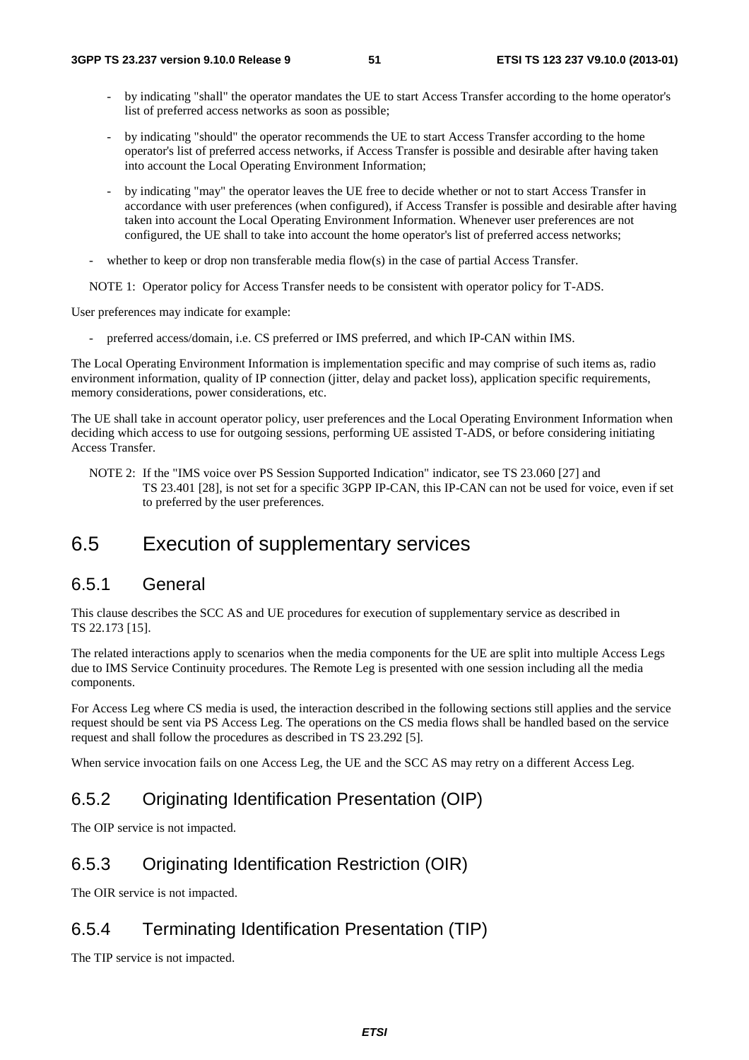- by indicating "shall" the operator mandates the UE to start Access Transfer according to the home operator's list of preferred access networks as soon as possible;
    - by indicating "should" the operator recommends the UE to start Access Transfer according to the home operator's list of preferred access networks, if Access Transfer is possible and desirable after having taken into account the Local Operating Environment Information;
    - by indicating "may" the operator leaves the UE free to decide whether or not to start Access Transfer in accordance with user preferences (when configured), if Access Transfer is possible and desirable after having taken into account the Local Operating Environment Information. Whenever user preferences are not configured, the UE shall to take into account the home operator's list of preferred access networks;
- whether to keep or drop non transferable media flow(s) in the case of partial Access Transfer.

NOTE 1: Operator policy for Access Transfer needs to be consistent with operator policy for T-ADS.

User preferences may indicate for example:

- preferred access/domain, i.e. CS preferred or IMS preferred, and which IP-CAN within IMS.

The Local Operating Environment Information is implementation specific and may comprise of such items as, radio environment information, quality of IP connection (jitter, delay and packet loss), application specific requirements, memory considerations, power considerations, etc.

The UE shall take in account operator policy, user preferences and the Local Operating Environment Information when deciding which access to use for outgoing sessions, performing UE assisted T-ADS, or before considering initiating Access Transfer.

NOTE 2: If the "IMS voice over PS Session Supported Indication" indicator, see TS 23.060 [27] and TS 23.401 [28], is not set for a specific 3GPP IP-CAN, this IP-CAN can not be used for voice, even if set to preferred by the user preferences.

# 6.5 Execution of supplementary services

## 6.5.1 General

This clause describes the SCC AS and UE procedures for execution of supplementary service as described in TS 22.173 [15].

The related interactions apply to scenarios when the media components for the UE are split into multiple Access Legs due to IMS Service Continuity procedures. The Remote Leg is presented with one session including all the media components.

For Access Leg where CS media is used, the interaction described in the following sections still applies and the service request should be sent via PS Access Leg. The operations on the CS media flows shall be handled based on the service request and shall follow the procedures as described in TS 23.292 [5].

When service invocation fails on one Access Leg, the UE and the SCC AS may retry on a different Access Leg.

## 6.5.2 Originating Identification Presentation (OIP)

The OIP service is not impacted.

## 6.5.3 Originating Identification Restriction (OIR)

The OIR service is not impacted.

## 6.5.4 Terminating Identification Presentation (TIP)

The TIP service is not impacted.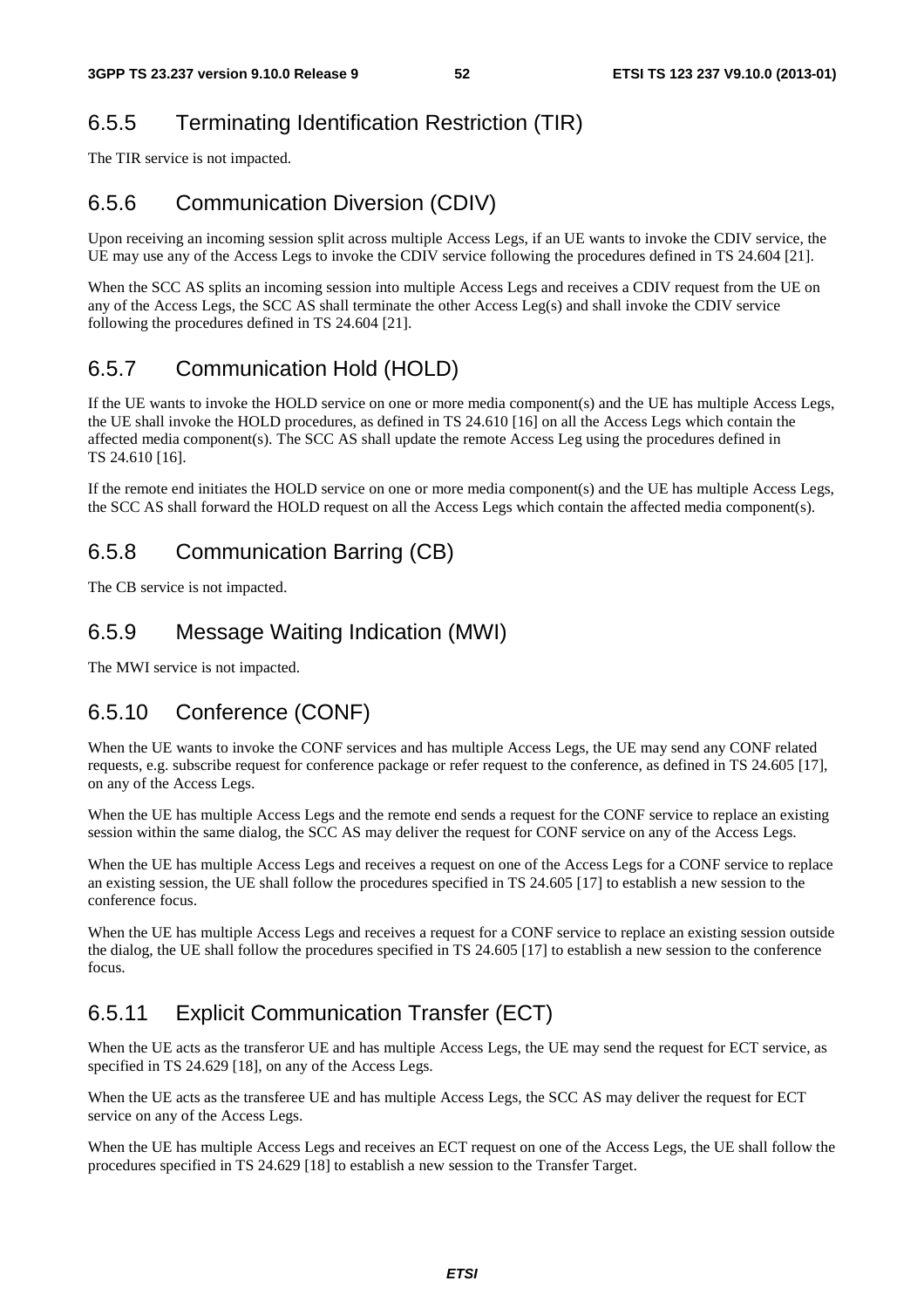### 6.5.5 Terminating Identification Restriction (TIR)

The TIR service is not impacted.

### 6.5.6 Communication Diversion (CDIV)

Upon receiving an incoming session split across multiple Access Legs, if an UE wants to invoke the CDIV service, the UE may use any of the Access Legs to invoke the CDIV service following the procedures defined in TS 24.604 [21].

When the SCC AS splits an incoming session into multiple Access Legs and receives a CDIV request from the UE on any of the Access Legs, the SCC AS shall terminate the other Access Leg(s) and shall invoke the CDIV service following the procedures defined in TS 24.604 [21].

### 6.5.7 Communication Hold (HOLD)

If the UE wants to invoke the HOLD service on one or more media component(s) and the UE has multiple Access Legs, the UE shall invoke the HOLD procedures, as defined in TS 24.610 [16] on all the Access Legs which contain the affected media component(s). The SCC AS shall update the remote Access Leg using the procedures defined in TS 24.610 [16].

If the remote end initiates the HOLD service on one or more media component(s) and the UE has multiple Access Legs, the SCC AS shall forward the HOLD request on all the Access Legs which contain the affected media component(s).

### 6.5.8 Communication Barring (CB)

The CB service is not impacted.

### 6.5.9 Message Waiting Indication (MWI)

The MWI service is not impacted.

### 6.5.10 Conference (CONF)

When the UE wants to invoke the CONF services and has multiple Access Legs, the UE may send any CONF related requests, e.g. subscribe request for conference package or refer request to the conference, as defined in TS 24.605 [17], on any of the Access Legs.

When the UE has multiple Access Legs and the remote end sends a request for the CONF service to replace an existing session within the same dialog, the SCC AS may deliver the request for CONF service on any of the Access Legs.

When the UE has multiple Access Legs and receives a request on one of the Access Legs for a CONF service to replace an existing session, the UE shall follow the procedures specified in TS 24.605 [17] to establish a new session to the conference focus.

When the UE has multiple Access Legs and receives a request for a CONF service to replace an existing session outside the dialog, the UE shall follow the procedures specified in TS 24.605 [17] to establish a new session to the conference focus.

### 6.5.11 Explicit Communication Transfer (ECT)

When the UE acts as the transferor UE and has multiple Access Legs, the UE may send the request for ECT service, as specified in TS 24.629 [18], on any of the Access Legs.

When the UE acts as the transferee UE and has multiple Access Legs, the SCC AS may deliver the request for ECT service on any of the Access Legs.

When the UE has multiple Access Legs and receives an ECT request on one of the Access Legs, the UE shall follow the procedures specified in TS 24.629 [18] to establish a new session to the Transfer Target.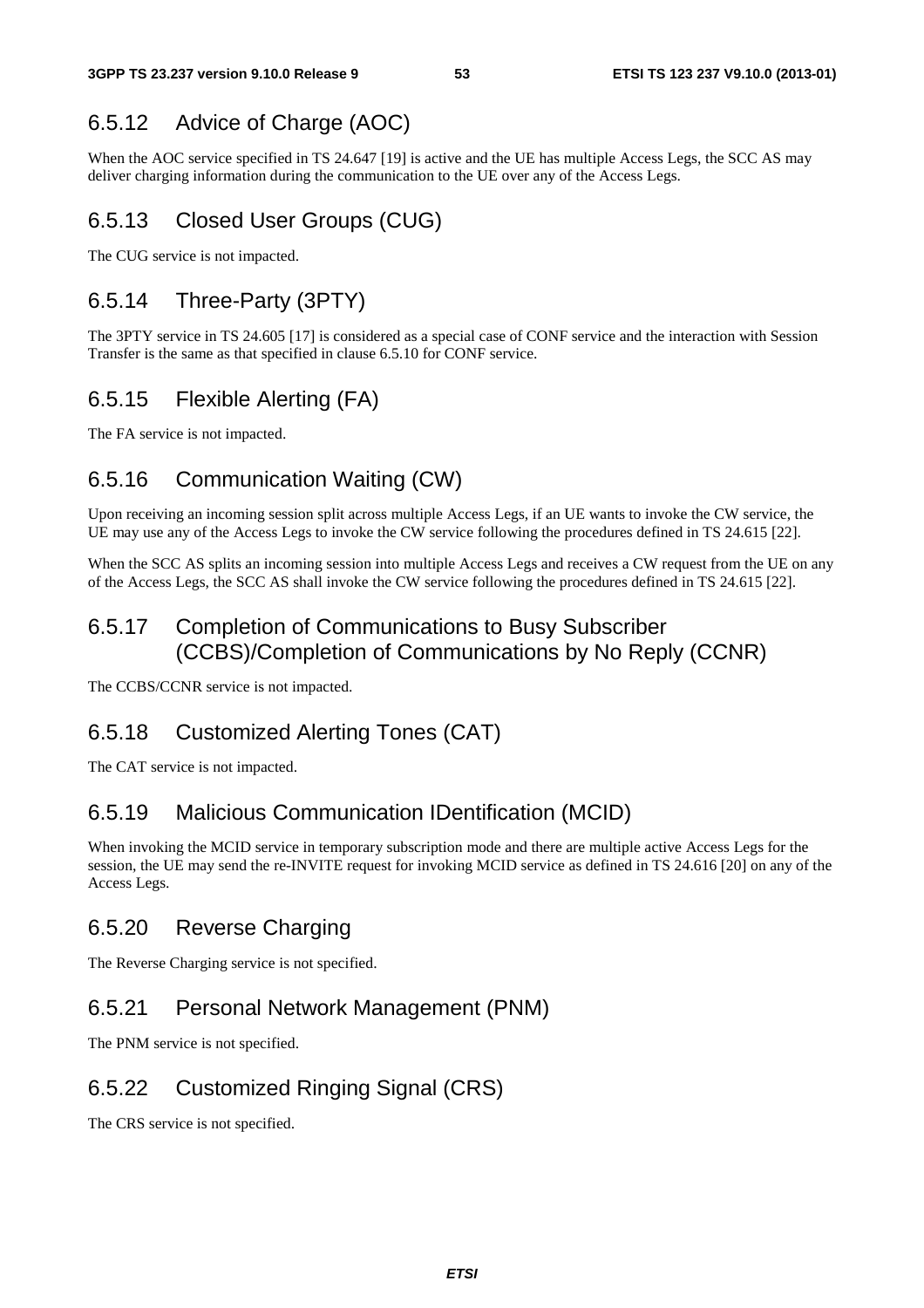### 6.5.12 Advice of Charge (AOC)

When the AOC service specified in TS 24.647 [19] is active and the UE has multiple Access Legs, the SCC AS may deliver charging information during the communication to the UE over any of the Access Legs.

### 6.5.13 Closed User Groups (CUG)

The CUG service is not impacted.

### 6.5.14 Three-Party (3PTY)

The 3PTY service in TS 24.605 [17] is considered as a special case of CONF service and the interaction with Session Transfer is the same as that specified in clause 6.5.10 for CONF service.

### 6.5.15 Flexible Alerting (FA)

The FA service is not impacted.

### 6.5.16 Communication Waiting (CW)

Upon receiving an incoming session split across multiple Access Legs, if an UE wants to invoke the CW service, the UE may use any of the Access Legs to invoke the CW service following the procedures defined in TS 24.615 [22].

When the SCC AS splits an incoming session into multiple Access Legs and receives a CW request from the UE on any of the Access Legs, the SCC AS shall invoke the CW service following the procedures defined in TS 24.615 [22].

### 6.5.17 Completion of Communications to Busy Subscriber (CCBS)/Completion of Communications by No Reply (CCNR)

The CCBS/CCNR service is not impacted.

### 6.5.18 Customized Alerting Tones (CAT)

The CAT service is not impacted.

### 6.5.19 Malicious Communication IDentification (MCID)

When invoking the MCID service in temporary subscription mode and there are multiple active Access Legs for the session, the UE may send the re-INVITE request for invoking MCID service as defined in TS 24.616 [20] on any of the Access Legs.

### 6.5.20 Reverse Charging

The Reverse Charging service is not specified.

### 6.5.21 Personal Network Management (PNM)

The PNM service is not specified.

### 6.5.22 Customized Ringing Signal (CRS)

The CRS service is not specified.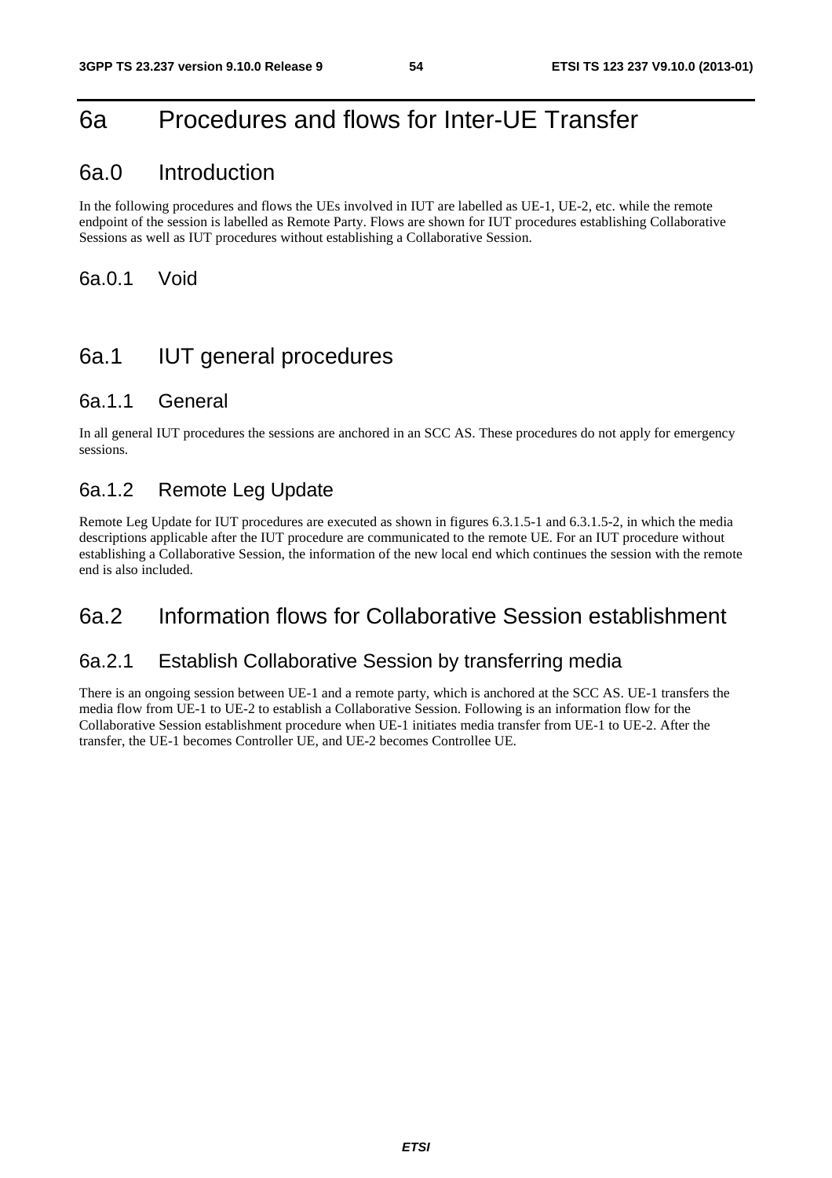# 6a Procedures and flows for Inter-UE Transfer

## 6a.0 Introduction

In the following procedures and flows the UEs involved in IUT are labelled as UE-1, UE-2, etc. while the remote endpoint of the session is labelled as Remote Party. Flows are shown for IUT procedures establishing Collaborative Sessions as well as IUT procedures without establishing a Collaborative Session.

### 6a.0.1 Void

## 6a.1 IUT general procedures

### 6a.1.1 General

In all general IUT procedures the sessions are anchored in an SCC AS. These procedures do not apply for emergency sessions.

### 6a.1.2 Remote Leg Update

Remote Leg Update for IUT procedures are executed as shown in figures 6.3.1.5-1 and 6.3.1.5-2, in which the media descriptions applicable after the IUT procedure are communicated to the remote UE. For an IUT procedure without establishing a Collaborative Session, the information of the new local end which continues the session with the remote end is also included.

## 6a.2 Information flows for Collaborative Session establishment

### 6a.2.1 Establish Collaborative Session by transferring media

There is an ongoing session between UE-1 and a remote party, which is anchored at the SCC AS. UE-1 transfers the media flow from UE-1 to UE-2 to establish a Collaborative Session. Following is an information flow for the Collaborative Session establishment procedure when UE-1 initiates media transfer from UE-1 to UE-2. After the transfer, the UE-1 becomes Controller UE, and UE-2 becomes Controllee UE.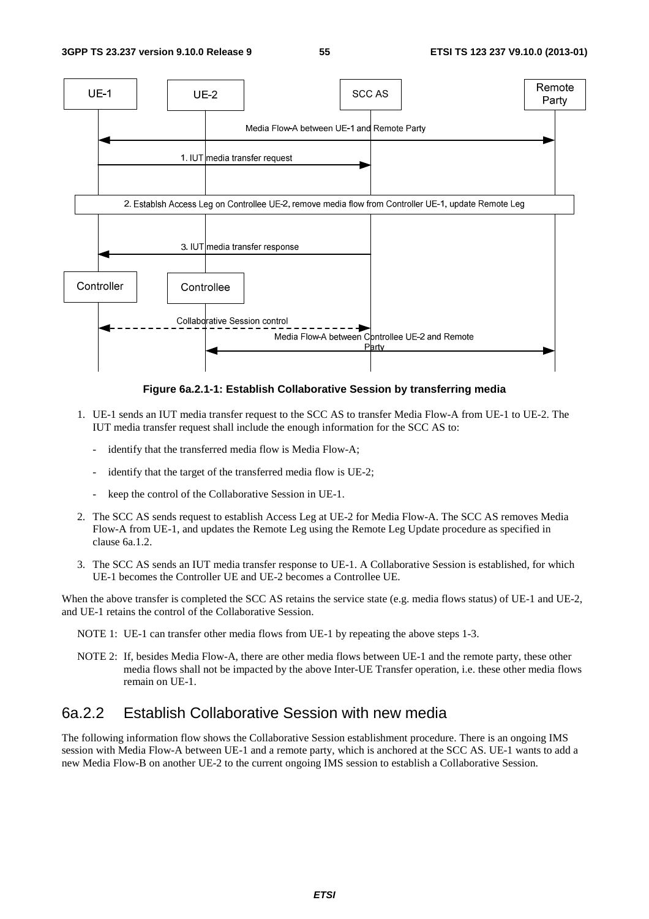**Figure 6a.2.1-1: Establish Collaborative Session by transferring media**

1. UE-1 sends an IUT media transfer request to the SCC AS to transfer Media Flow-A from UE-1 to UE-2. The IUT media transfer request shall include the enough information for the SCC AS to:

   - identify that the transferred media flow is Media Flow-A;

   - identify that the target of the transferred media flow is UE-2;

   - keep the control of the Collaborative Session in UE-1.

2. The SCC AS sends request to establish Access Leg at UE-2 for Media Flow-A. The SCC AS removes Media Flow-A from UE-1, and updates the Remote Leg using the Remote Leg Update procedure as specified in clause 6a.1.2.

3. The SCC AS sends an IUT media transfer response to UE-1. A Collaborative Session is established, for which UE-1 becomes the Controller UE and UE-2 becomes a Controllee UE.

When the above transfer is completed the SCC AS retains the service state (e.g. media flows status) of UE-1 and UE-2, and UE-1 retains the control of the Collaborative Session.

NOTE 1: UE-1 can transfer other media flows from UE-1 by repeating the above steps 1-3.

NOTE 2: If, besides Media Flow-A, there are other media flows between UE-1 and the remote party, these other media flows shall not be impacted by the above Inter-UE Transfer operation, i.e. these other media flows remain on UE-1.

## 6a.2.2 Establish Collaborative Session with new media

The following information flow shows the Collaborative Session establishment procedure. There is an ongoing IMS session with Media Flow-A between UE-1 and a remote party, which is anchored at the SCC AS. UE-1 wants to add a new Media Flow-B on another UE-2 to the current ongoing IMS session to establish a Collaborative Session.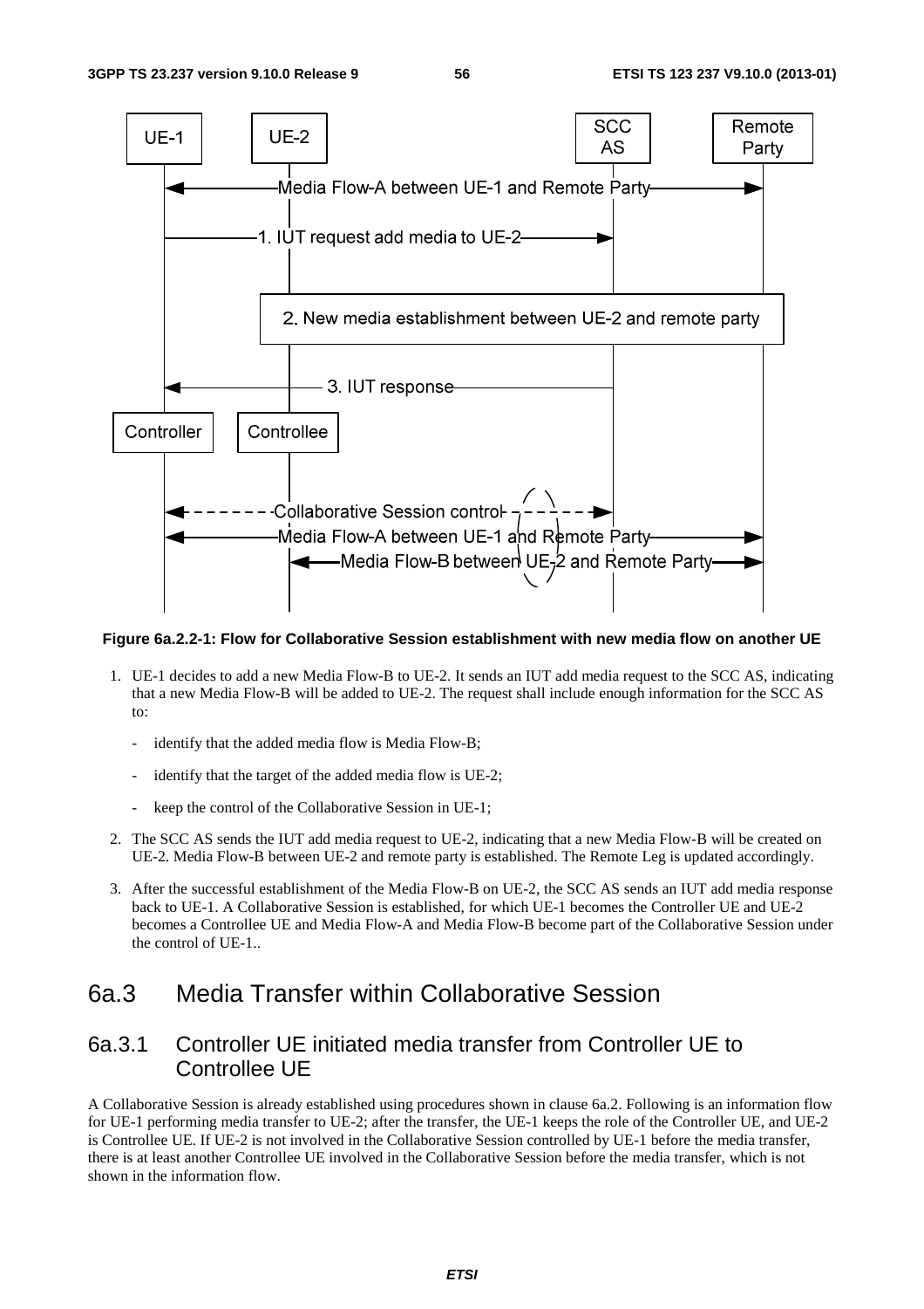Figure 6a.2.2-1: Flow for Collaborative Session establishment with new media flow on another UE

1. UE-1 decides to add a new Media Flow-B to UE-2. It sends an IUT add media request to the SCC AS, indicating that a new Media Flow-B will be added to UE-2. The request shall include enough information for the SCC AS to:

   - identify that the added media flow is Media Flow-B;

   - identify that the target of the added media flow is UE-2;

   - keep the control of the Collaborative Session in UE-1;

2. The SCC AS sends the IUT add media request to UE-2, indicating that a new Media Flow-B will be created on UE-2. Media Flow-B between UE-2 and remote party is established. The Remote Leg is updated accordingly.

3. After the successful establishment of the Media Flow-B on UE-2, the SCC AS sends an IUT add media response back to UE-1. A Collaborative Session is established, for which UE-1 becomes the Controller UE and UE-2 becomes a Controllee UE and Media Flow-A and Media Flow-B become part of the Collaborative Session under the control of UE-1..

## 6a.3 Media Transfer within Collaborative Session

### 6a.3.1 Controller UE initiated media transfer from Controller UE to Controllee UE

A Collaborative Session is already established using procedures shown in clause 6a.2. Following is an information flow for UE-1 performing media transfer to UE-2; after the transfer, the UE-1 keeps the role of the Controller UE, and UE-2 is Controllee UE. If UE-2 is not involved in the Collaborative Session controlled by UE-1 before the media transfer, there is at least another Controllee UE involved in the Collaborative Session before the media transfer, which is not shown in the information flow.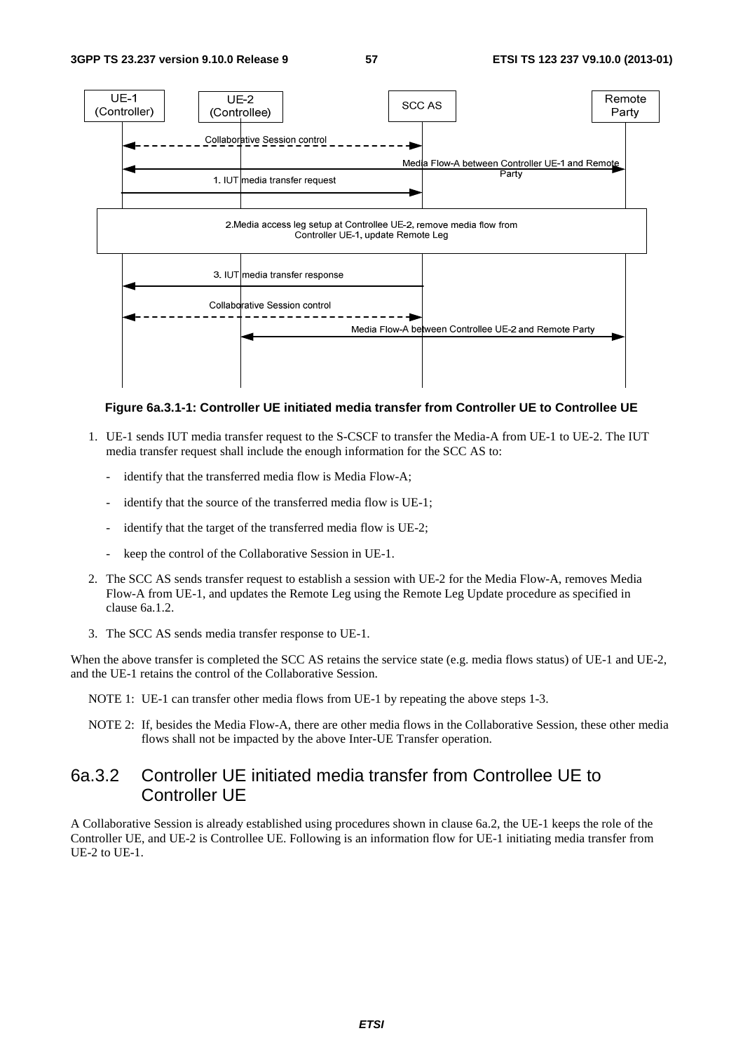**Figure 6a.3.1-1: Controller UE initiated media transfer from Controller UE to Controllee UE**

1. UE-1 sends IUT media transfer request to the S-CSCF to transfer the Media-A from UE-1 to UE-2. The IUT media transfer request shall include the enough information for the SCC AS to:
   - identify that the transferred media flow is Media Flow-A;
   - identify that the source of the transferred media flow is UE-1;
   - identify that the target of the transferred media flow is UE-2;
   - keep the control of the Collaborative Session in UE-1.
2. The SCC AS sends transfer request to establish a session with UE-2 for the Media Flow-A, removes Media Flow-A from UE-1, and updates the Remote Leg using the Remote Leg Update procedure as specified in clause 6a.1.2.
3. The SCC AS sends media transfer response to UE-1.

When the above transfer is completed the SCC AS retains the service state (e.g. media flows status) of UE-1 and UE-2, and the UE-1 retains the control of the Collaborative Session.

NOTE 1: UE-1 can transfer other media flows from UE-1 by repeating the above steps 1-3.

NOTE 2: If, besides the Media Flow-A, there are other media flows in the Collaborative Session, these other media flows shall not be impacted by the above Inter-UE Transfer operation.

### 6a.3.2 Controller UE initiated media transfer from Controllee UE to Controller UE

A Collaborative Session is already established using procedures shown in clause 6a.2, the UE-1 keeps the role of the Controller UE, and UE-2 is Controllee UE. Following is an information flow for UE-1 initiating media transfer from UE-2 to UE-1.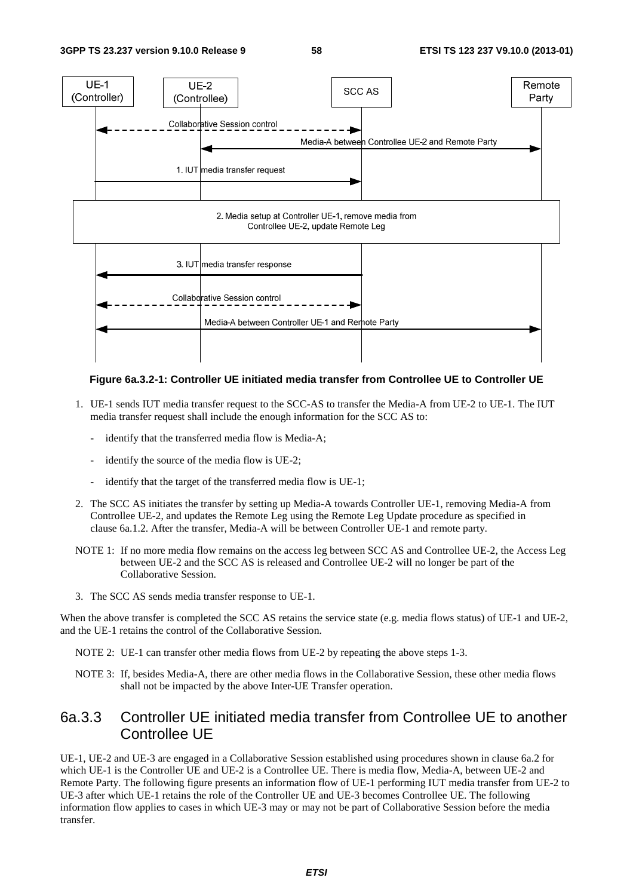**Figure 6a.3.2-1: Controller UE initiated media transfer from Controllee UE to Controller UE**

1. UE-1 sends IUT media transfer request to the SCC-AS to transfer the Media-A from UE-2 to UE-1. The IUT media transfer request shall include the enough information for the SCC AS to:
   - identify that the transferred media flow is Media-A;
   - identify the source of the media flow is UE-2;
   - identify that the target of the transferred media flow is UE-1;
2. The SCC AS initiates the transfer by setting up Media-A towards Controller UE-1, removing Media-A from Controllee UE-2, and updates the Remote Leg using the Remote Leg Update procedure as specified in clause 6a.1.2. After the transfer, Media-A will be between Controller UE-1 and remote party.

NOTE 1: If no more media flow remains on the access leg between SCC AS and Controllee UE-2, the Access Leg between UE-2 and the SCC AS is released and Controllee UE-2 will no longer be part of the Collaborative Session.

3. The SCC AS sends media transfer response to UE-1.

When the above transfer is completed the SCC AS retains the service state (e.g. media flows status) of UE-1 and UE-2, and the UE-1 retains the control of the Collaborative Session.

NOTE 2: UE-1 can transfer other media flows from UE-2 by repeating the above steps 1-3.

NOTE 3: If, besides Media-A, there are other media flows in the Collaborative Session, these other media flows shall not be impacted by the above Inter-UE Transfer operation.

## 6a.3.3 Controller UE initiated media transfer from Controllee UE to another Controllee UE

UE-1, UE-2 and UE-3 are engaged in a Collaborative Session established using procedures shown in clause 6a.2 for which UE-1 is the Controller UE and UE-2 is a Controllee UE. There is media flow, Media-A, between UE-2 and Remote Party. The following figure presents an information flow of UE-1 performing IUT media transfer from UE-2 to UE-3 after which UE-1 retains the role of the Controller UE and UE-3 becomes Controllee UE. The following information flow applies to cases in which UE-3 may or may not be part of Collaborative Session before the media transfer.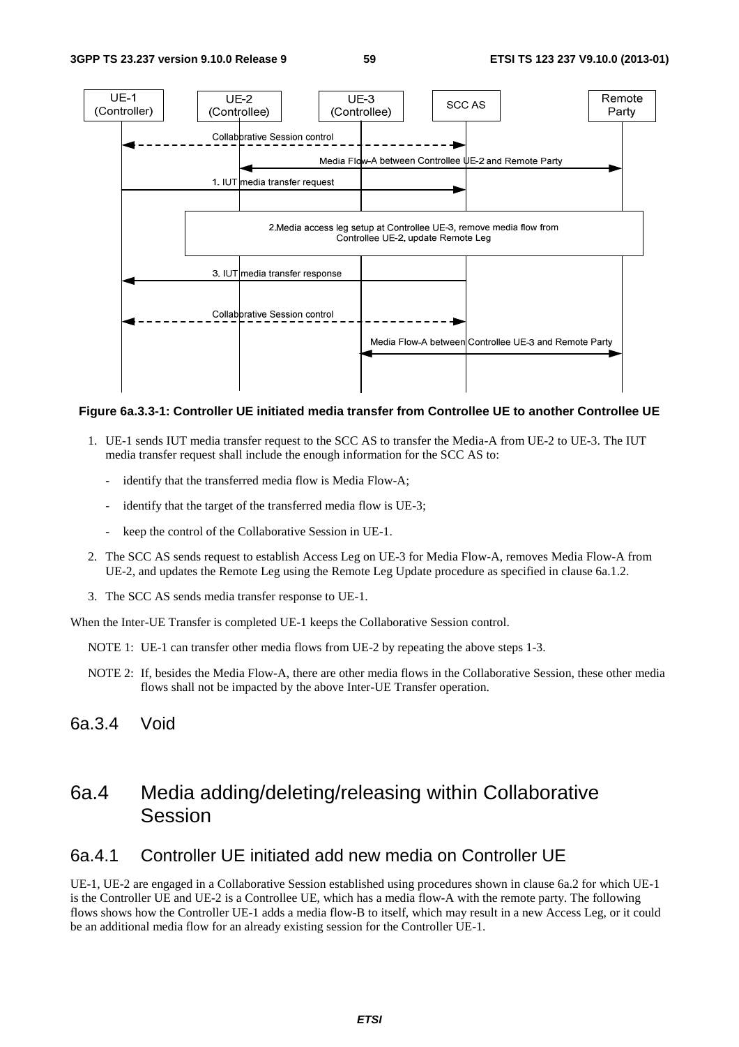**Figure 6a.3.3-1: Controller UE initiated media transfer from Controllee UE to another Controllee UE**

1. UE-1 sends IUT media transfer request to the SCC AS to transfer the Media-A from UE-2 to UE-3. The IUT media transfer request shall include the enough information for the SCC AS to:

   - identify that the transferred media flow is Media Flow-A;

   - identify that the target of the transferred media flow is UE-3;

   - keep the control of the Collaborative Session in UE-1.

2. The SCC AS sends request to establish Access Leg on UE-3 for Media Flow-A, removes Media Flow-A from UE-2, and updates the Remote Leg using the Remote Leg Update procedure as specified in clause 6a.1.2.

3. The SCC AS sends media transfer response to UE-1.

When the Inter-UE Transfer is completed UE-1 keeps the Collaborative Session control.

NOTE 1: UE-1 can transfer other media flows from UE-2 by repeating the above steps 1-3.

NOTE 2: If, besides the Media Flow-A, there are other media flows in the Collaborative Session, these other media flows shall not be impacted by the above Inter-UE Transfer operation.

### 6a.3.4 Void

## 6a.4 Media adding/deleting/releasing within Collaborative Session

### 6a.4.1 Controller UE initiated add new media on Controller UE

UE-1, UE-2 are engaged in a Collaborative Session established using procedures shown in clause 6a.2 for which UE-1 is the Controller UE and UE-2 is a Controllee UE, which has a media flow-A with the remote party. The following flows shows how the Controller UE-1 adds a media flow-B to itself, which may result in a new Access Leg, or it could be an additional media flow for an already existing session for the Controller UE-1.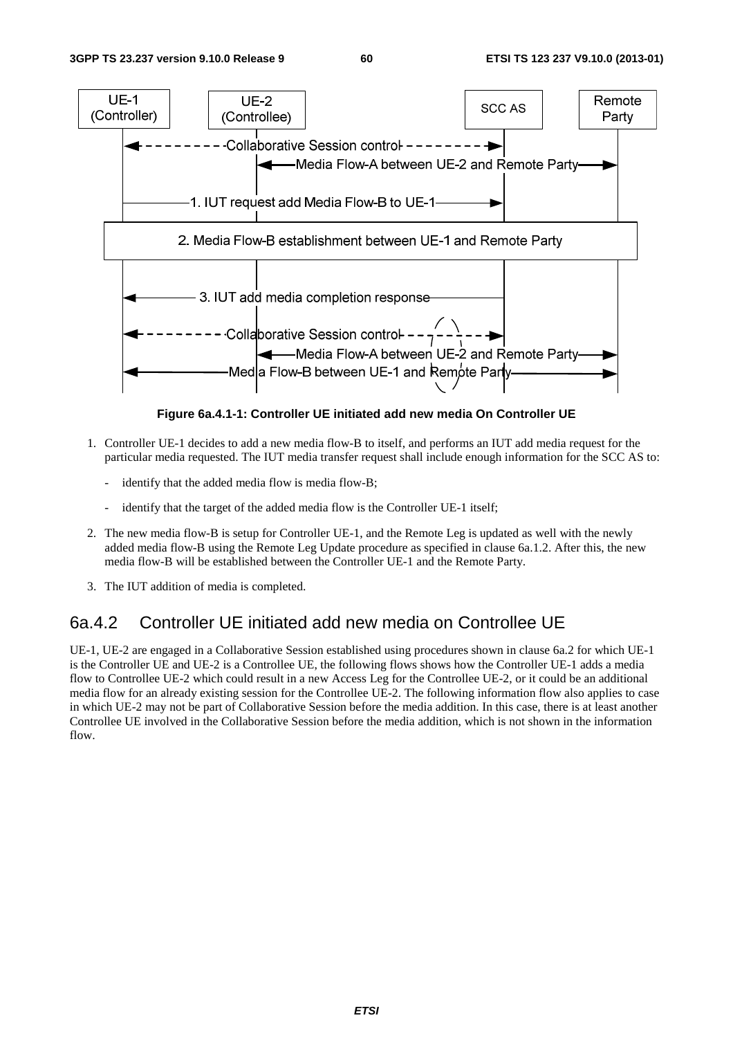**Figure 6a.4.1-1: Controller UE initiated add new media On Controller UE**

1. Controller UE-1 decides to add a new media flow-B to itself, and performs an IUT add media request for the particular media requested. The IUT media transfer request shall include enough information for the SCC AS to:

   - identify that the added media flow is media flow-B;

   - identify that the target of the added media flow is the Controller UE-1 itself;

2. The new media flow-B is setup for Controller UE-1, and the Remote Leg is updated as well with the newly added media flow-B using the Remote Leg Update procedure as specified in clause 6a.1.2. After this, the new media flow-B will be established between the Controller UE-1 and the Remote Party.

3. The IUT addition of media is completed.

## 6a.4.2 Controller UE initiated add new media on Controllee UE

UE-1, UE-2 are engaged in a Collaborative Session established using procedures shown in clause 6a.2 for which UE-1 is the Controller UE and UE-2 is a Controllee UE, the following flows shows how the Controller UE-1 adds a media flow to Controllee UE-2 which could result in a new Access Leg for the Controllee UE-2, or it could be an additional media flow for an already existing session for the Controllee UE-2. The following information flow also applies to case in which UE-2 may not be part of Collaborative Session before the media addition. In this case, there is at least another Controllee UE involved in the Collaborative Session before the media addition, which is not shown in the information flow.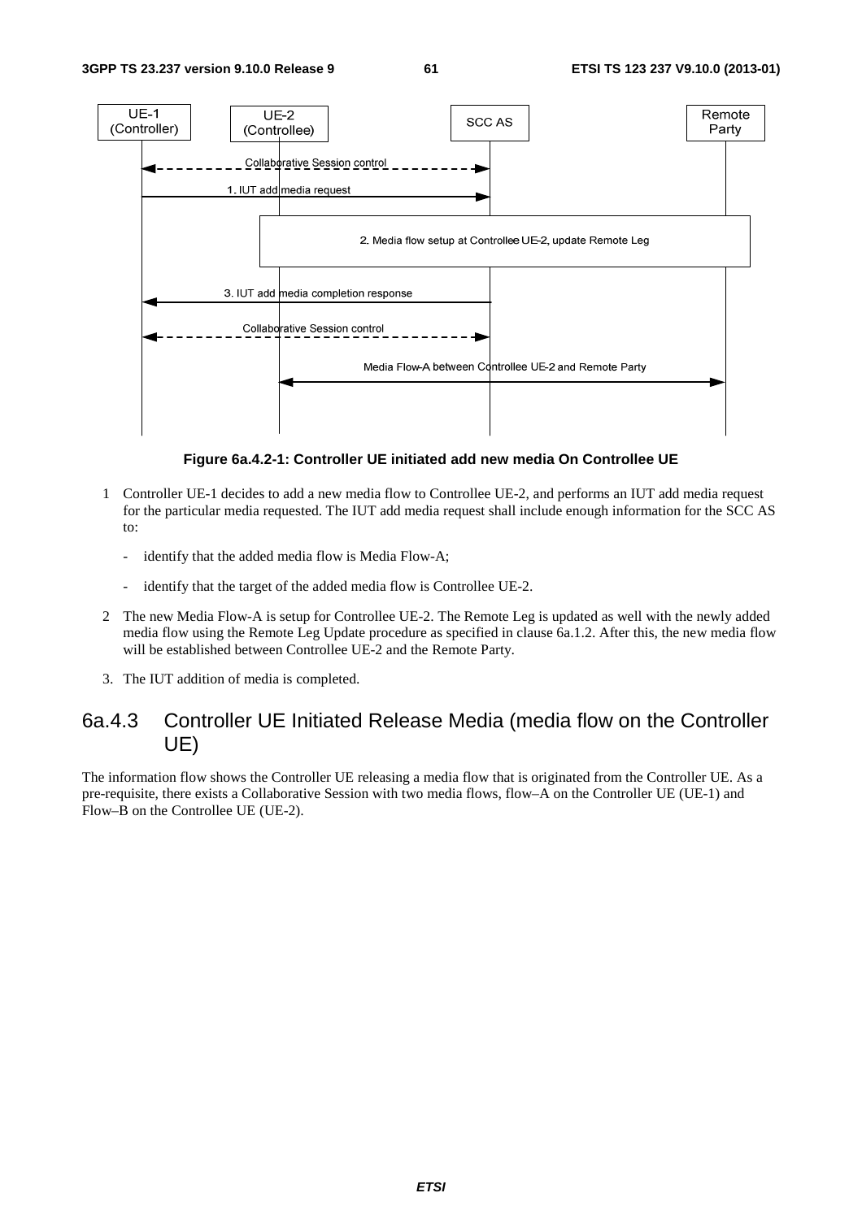Figure 6a.4.2-1: Controller UE initiated add new media On Controllee UE

1 Controller UE-1 decides to add a new media flow to Controllee UE-2, and performs an IUT add media request for the particular media requested. The IUT add media request shall include enough information for the SCC AS to:

   - identify that the added media flow is Media Flow-A;

   - identify that the target of the added media flow is Controllee UE-2.

2 The new Media Flow-A is setup for Controllee UE-2. The Remote Leg is updated as well with the newly added media flow using the Remote Leg Update procedure as specified in clause 6a.1.2. After this, the new media flow will be established between Controllee UE-2 and the Remote Party.

3. The IUT addition of media is completed.

### 6a.4.3 Controller UE Initiated Release Media (media flow on the Controller UE)

The information flow shows the Controller UE releasing a media flow that is originated from the Controller UE. As a pre-requisite, there exists a Collaborative Session with two media flows, flow–A on the Controller UE (UE-1) and Flow–B on the Controllee UE (UE-2).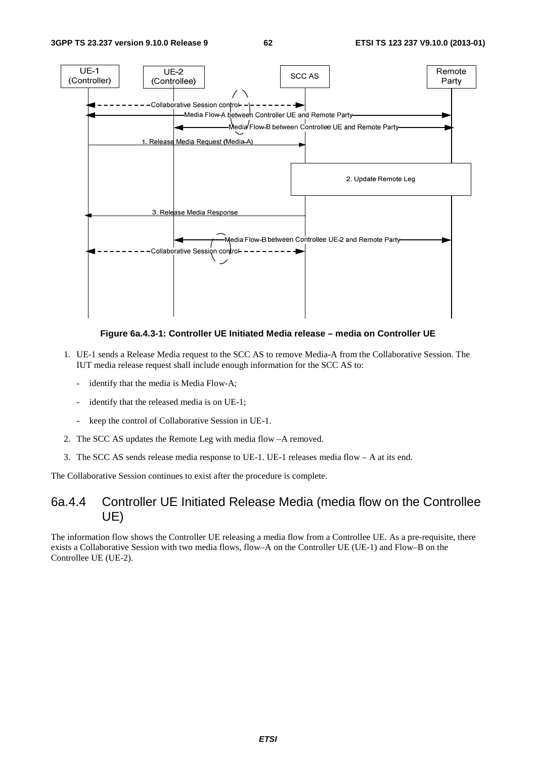Figure 6a.4.3-1: Controller UE Initiated Media release – media on Controller UE

1. UE-1 sends a Release Media request to the SCC AS to remove Media-A from the Collaborative Session. The IUT media release request shall include enough information for the SCC AS to:

   - identify that the media is Media Flow-A;

   - identify that the released media is on UE-1;

   - keep the control of Collaborative Session in UE-1.

2. The SCC AS updates the Remote Leg with media flow –A removed.

3. The SCC AS sends release media response to UE-1. UE-1 releases media flow – A at its end.

The Collaborative Session continues to exist after the procedure is complete.

### 6a.4.4 Controller UE Initiated Release Media (media flow on the Controllee UE)

The information flow shows the Controller UE releasing a media flow from a Controllee UE. As a pre-requisite, there exists a Collaborative Session with two media flows, flow–A on the Controller UE (UE-1) and Flow–B on the Controllee UE (UE-2).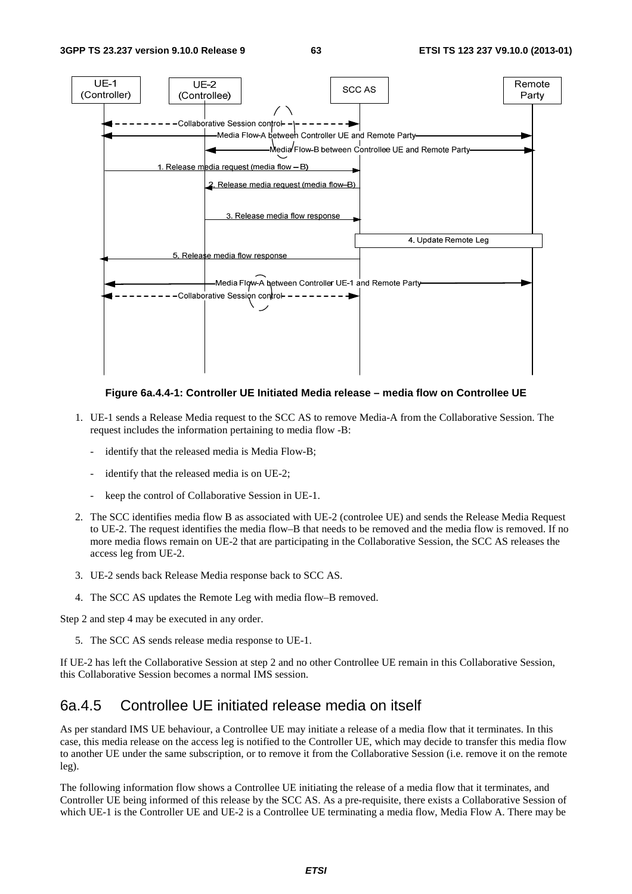**Figure 6a.4.4-1: Controller UE Initiated Media release – media flow on Controllee UE**

1. UE-1 sends a Release Media request to the SCC AS to remove Media-A from the Collaborative Session. The request includes the information pertaining to media flow -B:
   - identify that the released media is Media Flow-B;
   - identify that the released media is on UE-2;
   - keep the control of Collaborative Session in UE-1.
2. The SCC identifies media flow B as associated with UE-2 (controlee UE) and sends the Release Media Request to UE-2. The request identifies the media flow–B that needs to be removed and the media flow is removed. If no more media flows remain on UE-2 that are participating in the Collaborative Session, the SCC AS releases the access leg from UE-2.
3. UE-2 sends back Release Media response back to SCC AS.
4. The SCC AS updates the Remote Leg with media flow–B removed.

Step 2 and step 4 may be executed in any order.

5. The SCC AS sends release media response to UE-1.

If UE-2 has left the Collaborative Session at step 2 and no other Controllee UE remain in this Collaborative Session, this Collaborative Session becomes a normal IMS session.

### 6a.4.5 Controllee UE initiated release media on itself

As per standard IMS UE behaviour, a Controllee UE may initiate a release of a media flow that it terminates. In this case, this media release on the access leg is notified to the Controller UE, which may decide to transfer this media flow to another UE under the same subscription, or to remove it from the Collaborative Session (i.e. remove it on the remote leg).

The following information flow shows a Controllee UE initiating the release of a media flow that it terminates, and Controller UE being informed of this release by the SCC AS. As a pre-requisite, there exists a Collaborative Session of which UE-1 is the Controller UE and UE-2 is a Controllee UE terminating a media flow, Media Flow A. There may be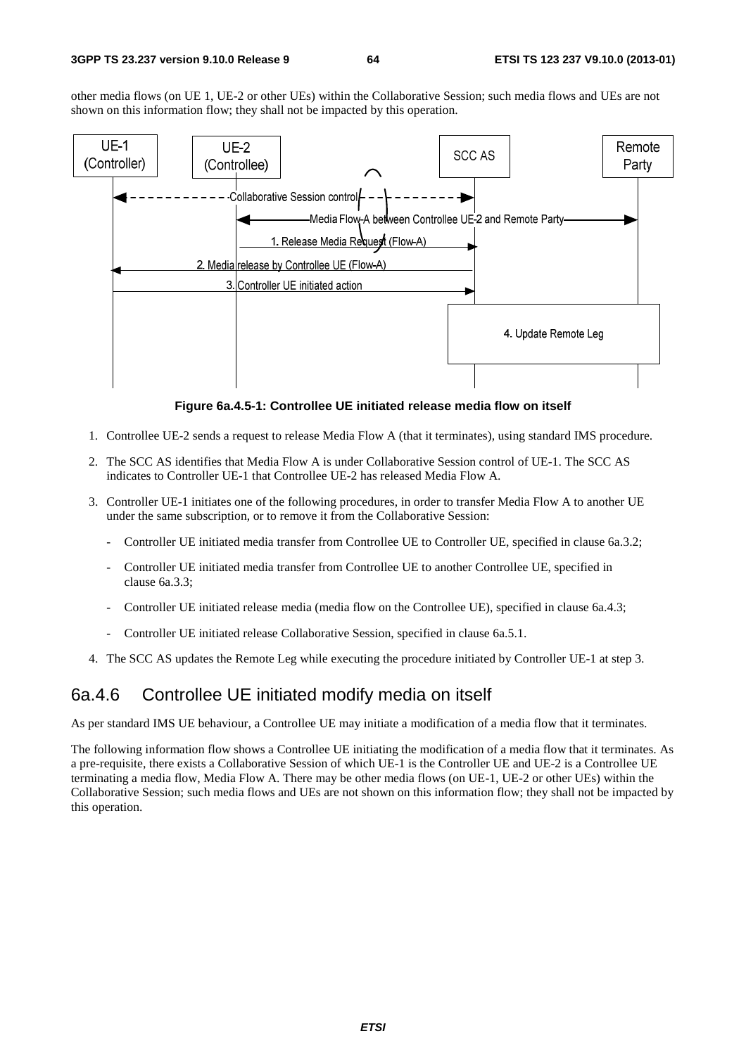other media flows (on UE 1, UE-2 or other UEs) within the Collaborative Session; such media flows and UEs are not shown on this information flow; they shall not be impacted by this operation.

**Figure 6a.4.5-1: Controllee UE initiated release media flow on itself**

1. Controllee UE-2 sends a request to release Media Flow A (that it terminates), using standard IMS procedure.
2. The SCC AS identifies that Media Flow A is under Collaborative Session control of UE-1. The SCC AS indicates to Controller UE-1 that Controllee UE-2 has released Media Flow A.
3. Controller UE-1 initiates one of the following procedures, in order to transfer Media Flow A to another UE under the same subscription, or to remove it from the Collaborative Session:
   - Controller UE initiated media transfer from Controllee UE to Controller UE, specified in clause 6a.3.2;
   - Controller UE initiated media transfer from Controllee UE to another Controllee UE, specified in clause 6a.3.3;
   - Controller UE initiated release media (media flow on the Controllee UE), specified in clause 6a.4.3;
   - Controller UE initiated release Collaborative Session, specified in clause 6a.5.1.
4. The SCC AS updates the Remote Leg while executing the procedure initiated by Controller UE-1 at step 3.

## 6a.4.6 Controllee UE initiated modify media on itself

As per standard IMS UE behaviour, a Controllee UE may initiate a modification of a media flow that it terminates.

The following information flow shows a Controllee UE initiating the modification of a media flow that it terminates. As a pre-requisite, there exists a Collaborative Session of which UE-1 is the Controller UE and UE-2 is a Controllee UE terminating a media flow, Media Flow A. There may be other media flows (on UE-1, UE-2 or other UEs) within the Collaborative Session; such media flows and UEs are not shown on this information flow; they shall not be impacted by this operation.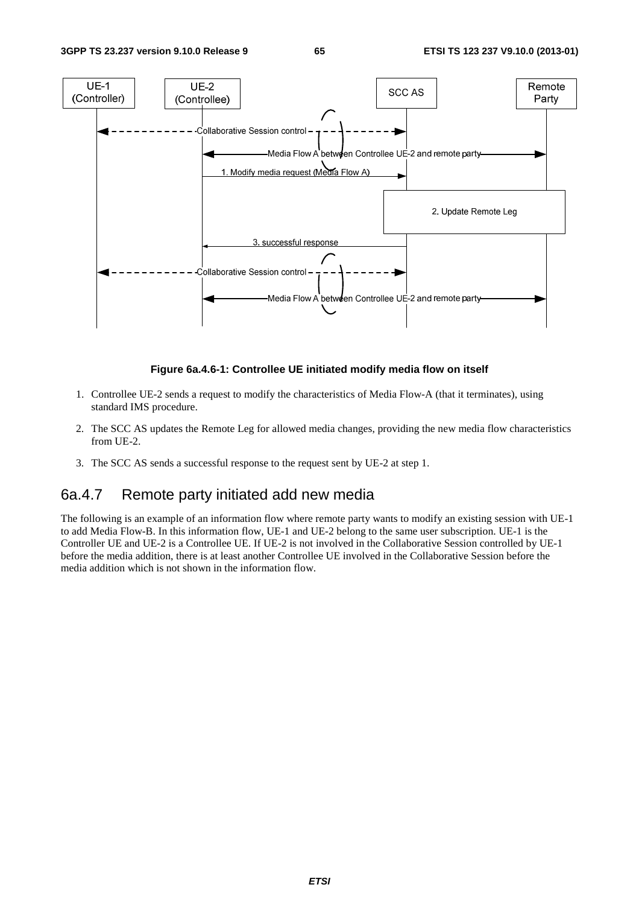**Figure 6a.4.6-1: Controllee UE initiated modify media flow on itself**

1. Controllee UE-2 sends a request to modify the characteristics of Media Flow-A (that it terminates), using standard IMS procedure.

2. The SCC AS updates the Remote Leg for allowed media changes, providing the new media flow characteristics from UE-2.

3. The SCC AS sends a successful response to the request sent by UE-2 at step 1.

### 6a.4.7 Remote party initiated add new media

The following is an example of an information flow where remote party wants to modify an existing session with UE-1 to add Media Flow-B. In this information flow, UE-1 and UE-2 belong to the same user subscription. UE-1 is the Controller UE and UE-2 is a Controllee UE. If UE-2 is not involved in the Collaborative Session controlled by UE-1 before the media addition, there is at least another Controllee UE involved in the Collaborative Session before the media addition which is not shown in the information flow.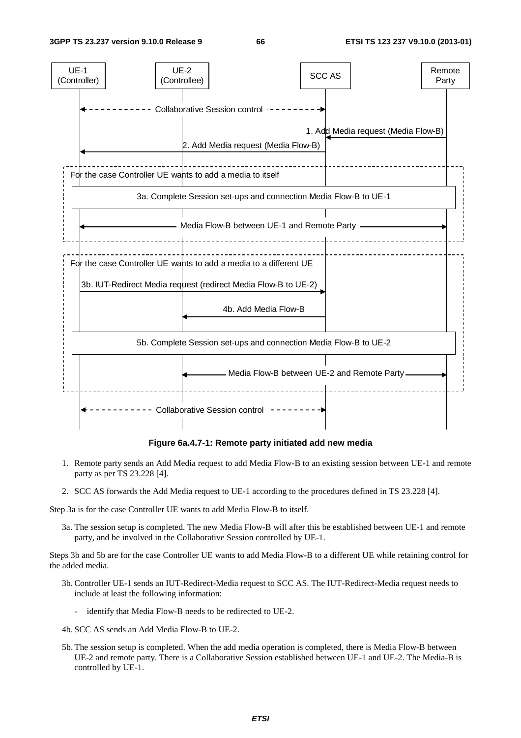**Figure 6a.4.7-1: Remote party initiated add new media**

1. Remote party sends an Add Media request to add Media Flow-B to an existing session between UE-1 and remote party as per TS 23.228 [4].

2. SCC AS forwards the Add Media request to UE-1 according to the procedures defined in TS 23.228 [4].

Step 3a is for the case Controller UE wants to add Media Flow-B to itself.

3a. The session setup is completed. The new Media Flow-B will after this be established between UE-1 and remote party, and be involved in the Collaborative Session controlled by UE-1.

Steps 3b and 5b are for the case Controller UE wants to add Media Flow-B to a different UE while retaining control for the added media.

3b. Controller UE-1 sends an IUT-Redirect-Media request to SCC AS. The IUT-Redirect-Media request needs to include at least the following information:

- identify that Media Flow-B needs to be redirected to UE-2.

4b. SCC AS sends an Add Media Flow-B to UE-2.

5b. The session setup is completed. When the add media operation is completed, there is Media Flow-B between UE-2 and remote party. There is a Collaborative Session established between UE-1 and UE-2. The Media-B is controlled by UE-1.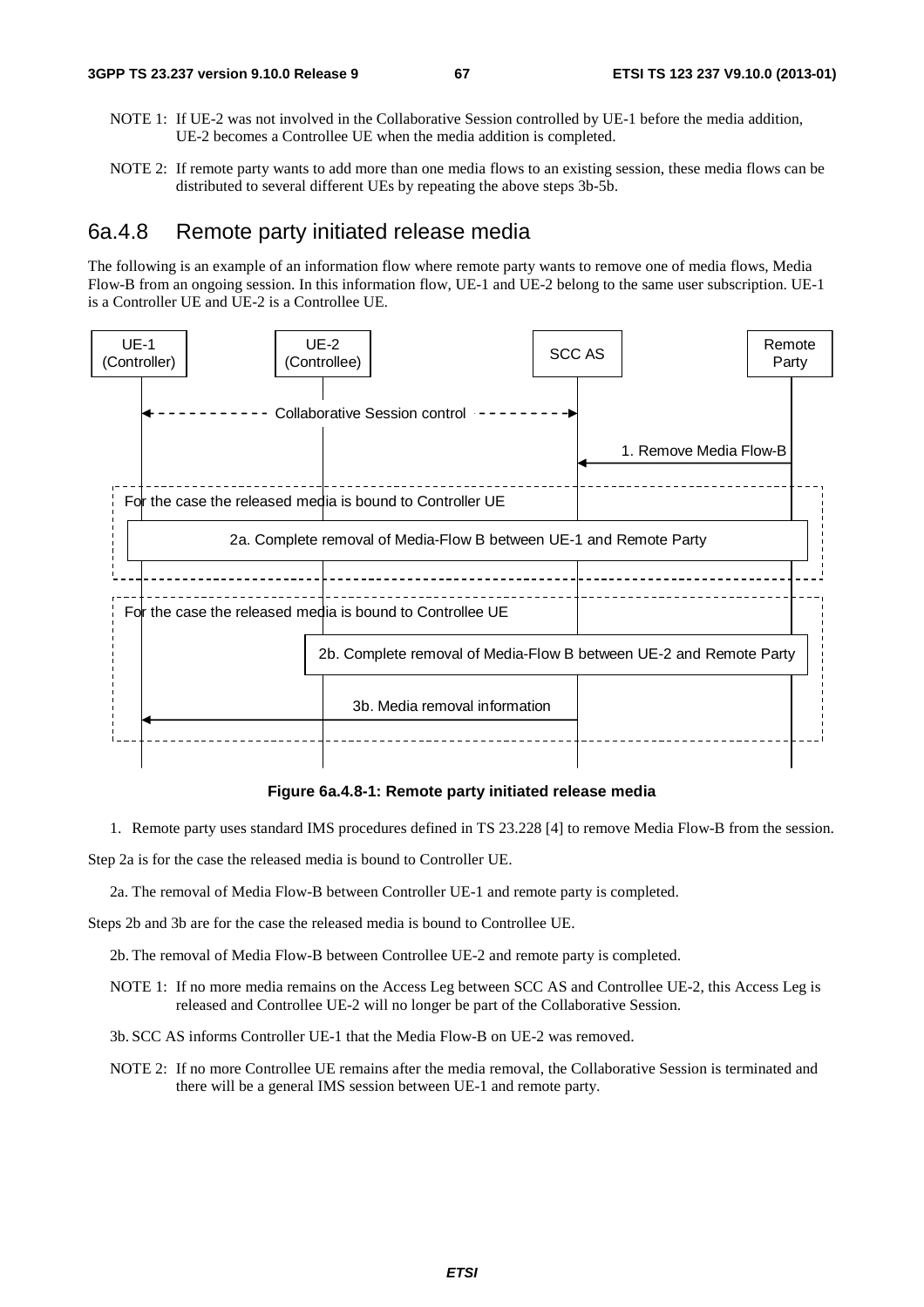NOTE 1: If UE-2 was not involved in the Collaborative Session controlled by UE-1 before the media addition, UE-2 becomes a Controllee UE when the media addition is completed.

NOTE 2: If remote party wants to add more than one media flows to an existing session, these media flows can be distributed to several different UEs by repeating the above steps 3b-5b.

## 6a.4.8 Remote party initiated release media

The following is an example of an information flow where remote party wants to remove one of media flows, Media Flow-B from an ongoing session. In this information flow, UE-1 and UE-2 belong to the same user subscription. UE-1 is a Controller UE and UE-2 is a Controllee UE.

UE-1 (Controller) | UE-2 (Controllee) | SCC AS | Remote Party

Collaborative Session control

1. Remove Media Flow-B

For the case the released media is bound to Controller UE

2a. Complete removal of Media-Flow B between UE-1 and Remote Party

For the case the released media is bound to Controllee UE

2b. Complete removal of Media-Flow B between UE-2 and Remote Party

3b. Media removal information

**Figure 6a.4.8-1: Remote party initiated release media**

1. Remote party uses standard IMS procedures defined in TS 23.228 [4] to remove Media Flow-B from the session.

Step 2a is for the case the released media is bound to Controller UE.

2a. The removal of Media Flow-B between Controller UE-1 and remote party is completed.

Steps 2b and 3b are for the case the released media is bound to Controllee UE.

2b. The removal of Media Flow-B between Controllee UE-2 and remote party is completed.

NOTE 1: If no more media remains on the Access Leg between SCC AS and Controllee UE-2, this Access Leg is released and Controllee UE-2 will no longer be part of the Collaborative Session.

3b. SCC AS informs Controller UE-1 that the Media Flow-B on UE-2 was removed.

NOTE 2: If no more Controllee UE remains after the media removal, the Collaborative Session is terminated and there will be a general IMS session between UE-1 and remote party.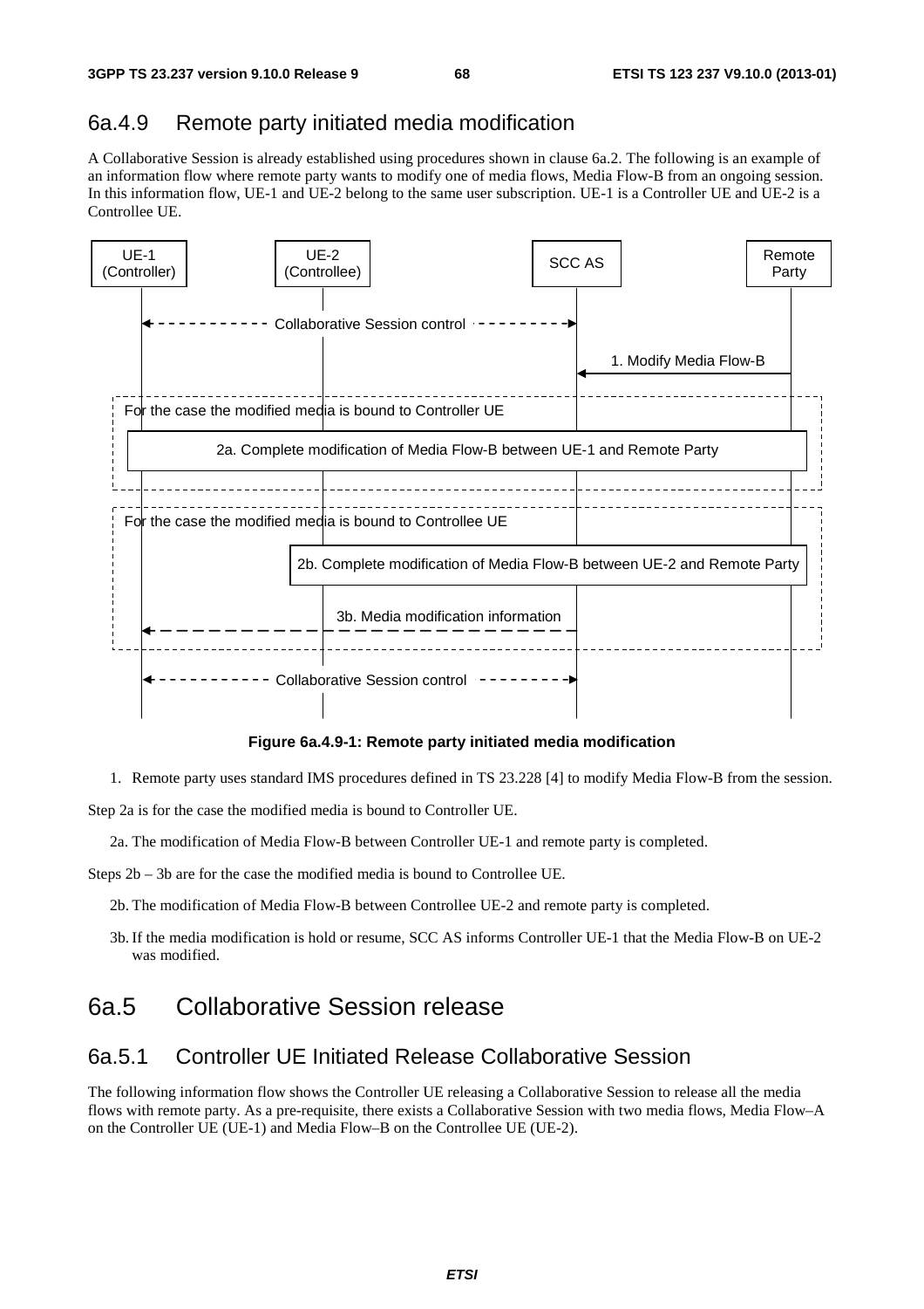## 6a.4.9 Remote party initiated media modification

A Collaborative Session is already established using procedures shown in clause 6a.2. The following is an example of an information flow where remote party wants to modify one of media flows, Media Flow-B from an ongoing session. In this information flow, UE-1 and UE-2 belong to the same user subscription. UE-1 is a Controller UE and UE-2 is a Controllee UE.

**Figure 6a.4.9-1: Remote party initiated media modification**

1. Remote party uses standard IMS procedures defined in TS 23.228 [4] to modify Media Flow-B from the session.

Step 2a is for the case the modified media is bound to Controller UE.

2a. The modification of Media Flow-B between Controller UE-1 and remote party is completed.

Steps 2b – 3b are for the case the modified media is bound to Controllee UE.

2b. The modification of Media Flow-B between Controllee UE-2 and remote party is completed.

3b. If the media modification is hold or resume, SCC AS informs Controller UE-1 that the Media Flow-B on UE-2 was modified.

# 6a.5 Collaborative Session release

## 6a.5.1 Controller UE Initiated Release Collaborative Session

The following information flow shows the Controller UE releasing a Collaborative Session to release all the media flows with remote party. As a pre-requisite, there exists a Collaborative Session with two media flows, Media Flow–A on the Controller UE (UE-1) and Media Flow–B on the Controllee UE (UE-2).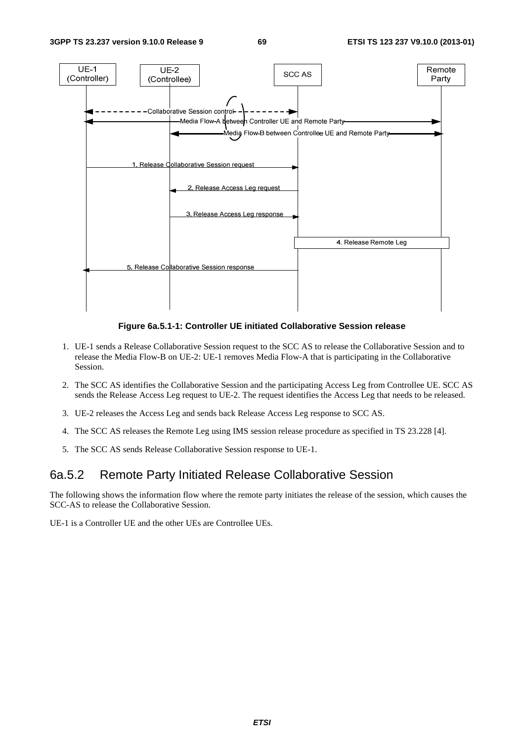Figure 6a.5.1-1: Controller UE initiated Collaborative Session release

1. UE-1 sends a Release Collaborative Session request to the SCC AS to release the Collaborative Session and to release the Media Flow-B on UE-2: UE-1 removes Media Flow-A that is participating in the Collaborative Session.

2. The SCC AS identifies the Collaborative Session and the participating Access Leg from Controllee UE. SCC AS sends the Release Access Leg request to UE-2. The request identifies the Access Leg that needs to be released.

3. UE-2 releases the Access Leg and sends back Release Access Leg response to SCC AS.

4. The SCC AS releases the Remote Leg using IMS session release procedure as specified in TS 23.228 [4].

5. The SCC AS sends Release Collaborative Session response to UE-1.

### 6a.5.2 Remote Party Initiated Release Collaborative Session

The following shows the information flow where the remote party initiates the release of the session, which causes the SCC-AS to release the Collaborative Session.

UE-1 is a Controller UE and the other UEs are Controllee UEs.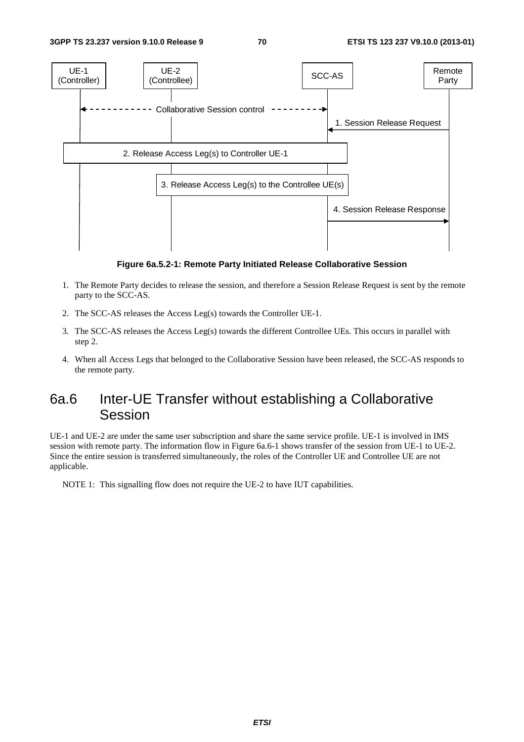Figure 6a.5.2-1: Remote Party Initiated Release Collaborative Session

1. The Remote Party decides to release the session, and therefore a Session Release Request is sent by the remote party to the SCC-AS.
2. The SCC-AS releases the Access Leg(s) towards the Controller UE-1.
3. The SCC-AS releases the Access Leg(s) towards the different Controllee UEs. This occurs in parallel with step 2.
4. When all Access Legs that belonged to the Collaborative Session have been released, the SCC-AS responds to the remote party.

# 6a.6 Inter-UE Transfer without establishing a Collaborative Session

UE-1 and UE-2 are under the same user subscription and share the same service profile. UE-1 is involved in IMS session with remote party. The information flow in Figure 6a.6-1 shows transfer of the session from UE-1 to UE-2. Since the entire session is transferred simultaneously, the roles of the Controller UE and Controllee UE are not applicable.

NOTE 1: This signalling flow does not require the UE-2 to have IUT capabilities.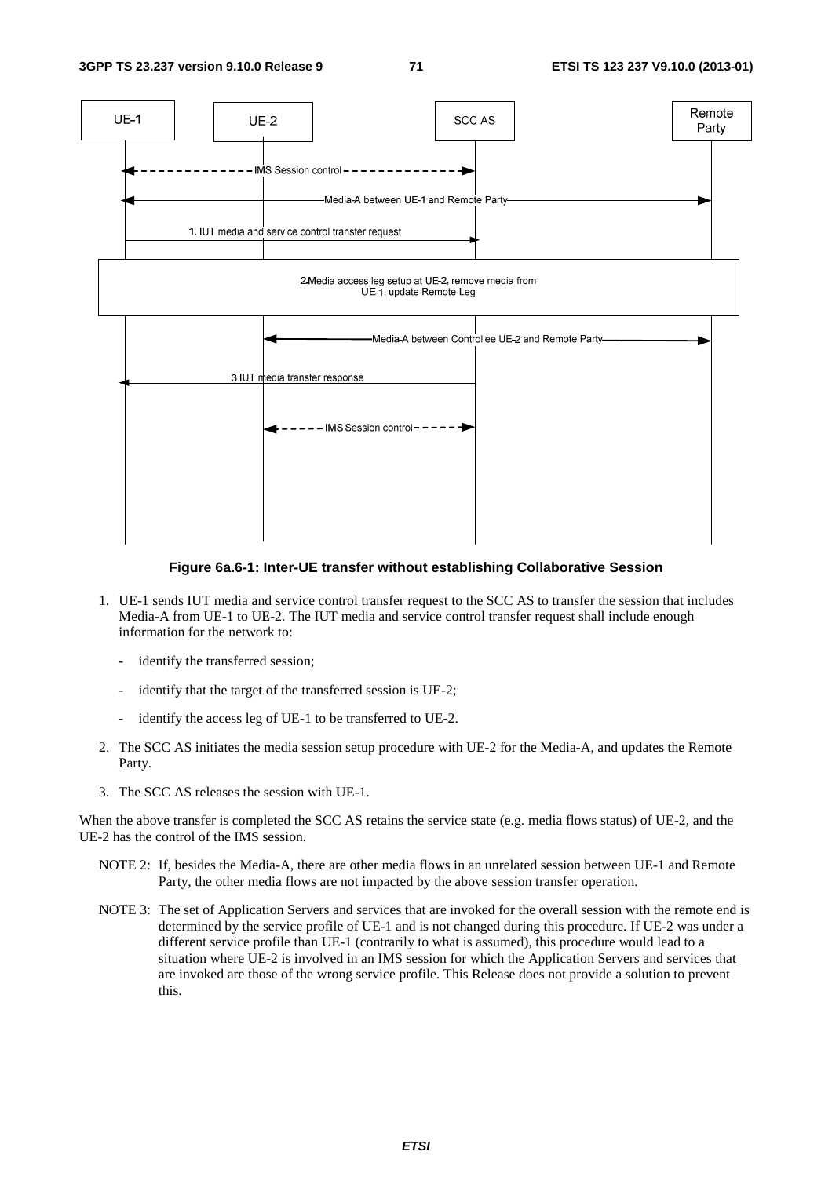**Figure 6a.6-1: Inter-UE transfer without establishing Collaborative Session**

1. UE-1 sends IUT media and service control transfer request to the SCC AS to transfer the session that includes Media-A from UE-1 to UE-2. The IUT media and service control transfer request shall include enough information for the network to:

   - identify the transferred session;
   - identify that the target of the transferred session is UE-2;
   - identify the access leg of UE-1 to be transferred to UE-2.

2. The SCC AS initiates the media session setup procedure with UE-2 for the Media-A, and updates the Remote Party.

3. The SCC AS releases the session with UE-1.

When the above transfer is completed the SCC AS retains the service state (e.g. media flows status) of UE-2, and the UE-2 has the control of the IMS session.

NOTE 2: If, besides the Media-A, there are other media flows in an unrelated session between UE-1 and Remote Party, the other media flows are not impacted by the above session transfer operation.

NOTE 3: The set of Application Servers and services that are invoked for the overall session with the remote end is determined by the service profile of UE-1 and is not changed during this procedure. If UE-2 was under a different service profile than UE-1 (contrarily to what is assumed), this procedure would lead to a situation where UE-2 is involved in an IMS session for which the Application Servers and services that are invoked are those of the wrong service profile. This Release does not provide a solution to prevent this.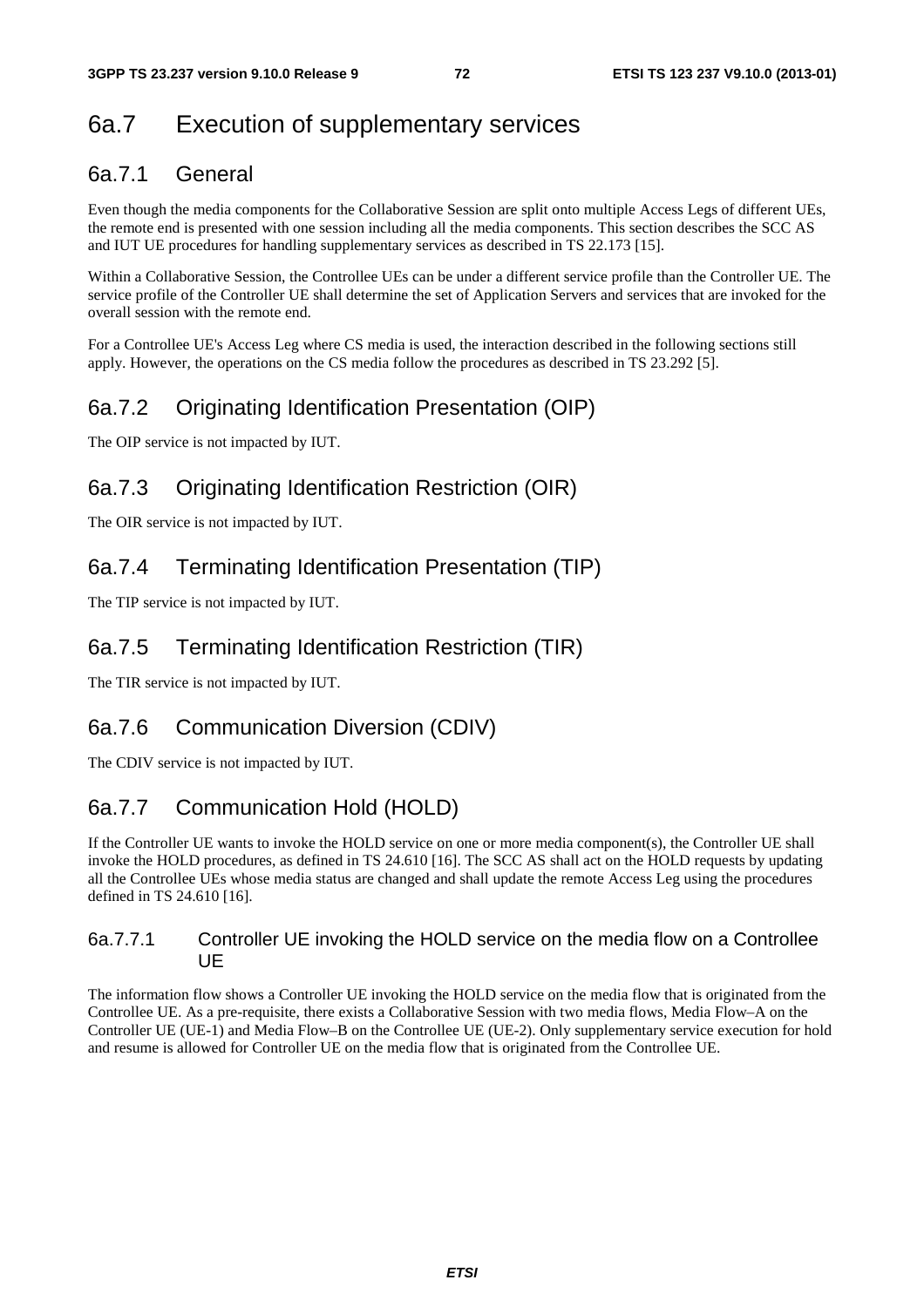# 6a.7 Execution of supplementary services

## 6a.7.1 General

Even though the media components for the Collaborative Session are split onto multiple Access Legs of different UEs, the remote end is presented with one session including all the media components. This section describes the SCC AS and IUT UE procedures for handling supplementary services as described in TS 22.173 [15].

Within a Collaborative Session, the Controllee UEs can be under a different service profile than the Controller UE. The service profile of the Controller UE shall determine the set of Application Servers and services that are invoked for the overall session with the remote end.

For a Controllee UE's Access Leg where CS media is used, the interaction described in the following sections still apply. However, the operations on the CS media follow the procedures as described in TS 23.292 [5].

## 6a.7.2 Originating Identification Presentation (OIP)

The OIP service is not impacted by IUT.

## 6a.7.3 Originating Identification Restriction (OIR)

The OIR service is not impacted by IUT.

## 6a.7.4 Terminating Identification Presentation (TIP)

The TIP service is not impacted by IUT.

## 6a.7.5 Terminating Identification Restriction (TIR)

The TIR service is not impacted by IUT.

## 6a.7.6 Communication Diversion (CDIV)

The CDIV service is not impacted by IUT.

## 6a.7.7 Communication Hold (HOLD)

If the Controller UE wants to invoke the HOLD service on one or more media component(s), the Controller UE shall invoke the HOLD procedures, as defined in TS 24.610 [16]. The SCC AS shall act on the HOLD requests by updating all the Controllee UEs whose media status are changed and shall update the remote Access Leg using the procedures defined in TS 24.610 [16].

### 6a.7.7.1 Controller UE invoking the HOLD service on the media flow on a Controllee UE

The information flow shows a Controller UE invoking the HOLD service on the media flow that is originated from the Controllee UE. As a pre-requisite, there exists a Collaborative Session with two media flows, Media Flow–A on the Controller UE (UE-1) and Media Flow–B on the Controllee UE (UE-2). Only supplementary service execution for hold and resume is allowed for Controller UE on the media flow that is originated from the Controllee UE.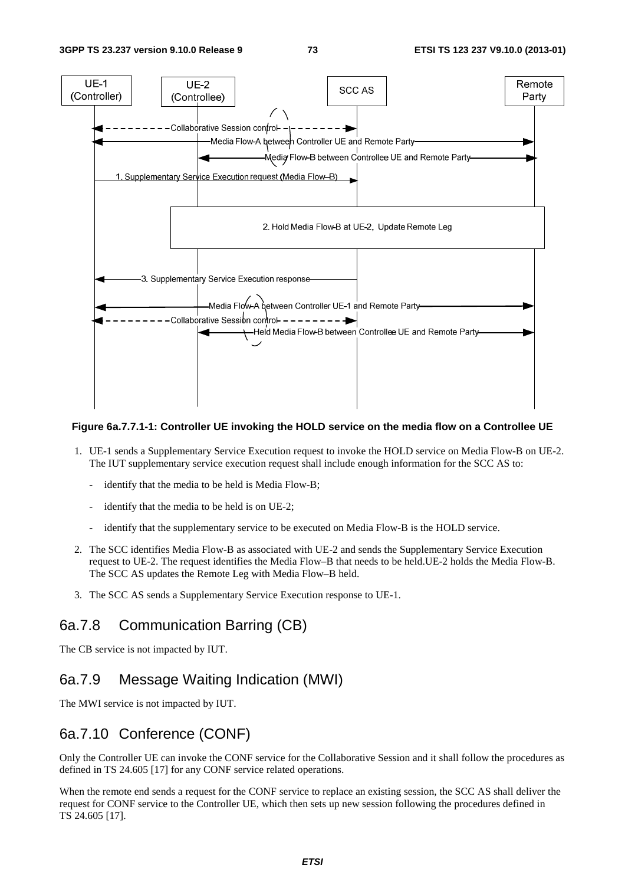**Figure 6a.7.7.1-1: Controller UE invoking the HOLD service on the media flow on a Controllee UE**

1. UE-1 sends a Supplementary Service Execution request to invoke the HOLD service on Media Flow-B on UE-2. The IUT supplementary service execution request shall include enough information for the SCC AS to:
   - identify that the media to be held is Media Flow-B;
   - identify that the media to be held is on UE-2;
   - identify that the supplementary service to be executed on Media Flow-B is the HOLD service.
2. The SCC identifies Media Flow-B as associated with UE-2 and sends the Supplementary Service Execution request to UE-2. The request identifies the Media Flow–B that needs to be held.UE-2 holds the Media Flow-B. The SCC AS updates the Remote Leg with Media Flow–B held.
3. The SCC AS sends a Supplementary Service Execution response to UE-1.

## 6a.7.8 Communication Barring (CB)

The CB service is not impacted by IUT.

## 6a.7.9 Message Waiting Indication (MWI)

The MWI service is not impacted by IUT.

## 6a.7.10 Conference (CONF)

Only the Controller UE can invoke the CONF service for the Collaborative Session and it shall follow the procedures as defined in TS 24.605 [17] for any CONF service related operations.

When the remote end sends a request for the CONF service to replace an existing session, the SCC AS shall deliver the request for CONF service to the Controller UE, which then sets up new session following the procedures defined in TS 24.605 [17].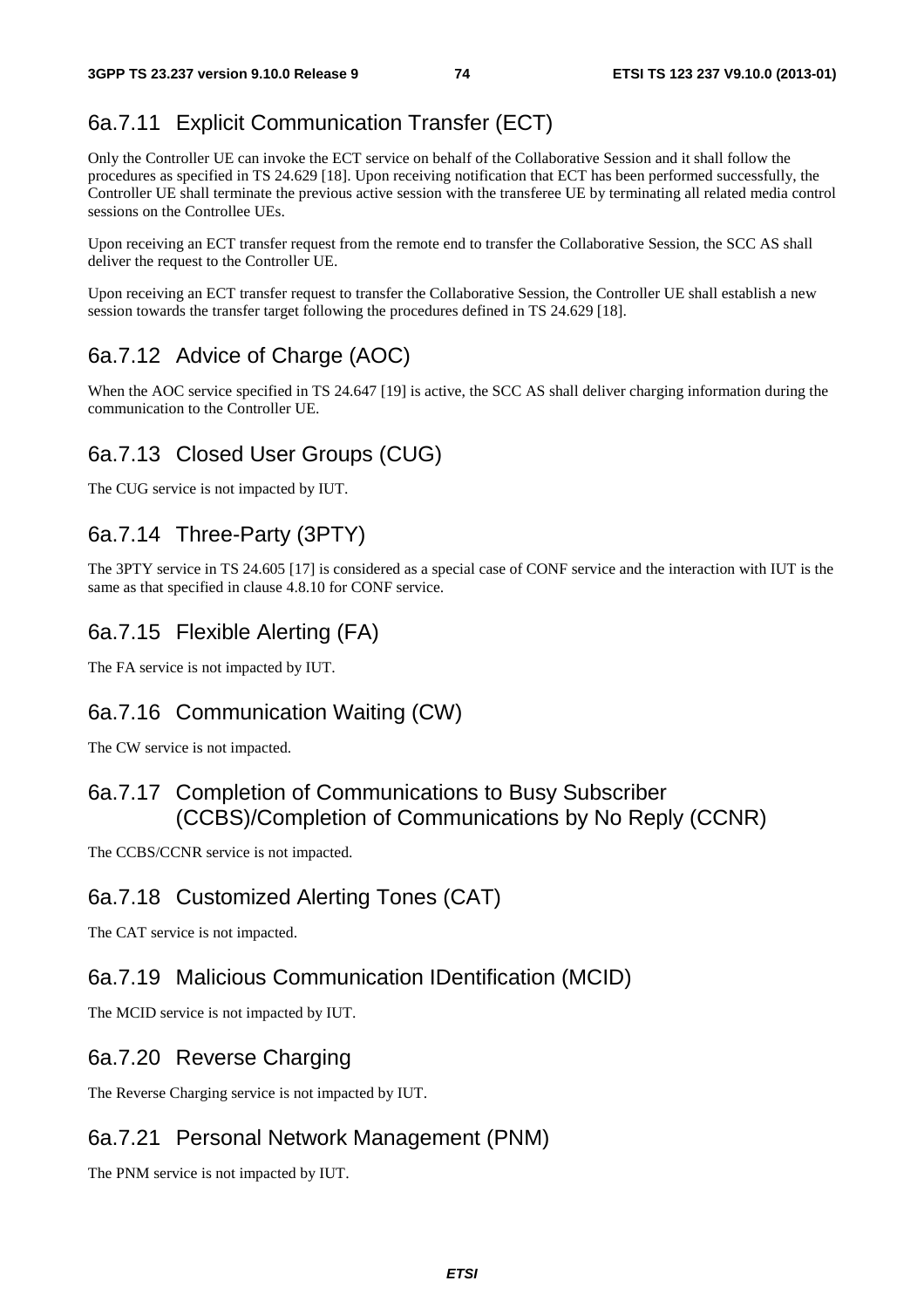## 6a.7.11 Explicit Communication Transfer (ECT)

Only the Controller UE can invoke the ECT service on behalf of the Collaborative Session and it shall follow the procedures as specified in TS 24.629 [18]. Upon receiving notification that ECT has been performed successfully, the Controller UE shall terminate the previous active session with the transferee UE by terminating all related media control sessions on the Controllee UEs.

Upon receiving an ECT transfer request from the remote end to transfer the Collaborative Session, the SCC AS shall deliver the request to the Controller UE.

Upon receiving an ECT transfer request to transfer the Collaborative Session, the Controller UE shall establish a new session towards the transfer target following the procedures defined in TS 24.629 [18].

## 6a.7.12 Advice of Charge (AOC)

When the AOC service specified in TS 24.647 [19] is active, the SCC AS shall deliver charging information during the communication to the Controller UE.

## 6a.7.13 Closed User Groups (CUG)

The CUG service is not impacted by IUT.

## 6a.7.14 Three-Party (3PTY)

The 3PTY service in TS 24.605 [17] is considered as a special case of CONF service and the interaction with IUT is the same as that specified in clause 4.8.10 for CONF service.

## 6a.7.15 Flexible Alerting (FA)

The FA service is not impacted by IUT.

## 6a.7.16 Communication Waiting (CW)

The CW service is not impacted.

## 6a.7.17 Completion of Communications to Busy Subscriber (CCBS)/Completion of Communications by No Reply (CCNR)

The CCBS/CCNR service is not impacted.

## 6a.7.18 Customized Alerting Tones (CAT)

The CAT service is not impacted.

## 6a.7.19 Malicious Communication IDentification (MCID)

The MCID service is not impacted by IUT.

## 6a.7.20 Reverse Charging

The Reverse Charging service is not impacted by IUT.

## 6a.7.21 Personal Network Management (PNM)

The PNM service is not impacted by IUT.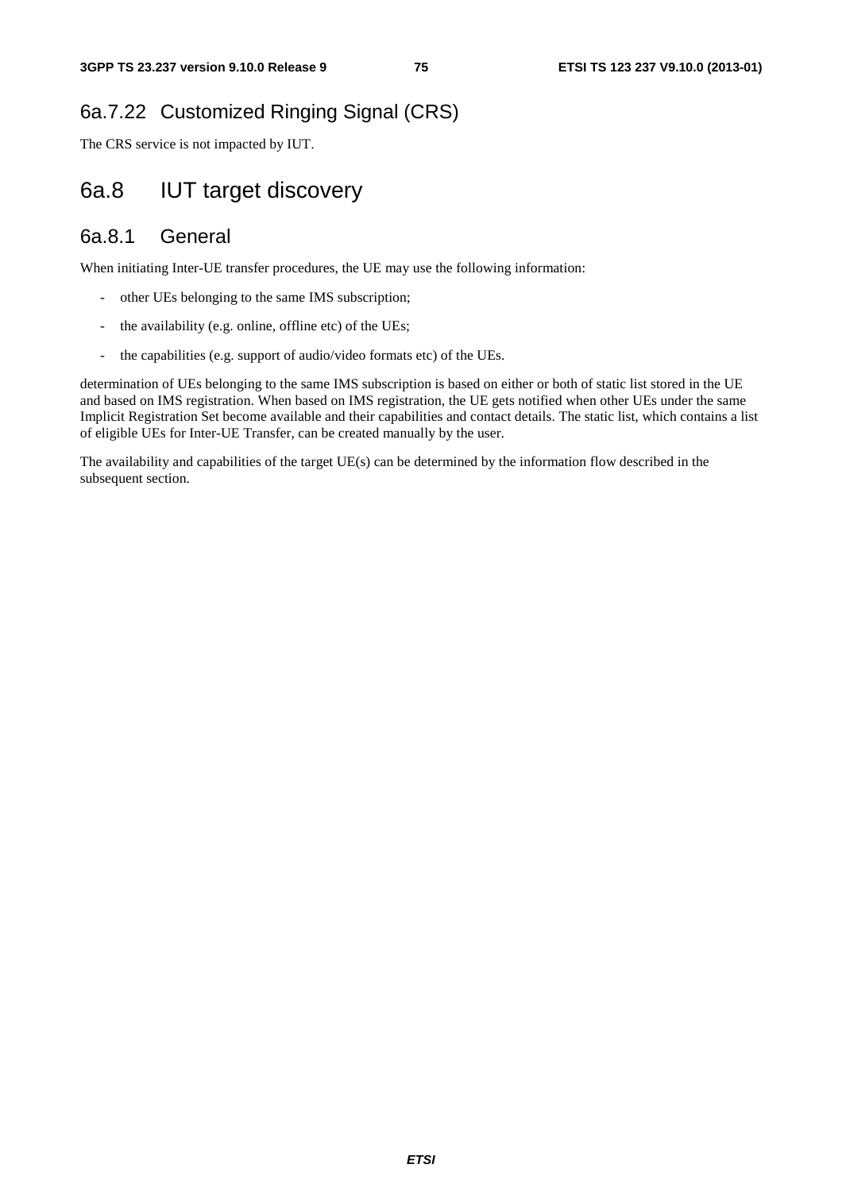### 6a.7.22 Customized Ringing Signal (CRS)

The CRS service is not impacted by IUT.

## 6a.8 IUT target discovery

### 6a.8.1 General

When initiating Inter-UE transfer procedures, the UE may use the following information:

- other UEs belonging to the same IMS subscription;
- the availability (e.g. online, offline etc) of the UEs;
- the capabilities (e.g. support of audio/video formats etc) of the UEs.

determination of UEs belonging to the same IMS subscription is based on either or both of static list stored in the UE and based on IMS registration. When based on IMS registration, the UE gets notified when other UEs under the same Implicit Registration Set become available and their capabilities and contact details. The static list, which contains a list of eligible UEs for Inter-UE Transfer, can be created manually by the user.

The availability and capabilities of the target UE(s) can be determined by the information flow described in the subsequent section.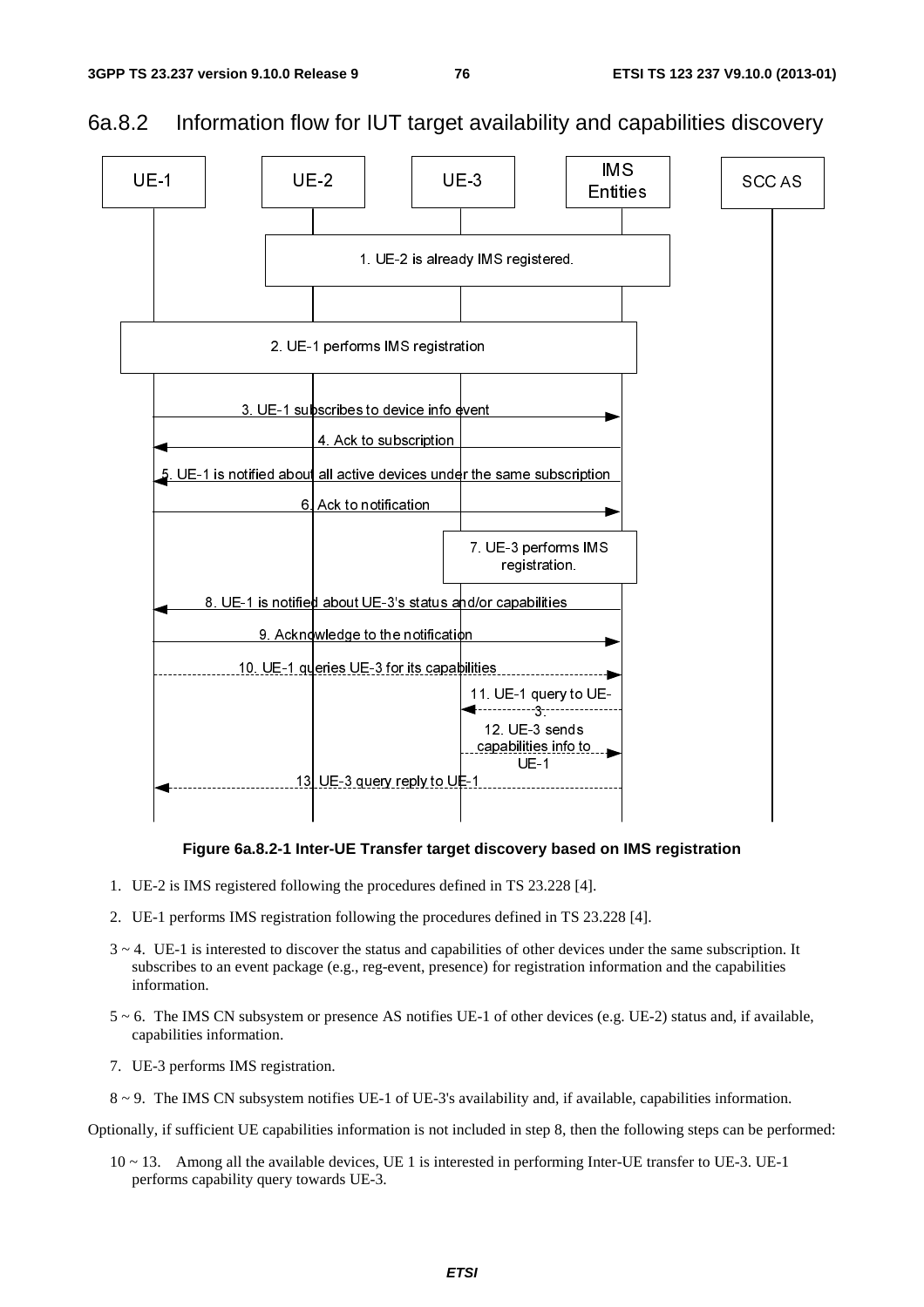## 6a.8.2 Information flow for IUT target availability and capabilities discovery

**Figure 6a.8.2-1 Inter-UE Transfer target discovery based on IMS registration**

1. UE-2 is IMS registered following the procedures defined in TS 23.228 [4].

2. UE-1 performs IMS registration following the procedures defined in TS 23.228 [4].

3 ~ 4. UE-1 is interested to discover the status and capabilities of other devices under the same subscription. It subscribes to an event package (e.g., reg-event, presence) for registration information and the capabilities information.

5 ~ 6. The IMS CN subsystem or presence AS notifies UE-1 of other devices (e.g. UE-2) status and, if available, capabilities information.

7. UE-3 performs IMS registration.

8 ~ 9. The IMS CN subsystem notifies UE-1 of UE-3's availability and, if available, capabilities information.

Optionally, if sufficient UE capabilities information is not included in step 8, then the following steps can be performed:

10 ~ 13. Among all the available devices, UE 1 is interested in performing Inter-UE transfer to UE-3. UE-1 performs capability query towards UE-3.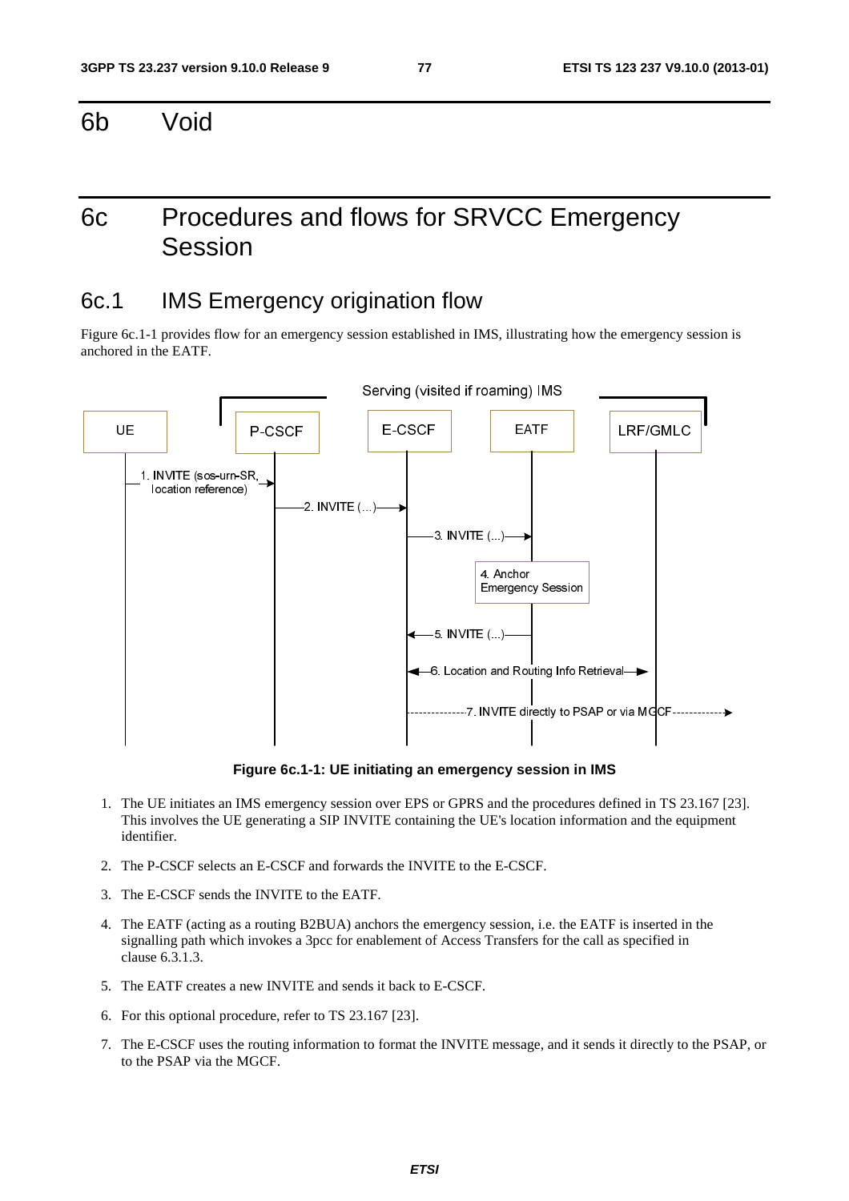# 6b Void

# 6c Procedures and flows for SRVCC Emergency Session

## 6c.1 IMS Emergency origination flow

Figure 6c.1-1 provides flow for an emergency session established in IMS, illustrating how the emergency session is anchored in the EATF.

**Figure 6c.1-1: UE initiating an emergency session in IMS**

1. The UE initiates an IMS emergency session over EPS or GPRS and the procedures defined in TS 23.167 [23]. This involves the UE generating a SIP INVITE containing the UE's location information and the equipment identifier.

2. The P-CSCF selects an E-CSCF and forwards the INVITE to the E-CSCF.

3. The E-CSCF sends the INVITE to the EATF.

4. The EATF (acting as a routing B2BUA) anchors the emergency session, i.e. the EATF is inserted in the signalling path which invokes a 3pcc for enablement of Access Transfers for the call as specified in clause 6.3.1.3.

5. The EATF creates a new INVITE and sends it back to E-CSCF.

6. For this optional procedure, refer to TS 23.167 [23].

7. The E-CSCF uses the routing information to format the INVITE message, and it sends it directly to the PSAP, or to the PSAP via the MGCF.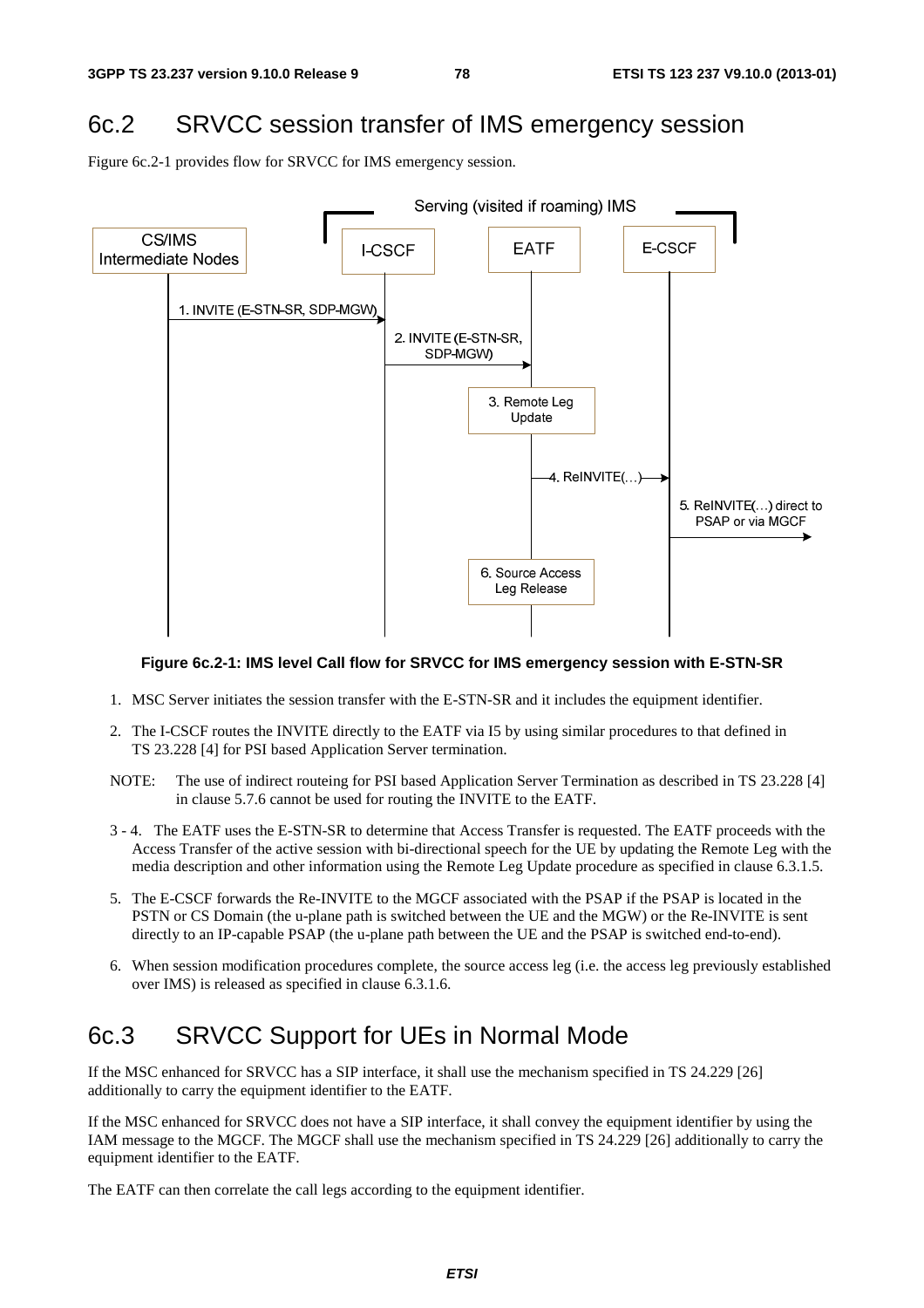## 6c.2 SRVCC session transfer of IMS emergency session

Figure 6c.2-1 provides flow for SRVCC for IMS emergency session.

**Figure 6c.2-1: IMS level Call flow for SRVCC for IMS emergency session with E-STN-SR**

1. MSC Server initiates the session transfer with the E-STN-SR and it includes the equipment identifier.
2. The I-CSCF routes the INVITE directly to the EATF via I5 by using similar procedures to that defined in TS 23.228 [4] for PSI based Application Server termination.

NOTE: The use of indirect routeing for PSI based Application Server Termination as described in TS 23.228 [4] in clause 5.7.6 cannot be used for routing the INVITE to the EATF.

3 - 4. The EATF uses the E-STN-SR to determine that Access Transfer is requested. The EATF proceeds with the Access Transfer of the active session with bi-directional speech for the UE by updating the Remote Leg with the media description and other information using the Remote Leg Update procedure as specified in clause 6.3.1.5.

5. The E-CSCF forwards the Re-INVITE to the MGCF associated with the PSAP if the PSAP is located in the PSTN or CS Domain (the u-plane path is switched between the UE and the MGW) or the Re-INVITE is sent directly to an IP-capable PSAP (the u-plane path between the UE and the PSAP is switched end-to-end).
6. When session modification procedures complete, the source access leg (i.e. the access leg previously established over IMS) is released as specified in clause 6.3.1.6.

## 6c.3 SRVCC Support for UEs in Normal Mode

If the MSC enhanced for SRVCC has a SIP interface, it shall use the mechanism specified in TS 24.229 [26] additionally to carry the equipment identifier to the EATF.

If the MSC enhanced for SRVCC does not have a SIP interface, it shall convey the equipment identifier by using the IAM message to the MGCF. The MGCF shall use the mechanism specified in TS 24.229 [26] additionally to carry the equipment identifier to the EATF.

The EATF can then correlate the call legs according to the equipment identifier.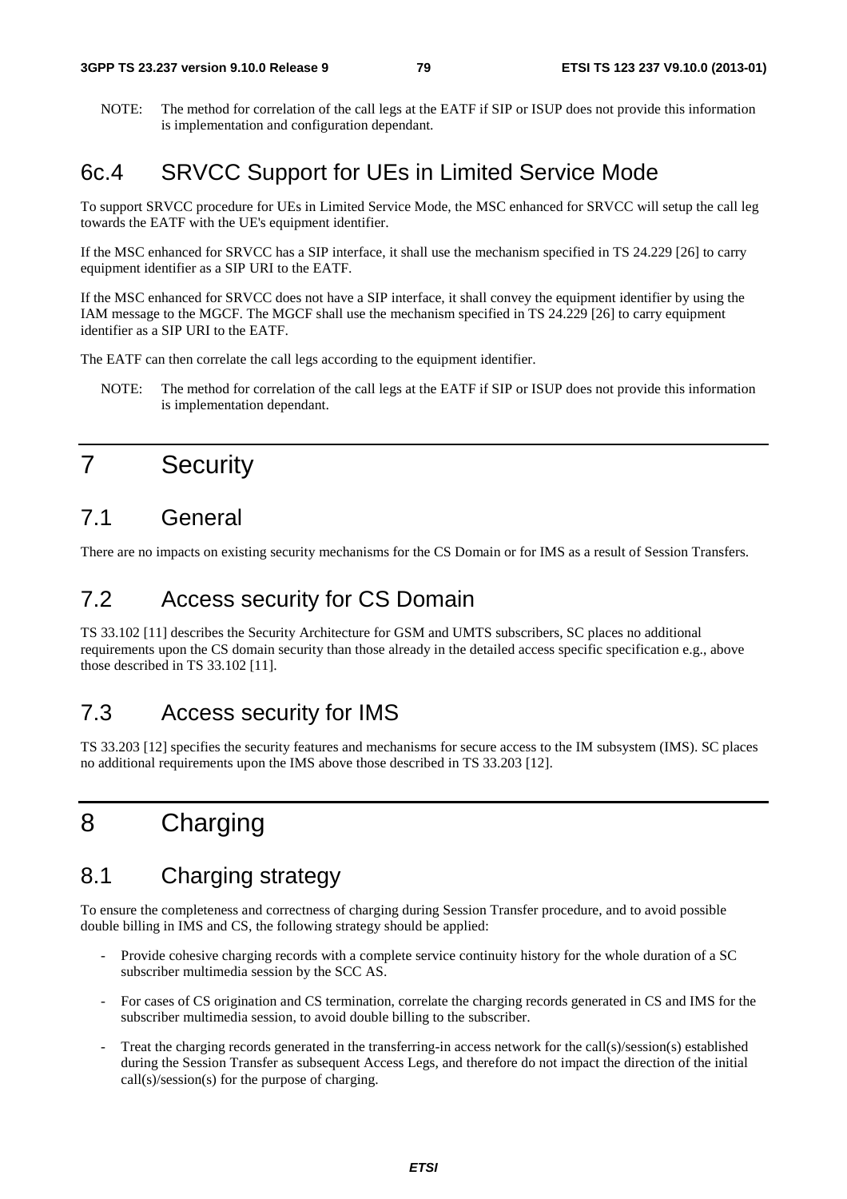NOTE: The method for correlation of the call legs at the EATF if SIP or ISUP does not provide this information is implementation and configuration dependant.

## 6c.4 SRVCC Support for UEs in Limited Service Mode

To support SRVCC procedure for UEs in Limited Service Mode, the MSC enhanced for SRVCC will setup the call leg towards the EATF with the UE's equipment identifier.

If the MSC enhanced for SRVCC has a SIP interface, it shall use the mechanism specified in TS 24.229 [26] to carry equipment identifier as a SIP URI to the EATF.

If the MSC enhanced for SRVCC does not have a SIP interface, it shall convey the equipment identifier by using the IAM message to the MGCF. The MGCF shall use the mechanism specified in TS 24.229 [26] to carry equipment identifier as a SIP URI to the EATF.

The EATF can then correlate the call legs according to the equipment identifier.

NOTE: The method for correlation of the call legs at the EATF if SIP or ISUP does not provide this information is implementation dependant.

# 7 Security

## 7.1 General

There are no impacts on existing security mechanisms for the CS Domain or for IMS as a result of Session Transfers.

## 7.2 Access security for CS Domain

TS 33.102 [11] describes the Security Architecture for GSM and UMTS subscribers, SC places no additional requirements upon the CS domain security than those already in the detailed access specific specification e.g., above those described in TS 33.102 [11].

## 7.3 Access security for IMS

TS 33.203 [12] specifies the security features and mechanisms for secure access to the IM subsystem (IMS). SC places no additional requirements upon the IMS above those described in TS 33.203 [12].

# 8 Charging

## 8.1 Charging strategy

To ensure the completeness and correctness of charging during Session Transfer procedure, and to avoid possible double billing in IMS and CS, the following strategy should be applied:

- Provide cohesive charging records with a complete service continuity history for the whole duration of a SC subscriber multimedia session by the SCC AS.
- For cases of CS origination and CS termination, correlate the charging records generated in CS and IMS for the subscriber multimedia session, to avoid double billing to the subscriber.
- Treat the charging records generated in the transferring-in access network for the call(s)/session(s) established during the Session Transfer as subsequent Access Legs, and therefore do not impact the direction of the initial call(s)/session(s) for the purpose of charging.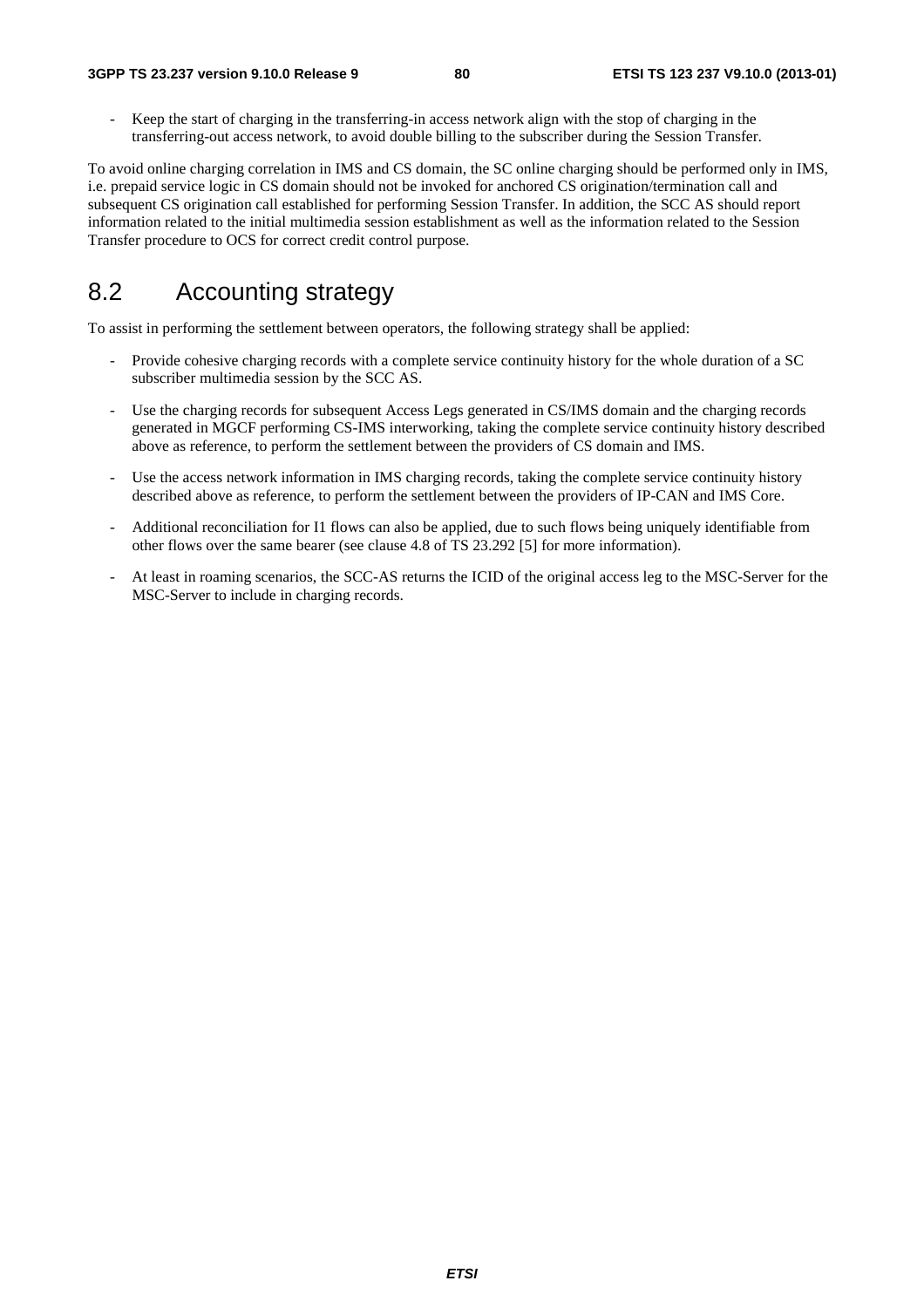- Keep the start of charging in the transferring-in access network align with the stop of charging in the transferring-out access network, to avoid double billing to the subscriber during the Session Transfer.

To avoid online charging correlation in IMS and CS domain, the SC online charging should be performed only in IMS, i.e. prepaid service logic in CS domain should not be invoked for anchored CS origination/termination call and subsequent CS origination call established for performing Session Transfer. In addition, the SCC AS should report information related to the initial multimedia session establishment as well as the information related to the Session Transfer procedure to OCS for correct credit control purpose.

## 8.2 Accounting strategy

To assist in performing the settlement between operators, the following strategy shall be applied:

- Provide cohesive charging records with a complete service continuity history for the whole duration of a SC subscriber multimedia session by the SCC AS.
- Use the charging records for subsequent Access Legs generated in CS/IMS domain and the charging records generated in MGCF performing CS-IMS interworking, taking the complete service continuity history described above as reference, to perform the settlement between the providers of CS domain and IMS.
- Use the access network information in IMS charging records, taking the complete service continuity history described above as reference, to perform the settlement between the providers of IP-CAN and IMS Core.
- Additional reconciliation for I1 flows can also be applied, due to such flows being uniquely identifiable from other flows over the same bearer (see clause 4.8 of TS 23.292 [5] for more information).
- At least in roaming scenarios, the SCC-AS returns the ICID of the original access leg to the MSC-Server for the MSC-Server to include in charging records.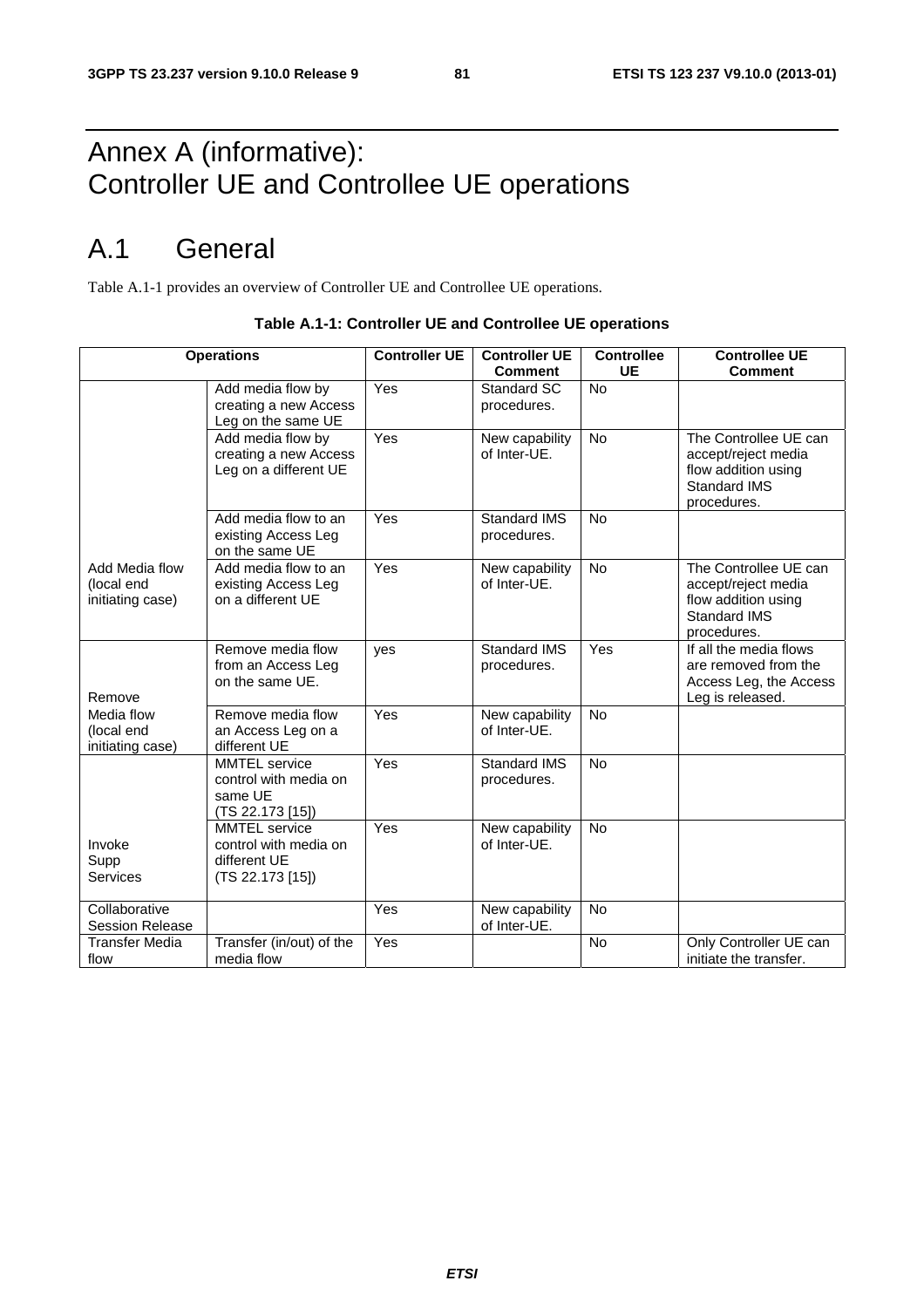# Annex A (informative): Controller UE and Controllee UE operations

# A.1 General

Table A.1-1 provides an overview of Controller UE and Controllee UE operations.

**Table A.1-1: Controller UE and Controllee UE operations**

| Operations | | Controller UE | Controller UE Comment | Controllee UE | Controllee UE Comment |
|---|---|---|---|---|---|
| Add Media flow (local end initiating case) | Add media flow by creating a new Access Leg on the same UE | Yes | Standard SC procedures. | No | |
| | Add media flow by creating a new Access Leg on a different UE | Yes | New capability of Inter-UE. | No | The Controllee UE can accept/reject media flow addition using Standard IMS procedures. |
| | Add media flow to an existing Access Leg on the same UE | Yes | Standard IMS procedures. | No | |
| | Add media flow to an existing Access Leg on a different UE | Yes | New capability of Inter-UE. | No | The Controllee UE can accept/reject media flow addition using Standard IMS procedures. |
| Remove Media flow (local end initiating case) | Remove media flow from an Access Leg on the same UE. | yes | Standard IMS procedures. | Yes | If all the media flows are removed from the Access Leg, the Access Leg is released. |
| | Remove media flow an Access Leg on a different UE | Yes | New capability of Inter-UE. | No | |
| Invoke Supp Services | MMTEL service control with media on same UE (TS 22.173 [15]) | Yes | Standard IMS procedures. | No | |
| | MMTEL service control with media on different UE (TS 22.173 [15]) | Yes | New capability of Inter-UE. | No | |
| Collaborative Session Release | | Yes | New capability of Inter-UE. | No | |
| Transfer Media flow | Transfer (in/out) of the media flow | Yes | | No | Only Controller UE can initiate the transfer. |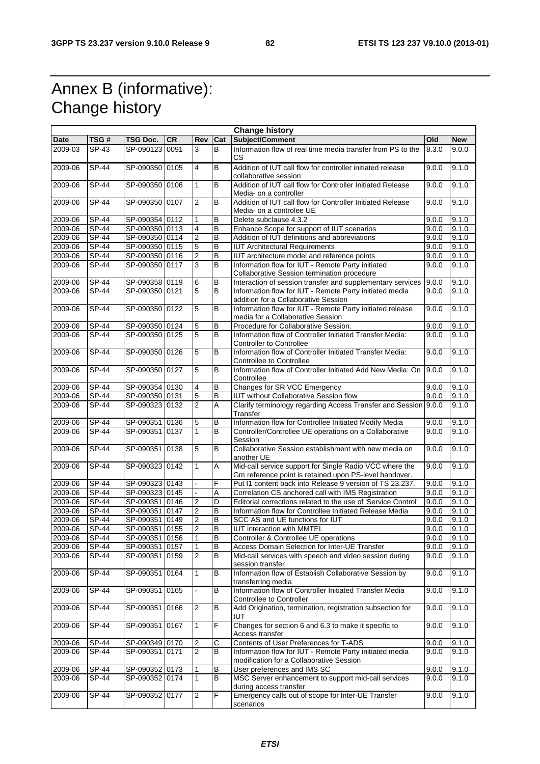# Annex B (informative): Change history

| Change history | | | | | | | | |
|---|---|---|---|---|---|---|---|---|
| **Date** | **TSG #** | **TSG Doc.** | **CR** | **Rev** | **Cat** | **Subject/Comment** | **Old** | **New** |
| 2009-03 | SP-43 | SP-090123 | 0091 | 3 | B | Information flow of real time media transfer from PS to the CS | 8.3.0 | 9.0.0 |
| 2009-06 | SP-44 | SP-090350 | 0105 | 4 | B | Addition of IUT call flow for controller initiated release collaborative session | 9.0.0 | 9.1.0 |
| 2009-06 | SP-44 | SP-090350 | 0106 | 1 | B | Addition of IUT call flow for Controller Initiated Release Media- on a controller | 9.0.0 | 9.1.0 |
| 2009-06 | SP-44 | SP-090350 | 0107 | 2 | B | Addition of IUT call flow for Controller Initiated Release Media- on a controlee UE | 9.0.0 | 9.1.0 |
| 2009-06 | SP-44 | SP-090354 | 0112 | 1 | B | Delete subclause 4.3.2 | 9.0.0 | 9.1.0 |
| 2009-06 | SP-44 | SP-090350 | 0113 | 4 | B | Enhance Scope for support of IUT scenarios | 9.0.0 | 9.1.0 |
| 2009-06 | SP-44 | SP-090350 | 0114 | 2 | B | Addition of IUT definitions and abbreviations | 9.0.0 | 9.1.0 |
| 2009-06 | SP-44 | SP-090350 | 0115 | 5 | B | IUT Architectural Requirements | 9.0.0 | 9.1.0 |
| 2009-06 | SP-44 | SP-090350 | 0116 | 2 | B | IUT architecture model and reference points | 9.0.0 | 9.1.0 |
| 2009-06 | SP-44 | SP-090350 | 0117 | 3 | B | Information flow for IUT - Remote Party initiated Collaborative Session termination procedure | 9.0.0 | 9.1.0 |
| 2009-06 | SP-44 | SP-090358 | 0119 | 6 | B | Interaction of session transfer and supplementary services | 9.0.0 | 9.1.0 |
| 2009-06 | SP-44 | SP-090350 | 0121 | 5 | B | Information flow for IUT - Remote Party initiated media addition for a Collaborative Session | 9.0.0 | 9.1.0 |
| 2009-06 | SP-44 | SP-090350 | 0122 | 5 | B | Information flow for IUT - Remote Party initiated release media for a Collaborative Session | 9.0.0 | 9.1.0 |
| 2009-06 | SP-44 | SP-090350 | 0124 | 5 | B | Procedure for Collaborative Session. | 9.0.0 | 9.1.0 |
| 2009-06 | SP-44 | SP-090350 | 0125 | 5 | B | Information flow of Controller Initiated Transfer Media: Controller to Controllee | 9.0.0 | 9.1.0 |
| 2009-06 | SP-44 | SP-090350 | 0126 | 5 | B | Information flow of Controller Initiated Transfer Media: Controllee to Controllee | 9.0.0 | 9.1.0 |
| 2009-06 | SP-44 | SP-090350 | 0127 | 5 | B | Information flow of Controller Initiated Add New Media: On Controllee | 9.0.0 | 9.1.0 |
| 2009-06 | SP-44 | SP-090354 | 0130 | 4 | B | Changes for SR VCC Emergency | 9.0.0 | 9.1.0 |
| 2009-06 | SP-44 | SP-090350 | 0131 | 5 | B | IUT without Collaborative Session flow | 9.0.0 | 9.1.0 |
| 2009-06 | SP-44 | SP-090323 | 0132 | 2 | A | Clarify terminology regarding Access Transfer and Session Transfer | 9.0.0 | 9.1.0 |
| 2009-06 | SP-44 | SP-090351 | 0136 | 5 | B | Information flow for Controllee Initiated Modify Media | 9.0.0 | 9.1.0 |
| 2009-06 | SP-44 | SP-090351 | 0137 | 1 | B | Controller/Controllee UE operations on a Collaborative Session | 9.0.0 | 9.1.0 |
| 2009-06 | SP-44 | SP-090351 | 0138 | 5 | B | Collaborative Session establishment with new media on another UE | 9.0.0 | 9.1.0 |
| 2009-06 | SP-44 | SP-090323 | 0142 | 1 | A | Mid-call service support for Single Radio VCC where the Gm reference point is retained upon PS-level handover. | 9.0.0 | 9.1.0 |
| 2009-06 | SP-44 | SP-090323 | 0143 | - | F | Put I1 content back into Release 9 version of TS 23.237. | 9.0.0 | 9.1.0 |
| 2009-06 | SP-44 | SP-090323 | 0145 | - | A | Correlation CS anchored call with IMS Registration | 9.0.0 | 9.1.0 |
| 2009-06 | SP-44 | SP-090351 | 0146 | 2 | D | Editorial corrections related to the use of 'Service Control' | 9.0.0 | 9.1.0 |
| 2009-06 | SP-44 | SP-090351 | 0147 | 2 | B | Information flow for Controllee Initiated Release Media | 9.0.0 | 9.1.0 |
| 2009-06 | SP-44 | SP-090351 | 0149 | 2 | B | SCC AS and UE functions for IUT | 9.0.0 | 9.1.0 |
| 2009-06 | SP-44 | SP-090351 | 0155 | 2 | B | IUT interaction with MMTEL | 9.0.0 | 9.1.0 |
| 2009-06 | SP-44 | SP-090351 | 0156 | 1 | B | Controller & Controllee UE operations | 9.0.0 | 9.1.0 |
| 2009-06 | SP-44 | SP-090351 | 0157 | 1 | B | Access Domain Selection for Inter-UE Transfer | 9.0.0 | 9.1.0 |
| 2009-06 | SP-44 | SP-090351 | 0159 | 2 | B | Mid-call services with speech and video session during session transfer | 9.0.0 | 9.1.0 |
| 2009-06 | SP-44 | SP-090351 | 0164 | 1 | B | Information flow of Establish Collaborative Session by transferring media | 9.0.0 | 9.1.0 |
| 2009-06 | SP-44 | SP-090351 | 0165 | - | B | Information flow of Controller Initiated Transfer Media Controllee to Controller | 9.0.0 | 9.1.0 |
| 2009-06 | SP-44 | SP-090351 | 0166 | 2 | B | Add Origination, termination, registration subsection for IUT | 9.0.0 | 9.1.0 |
| 2009-06 | SP-44 | SP-090351 | 0167 | 1 | F | Changes for section 6 and 6.3 to make it specific to Access transfer | 9.0.0 | 9.1.0 |
| 2009-06 | SP-44 | SP-090349 | 0170 | 2 | C | Contents of User Preferences for T-ADS | 9.0.0 | 9.1.0 |
| 2009-06 | SP-44 | SP-090351 | 0171 | 2 | B | Information flow for IUT - Remote Party initiated media modification for a Collaborative Session | 9.0.0 | 9.1.0 |
| 2009-06 | SP-44 | SP-090352 | 0173 | 1 | B | User preferences and IMS SC | 9.0.0 | 9.1.0 |
| 2009-06 | SP-44 | SP-090352 | 0174 | 1 | B | MSC Server enhancement to support mid-call services during access transfer | 9.0.0 | 9.1.0 |
| 2009-06 | SP-44 | SP-090352 | 0177 | 2 | F | Emergency calls out of scope for Inter-UE Transfer scenarios | 9.0.0 | 9.1.0 |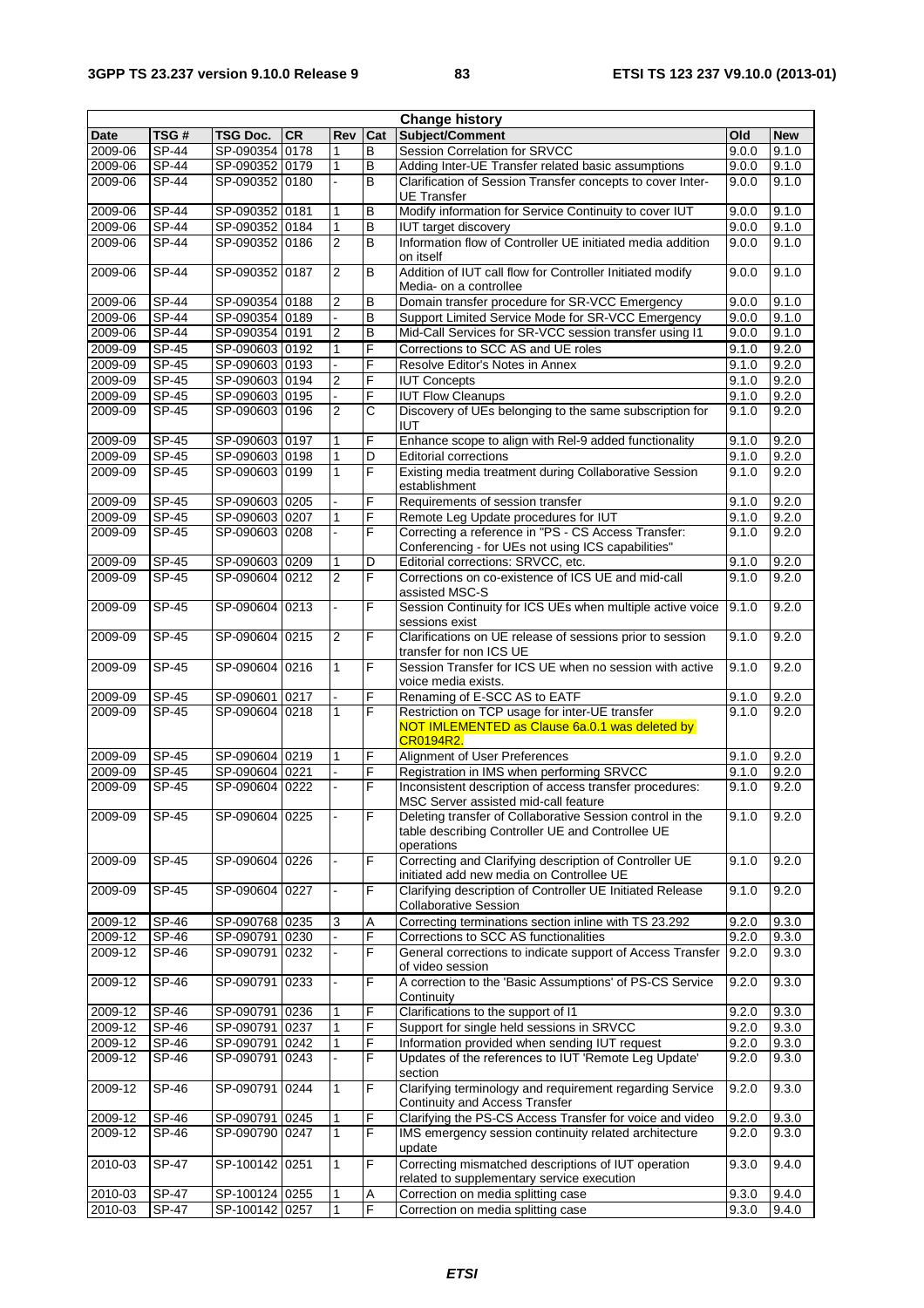| Change history | | | | | | | | |
|---|---|---|---|---|---|---|---|---|
| **Date** | **TSG #** | **TSG Doc.** | **CR** | **Rev** | **Cat** | **Subject/Comment** | **Old** | **New** |
| 2009-06 | SP-44 | SP-090354 | 0178 | 1 | B | Session Correlation for SRVCC | 9.0.0 | 9.1.0 |
| 2009-06 | SP-44 | SP-090352 | 0179 | 1 | B | Adding Inter-UE Transfer related basic assumptions | 9.0.0 | 9.1.0 |
| 2009-06 | SP-44 | SP-090352 | 0180 | - | B | Clarification of Session Transfer concepts to cover Inter-UE Transfer | 9.0.0 | 9.1.0 |
| 2009-06 | SP-44 | SP-090352 | 0181 | 1 | B | Modify information for Service Continuity to cover IUT | 9.0.0 | 9.1.0 |
| 2009-06 | SP-44 | SP-090352 | 0184 | 1 | B | IUT target discovery | 9.0.0 | 9.1.0 |
| 2009-06 | SP-44 | SP-090352 | 0186 | 2 | B | Information flow of Controller UE initiated media addition on itself | 9.0.0 | 9.1.0 |
| 2009-06 | SP-44 | SP-090352 | 0187 | 2 | B | Addition of IUT call flow for Controller Initiated modify Media- on a controllee | 9.0.0 | 9.1.0 |
| 2009-06 | SP-44 | SP-090354 | 0188 | 2 | B | Domain transfer procedure for SR-VCC Emergency | 9.0.0 | 9.1.0 |
| 2009-06 | SP-44 | SP-090354 | 0189 | - | B | Support Limited Service Mode for SR-VCC Emergency | 9.0.0 | 9.1.0 |
| 2009-06 | SP-44 | SP-090354 | 0191 | 2 | B | Mid-Call Services for SR-VCC session transfer using I1 | 9.0.0 | 9.1.0 |
| 2009-09 | SP-45 | SP-090603 | 0192 | 1 | F | Corrections to SCC AS and UE roles | 9.1.0 | 9.2.0 |
| 2009-09 | SP-45 | SP-090603 | 0193 | - | F | Resolve Editor's Notes in Annex | 9.1.0 | 9.2.0 |
| 2009-09 | SP-45 | SP-090603 | 0194 | 2 | F | IUT Concepts | 9.1.0 | 9.2.0 |
| 2009-09 | SP-45 | SP-090603 | 0195 | - | F | IUT Flow Cleanups | 9.1.0 | 9.2.0 |
| 2009-09 | SP-45 | SP-090603 | 0196 | 2 | C | Discovery of UEs belonging to the same subscription for IUT | 9.1.0 | 9.2.0 |
| 2009-09 | SP-45 | SP-090603 | 0197 | 1 | F | Enhance scope to align with Rel-9 added functionality | 9.1.0 | 9.2.0 |
| 2009-09 | SP-45 | SP-090603 | 0198 | 1 | D | Editorial corrections | 9.1.0 | 9.2.0 |
| 2009-09 | SP-45 | SP-090603 | 0199 | 1 | F | Existing media treatment during Collaborative Session establishment | 9.1.0 | 9.2.0 |
| 2009-09 | SP-45 | SP-090603 | 0205 | - | F | Requirements of session transfer | 9.1.0 | 9.2.0 |
| 2009-09 | SP-45 | SP-090603 | 0207 | 1 | F | Remote Leg Update procedures for IUT | 9.1.0 | 9.2.0 |
| 2009-09 | SP-45 | SP-090603 | 0208 | - | F | Correcting a reference in "PS - CS Access Transfer: Conferencing - for UEs not using ICS capabilities" | 9.1.0 | 9.2.0 |
| 2009-09 | SP-45 | SP-090603 | 0209 | 1 | D | Editorial corrections: SRVCC, etc. | 9.1.0 | 9.2.0 |
| 2009-09 | SP-45 | SP-090604 | 0212 | 2 | F | Corrections on co-existence of ICS UE and mid-call assisted MSC-S | 9.1.0 | 9.2.0 |
| 2009-09 | SP-45 | SP-090604 | 0213 | - | F | Session Continuity for ICS UEs when multiple active voice sessions exist | 9.1.0 | 9.2.0 |
| 2009-09 | SP-45 | SP-090604 | 0215 | 2 | F | Clarifications on UE release of sessions prior to session transfer for non ICS UE | 9.1.0 | 9.2.0 |
| 2009-09 | SP-45 | SP-090604 | 0216 | 1 | F | Session Transfer for ICS UE when no session with active voice media exists. | 9.1.0 | 9.2.0 |
| 2009-09 | SP-45 | SP-090601 | 0217 | - | F | Renaming of E-SCC AS to EATF | 9.1.0 | 9.2.0 |
| 2009-09 | SP-45 | SP-090604 | 0218 | 1 | F | Restriction on TCP usage for inter-UE transfer NOT IMLEMENTED as Clause 6a.0.1 was deleted by CR0194R2. | 9.1.0 | 9.2.0 |
| 2009-09 | SP-45 | SP-090604 | 0219 | 1 | F | Alignment of User Preferences | 9.1.0 | 9.2.0 |
| 2009-09 | SP-45 | SP-090604 | 0221 | - | F | Registration in IMS when performing SRVCC | 9.1.0 | 9.2.0 |
| 2009-09 | SP-45 | SP-090604 | 0222 | - | F | Inconsistent description of access transfer procedures: MSC Server assisted mid-call feature | 9.1.0 | 9.2.0 |
| 2009-09 | SP-45 | SP-090604 | 0225 | - | F | Deleting transfer of Collaborative Session control in the table describing Controller UE and Controllee UE operations | 9.1.0 | 9.2.0 |
| 2009-09 | SP-45 | SP-090604 | 0226 | - | F | Correcting and Clarifying description of Controller UE initiated add new media on Controllee UE | 9.1.0 | 9.2.0 |
| 2009-09 | SP-45 | SP-090604 | 0227 | - | F | Clarifying description of Controller UE Initiated Release Collaborative Session | 9.1.0 | 9.2.0 |
| 2009-12 | SP-46 | SP-090768 | 0235 | 3 | A | Correcting terminations section inline with TS 23.292 | 9.2.0 | 9.3.0 |
| 2009-12 | SP-46 | SP-090791 | 0230 | - | F | Corrections to SCC AS functionalities | 9.2.0 | 9.3.0 |
| 2009-12 | SP-46 | SP-090791 | 0232 | - | F | General corrections to indicate support of Access Transfer of video session | 9.2.0 | 9.3.0 |
| 2009-12 | SP-46 | SP-090791 | 0233 | - | F | A correction to the 'Basic Assumptions' of PS-CS Service Continuity | 9.2.0 | 9.3.0 |
| 2009-12 | SP-46 | SP-090791 | 0236 | 1 | F | Clarifications to the support of I1 | 9.2.0 | 9.3.0 |
| 2009-12 | SP-46 | SP-090791 | 0237 | 1 | F | Support for single held sessions in SRVCC | 9.2.0 | 9.3.0 |
| 2009-12 | SP-46 | SP-090791 | 0242 | 1 | F | Information provided when sending IUT request | 9.2.0 | 9.3.0 |
| 2009-12 | SP-46 | SP-090791 | 0243 | - | F | Updates of the references to IUT 'Remote Leg Update' section | 9.2.0 | 9.3.0 |
| 2009-12 | SP-46 | SP-090791 | 0244 | 1 | F | Clarifying terminology and requirement regarding Service Continuity and Access Transfer | 9.2.0 | 9.3.0 |
| 2009-12 | SP-46 | SP-090791 | 0245 | 1 | F | Clarifying the PS-CS Access Transfer for voice and video | 9.2.0 | 9.3.0 |
| 2009-12 | SP-46 | SP-090790 | 0247 | 1 | F | IMS emergency session continuity related architecture update | 9.2.0 | 9.3.0 |
| 2010-03 | SP-47 | SP-100142 | 0251 | 1 | F | Correcting mismatched descriptions of IUT operation related to supplementary service execution | 9.3.0 | 9.4.0 |
| 2010-03 | SP-47 | SP-100124 | 0255 | 1 | A | Correction on media splitting case | 9.3.0 | 9.4.0 |
| 2010-03 | SP-47 | SP-100142 | 0257 | 1 | F | Correction on media splitting case | 9.3.0 | 9.4.0 |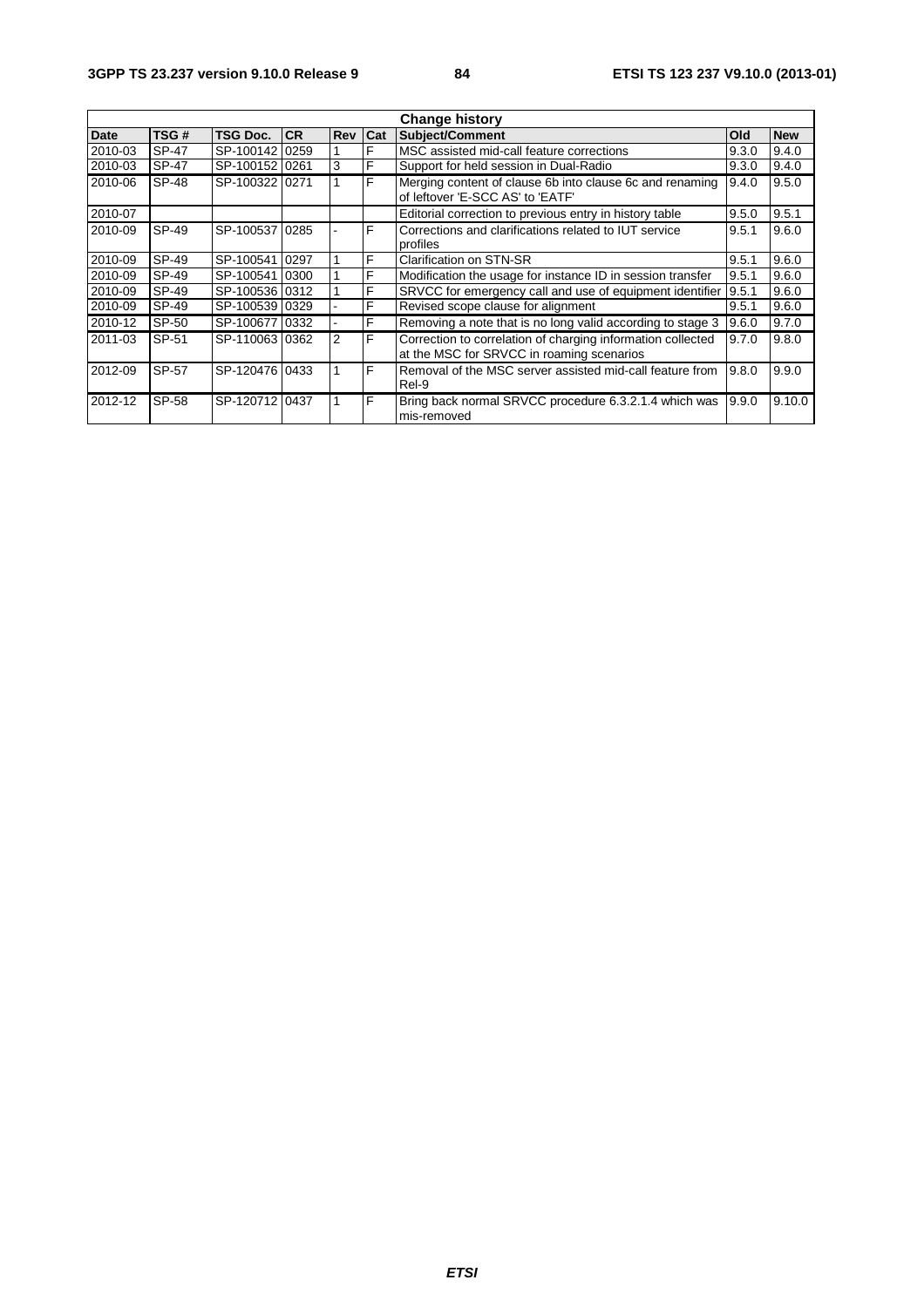| Change history | | | | | | | | |
|---|---|---|---|---|---|---|---|---|
| Date | TSG # | TSG Doc. | CR | Rev | Cat | Subject/Comment | Old | New |
| 2010-03 | SP-47 | SP-100142 | 0259 | 1 | F | MSC assisted mid-call feature corrections | 9.3.0 | 9.4.0 |
| 2010-03 | SP-47 | SP-100152 | 0261 | 3 | F | Support for held session in Dual-Radio | 9.3.0 | 9.4.0 |
| 2010-06 | SP-48 | SP-100322 | 0271 | 1 | F | Merging content of clause 6b into clause 6c and renaming of leftover 'E-SCC AS' to 'EATF' | 9.4.0 | 9.5.0 |
| 2010-07 | | | | | | Editorial correction to previous entry in history table | 9.5.0 | 9.5.1 |
| 2010-09 | SP-49 | SP-100537 | 0285 | - | F | Corrections and clarifications related to IUT service profiles | 9.5.1 | 9.6.0 |
| 2010-09 | SP-49 | SP-100541 | 0297 | 1 | F | Clarification on STN-SR | 9.5.1 | 9.6.0 |
| 2010-09 | SP-49 | SP-100541 | 0300 | 1 | F | Modification the usage for instance ID in session transfer | 9.5.1 | 9.6.0 |
| 2010-09 | SP-49 | SP-100536 | 0312 | 1 | F | SRVCC for emergency call and use of equipment identifier | 9.5.1 | 9.6.0 |
| 2010-09 | SP-49 | SP-100539 | 0329 | - | F | Revised scope clause for alignment | 9.5.1 | 9.6.0 |
| 2010-12 | SP-50 | SP-100677 | 0332 | - | F | Removing a note that is no long valid according to stage 3 | 9.6.0 | 9.7.0 |
| 2011-03 | SP-51 | SP-110063 | 0362 | 2 | F | Correction to correlation of charging information collected at the MSC for SRVCC in roaming scenarios | 9.7.0 | 9.8.0 |
| 2012-09 | SP-57 | SP-120476 | 0433 | 1 | F | Removal of the MSC server assisted mid-call feature from Rel-9 | 9.8.0 | 9.9.0 |
| 2012-12 | SP-58 | SP-120712 | 0437 | 1 | F | Bring back normal SRVCC procedure 6.3.2.1.4 which was mis-removed | 9.9.0 | 9.10.0 |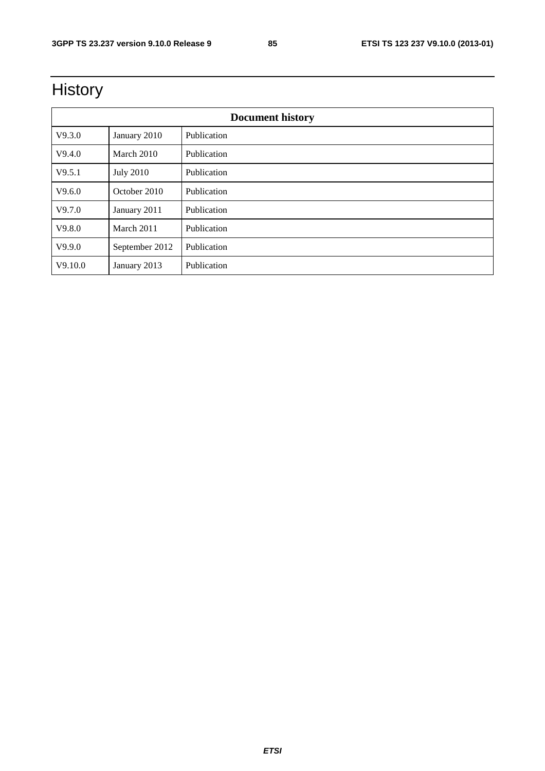# History

| Document history | | |
|---|---|---|
| V9.3.0 | January 2010 | Publication |
| V9.4.0 | March 2010 | Publication |
| V9.5.1 | July 2010 | Publication |
| V9.6.0 | October 2010 | Publication |
| V9.7.0 | January 2011 | Publication |
| V9.8.0 | March 2011 | Publication |
| V9.9.0 | September 2012 | Publication |
| V9.10.0 | January 2013 | Publication |